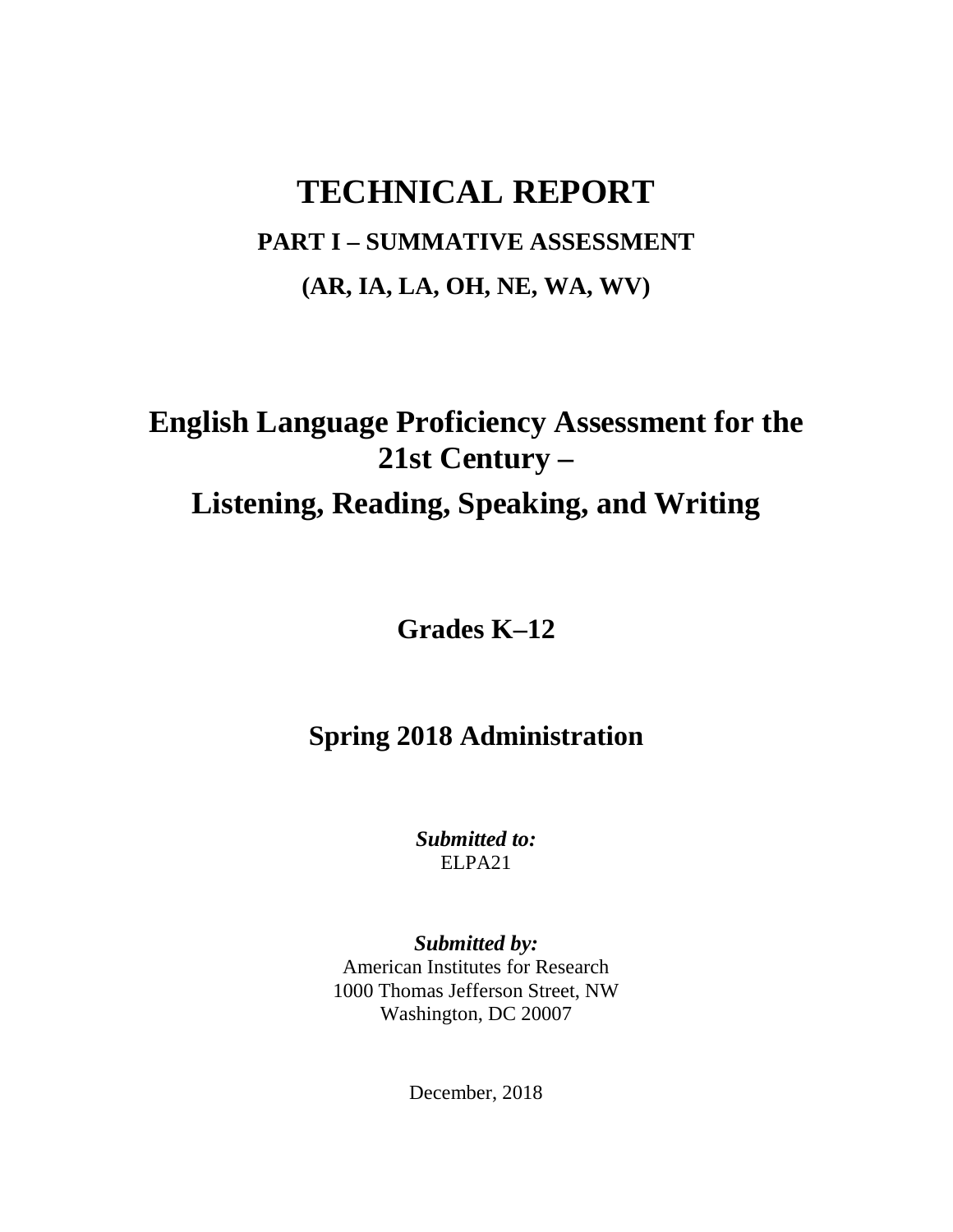# TECHNICAL REPORT

## PART I – SUMMATIVE ASSESSMENT

## (AR, IA, LA, OH, NE, WA, WV)

# English Language Proficiency Assessment for the 21st Century –

# Listening, Reading, Speaking, and Writing

## Grades K–12

## Spring 2018 Administration

***Submitted to:***
ELPA21

***Submitted by:***
American Institutes for Research
1000 Thomas Jefferson Street, NW
Washington, DC 20007

December, 2018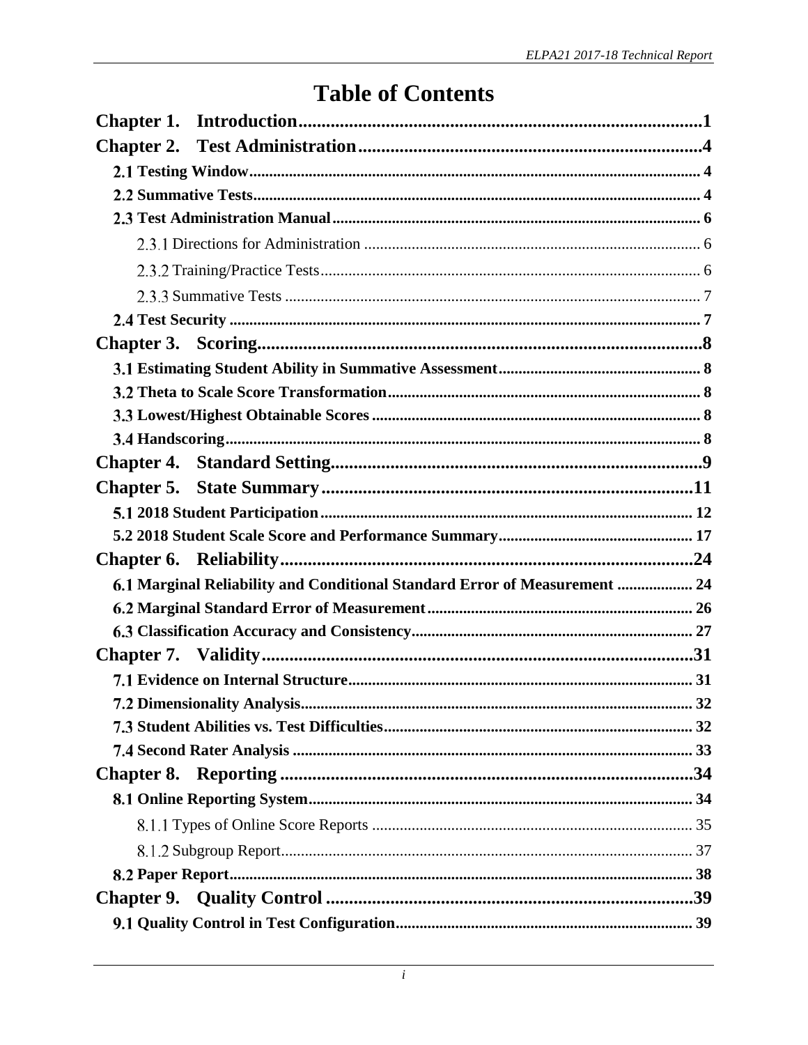# Table of Contents

**Chapter 1. Introduction** ........ **1**

**Chapter 2. Test Administration** ........ **4**

- **2.1 Testing Window** ........ **4**
- **2.2 Summative Tests** ........ **4**
- **2.3 Test Administration Manual** ........ **6**
  - 2.3.1 Directions for Administration ........ 6
  - 2.3.2 Training/Practice Tests ........ 6
  - 2.3.3 Summative Tests ........ 7
- **2.4 Test Security** ........ **7**

**Chapter 3. Scoring** ........ **8**

- **3.1 Estimating Student Ability in Summative Assessment** ........ **8**
- **3.2 Theta to Scale Score Transformation** ........ **8**
- **3.3 Lowest/Highest Obtainable Scores** ........ **8**
- **3.4 Handscoring** ........ **8**

**Chapter 4. Standard Setting** ........ **9**

**Chapter 5. State Summary** ........ **11**

- **5.1 2018 Student Participation** ........ **12**
- **5.2 2018 Student Scale Score and Performance Summary** ........ **17**

**Chapter 6. Reliability** ........ **24**

- **6.1 Marginal Reliability and Conditional Standard Error of Measurement** ........ **24**
- **6.2 Marginal Standard Error of Measurement** ........ **26**
- **6.3 Classification Accuracy and Consistency** ........ **27**

**Chapter 7. Validity** ........ **31**

- **7.1 Evidence on Internal Structure** ........ **31**
- **7.2 Dimensionality Analysis** ........ **32**
- **7.3 Student Abilities vs. Test Difficulties** ........ **32**
- **7.4 Second Rater Analysis** ........ **33**

**Chapter 8. Reporting** ........ **34**

- **8.1 Online Reporting System** ........ **34**
  - 8.1.1 Types of Online Score Reports ........ 35
  - 8.1.2 Subgroup Report ........ 37
- **8.2 Paper Report** ........ **38**

**Chapter 9. Quality Control** ........ **39**

- **9.1 Quality Control in Test Configuration** ........ **39**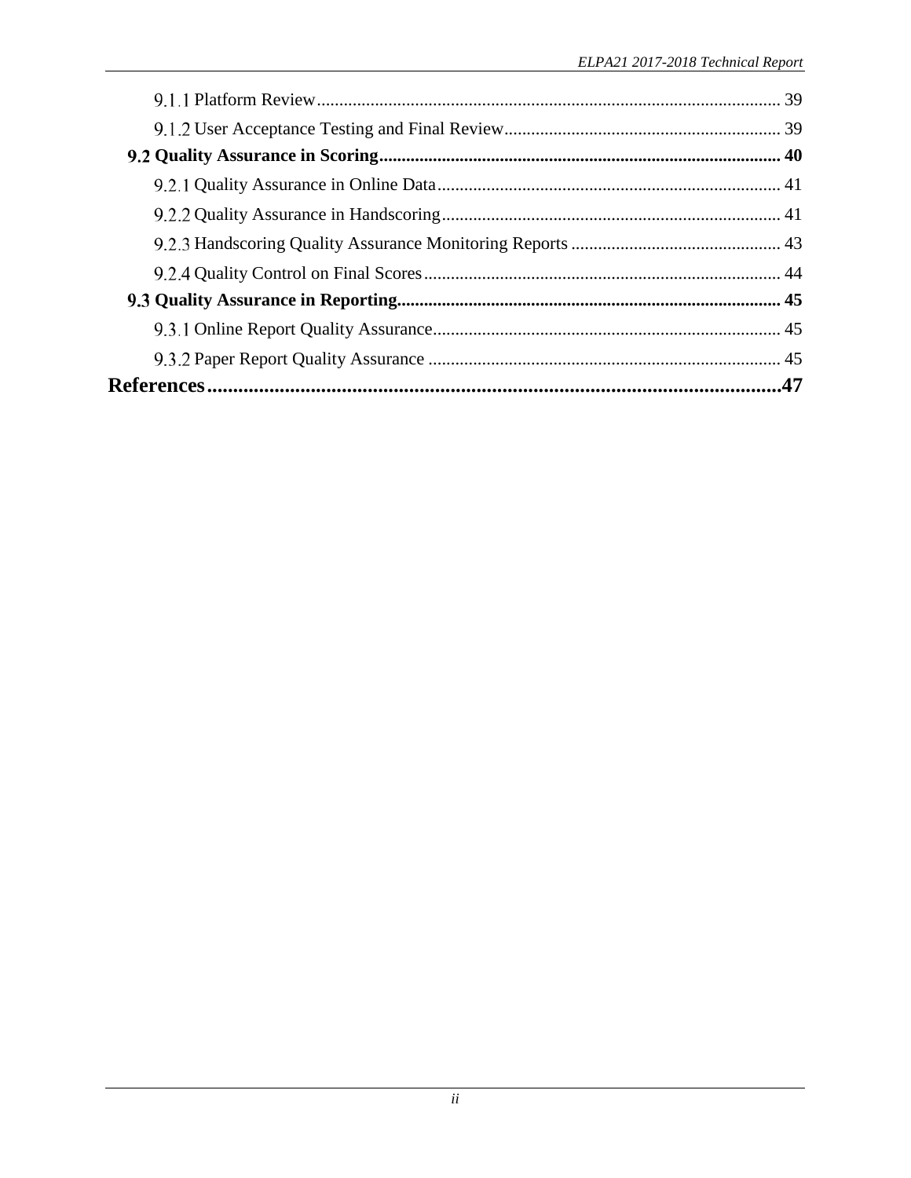9.1.1 Platform Review ........................................................................................................ 39

9.1.2 User Acceptance Testing and Final Review............................................................. 39

**9.2 Quality Assurance in Scoring......................................................................................... 40**

9.2.1 Quality Assurance in Online Data............................................................................ 41

9.2.2 Quality Assurance in Handscoring........................................................................... 41

9.2.3 Handscoring Quality Assurance Monitoring Reports .............................................. 43

9.2.4 Quality Control on Final Scores............................................................................... 44

**9.3 Quality Assurance in Reporting..................................................................................... 45**

9.3.1 Online Report Quality Assurance............................................................................. 45

9.3.2 Paper Report Quality Assurance .............................................................................. 45

**References..............................................................................................................47**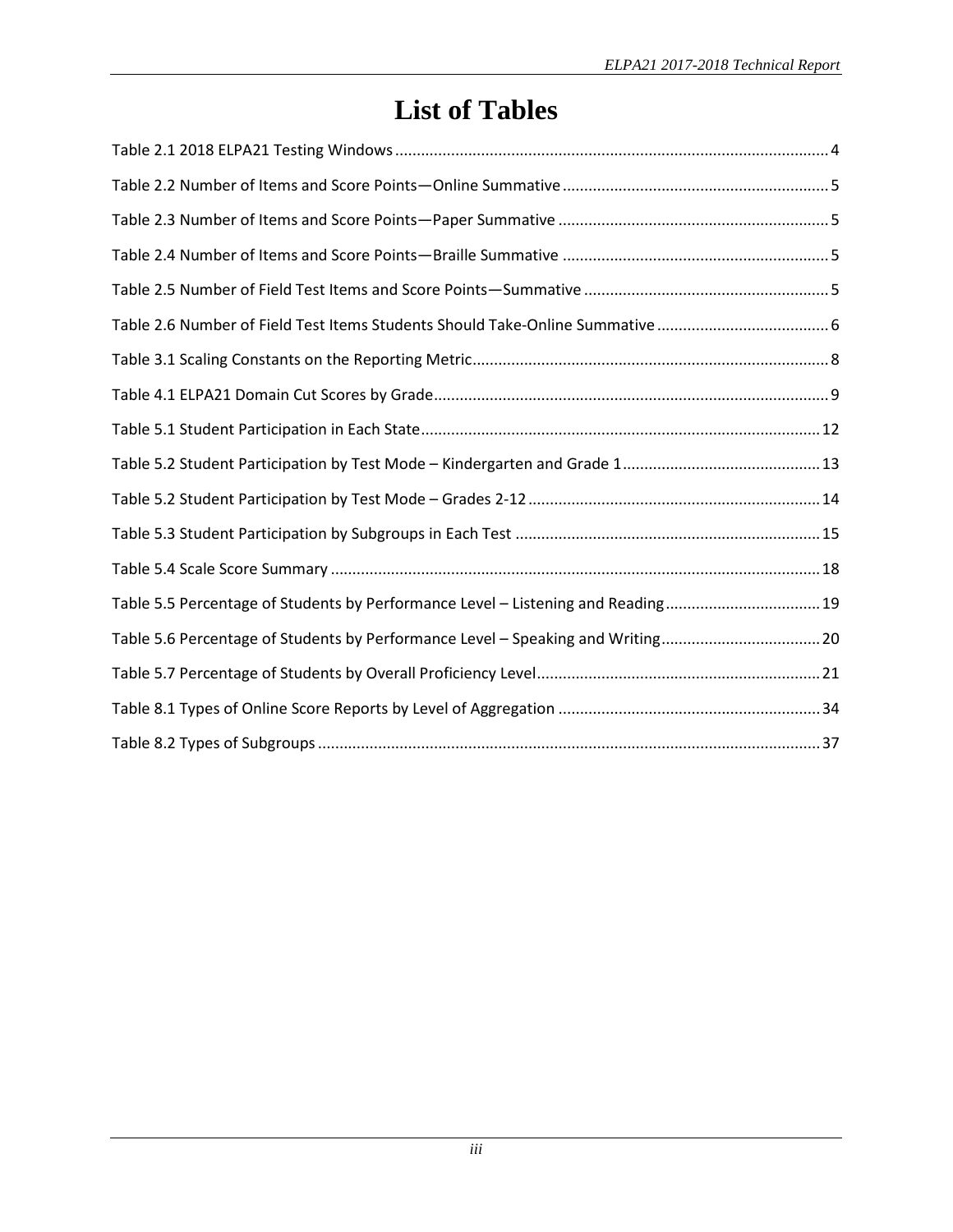# List of Tables

Table 2.1 2018 ELPA21 Testing Windows ........ 4

Table 2.2 Number of Items and Score Points—Online Summative ........ 5

Table 2.3 Number of Items and Score Points—Paper Summative ........ 5

Table 2.4 Number of Items and Score Points—Braille Summative ........ 5

Table 2.5 Number of Field Test Items and Score Points—Summative ........ 5

Table 2.6 Number of Field Test Items Students Should Take-Online Summative ........ 6

Table 3.1 Scaling Constants on the Reporting Metric ........ 8

Table 4.1 ELPA21 Domain Cut Scores by Grade ........ 9

Table 5.1 Student Participation in Each State ........ 12

Table 5.2 Student Participation by Test Mode – Kindergarten and Grade 1 ........ 13

Table 5.2 Student Participation by Test Mode – Grades 2-12 ........ 14

Table 5.3 Student Participation by Subgroups in Each Test ........ 15

Table 5.4 Scale Score Summary ........ 18

Table 5.5 Percentage of Students by Performance Level – Listening and Reading ........ 19

Table 5.6 Percentage of Students by Performance Level – Speaking and Writing ........ 20

Table 5.7 Percentage of Students by Overall Proficiency Level ........ 21

Table 8.1 Types of Online Score Reports by Level of Aggregation ........ 34

Table 8.2 Types of Subgroups ........ 37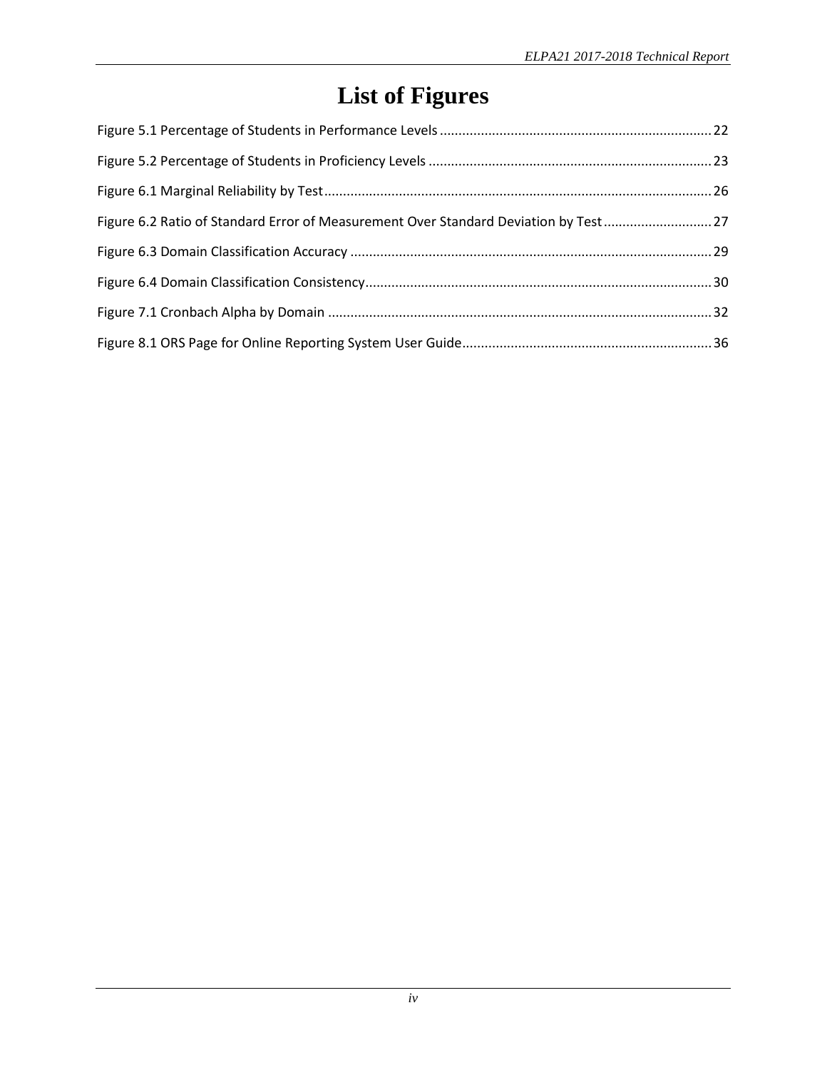# List of Figures

Figure 5.1 Percentage of Students in Performance Levels ........ 22

Figure 5.2 Percentage of Students in Proficiency Levels ........ 23

Figure 6.1 Marginal Reliability by Test ........ 26

Figure 6.2 Ratio of Standard Error of Measurement Over Standard Deviation by Test ........ 27

Figure 6.3 Domain Classification Accuracy ........ 29

Figure 6.4 Domain Classification Consistency ........ 30

Figure 7.1 Cronbach Alpha by Domain ........ 32

Figure 8.1 ORS Page for Online Reporting System User Guide ........ 36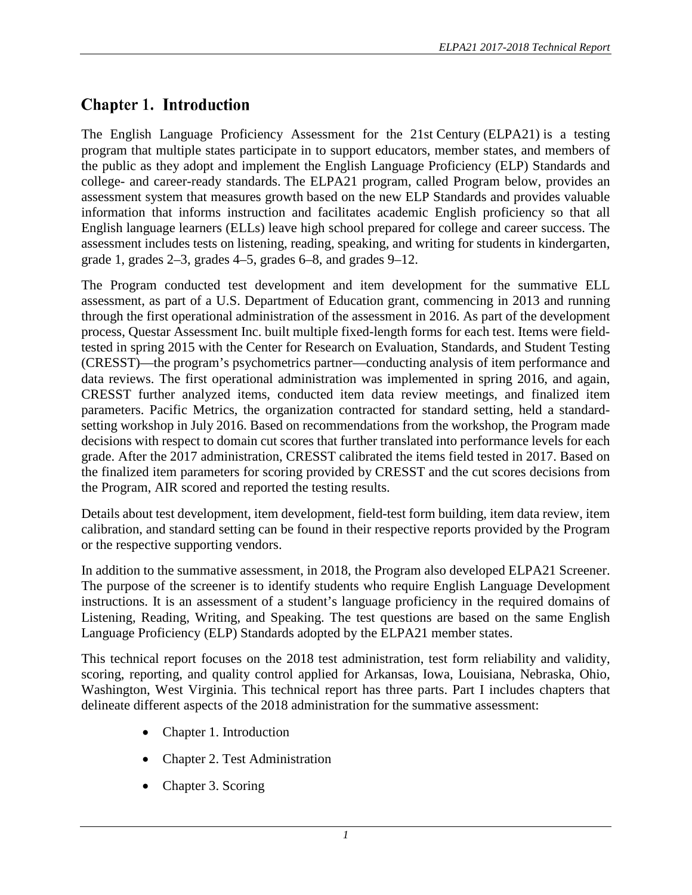# Chapter 1. Introduction

The English Language Proficiency Assessment for the 21st Century (ELPA21) is a testing program that multiple states participate in to support educators, member states, and members of the public as they adopt and implement the English Language Proficiency (ELP) Standards and college- and career-ready standards. The ELPA21 program, called Program below, provides an assessment system that measures growth based on the new ELP Standards and provides valuable information that informs instruction and facilitates academic English proficiency so that all English language learners (ELLs) leave high school prepared for college and career success. The assessment includes tests on listening, reading, speaking, and writing for students in kindergarten, grade 1, grades 2–3, grades 4–5, grades 6–8, and grades 9–12.

The Program conducted test development and item development for the summative ELL assessment, as part of a U.S. Department of Education grant, commencing in 2013 and running through the first operational administration of the assessment in 2016. As part of the development process, Questar Assessment Inc. built multiple fixed-length forms for each test. Items were field-tested in spring 2015 with the Center for Research on Evaluation, Standards, and Student Testing (CRESST)—the program's psychometrics partner—conducting analysis of item performance and data reviews. The first operational administration was implemented in spring 2016, and again, CRESST further analyzed items, conducted item data review meetings, and finalized item parameters. Pacific Metrics, the organization contracted for standard setting, held a standard-setting workshop in July 2016. Based on recommendations from the workshop, the Program made decisions with respect to domain cut scores that further translated into performance levels for each grade. After the 2017 administration, CRESST calibrated the items field tested in 2017. Based on the finalized item parameters for scoring provided by CRESST and the cut scores decisions from the Program, AIR scored and reported the testing results.

Details about test development, item development, field-test form building, item data review, item calibration, and standard setting can be found in their respective reports provided by the Program or the respective supporting vendors.

In addition to the summative assessment, in 2018, the Program also developed ELPA21 Screener. The purpose of the screener is to identify students who require English Language Development instructions. It is an assessment of a student's language proficiency in the required domains of Listening, Reading, Writing, and Speaking. The test questions are based on the same English Language Proficiency (ELP) Standards adopted by the ELPA21 member states.

This technical report focuses on the 2018 test administration, test form reliability and validity, scoring, reporting, and quality control applied for Arkansas, Iowa, Louisiana, Nebraska, Ohio, Washington, West Virginia. This technical report has three parts. Part I includes chapters that delineate different aspects of the 2018 administration for the summative assessment:

- Chapter 1. Introduction
- Chapter 2. Test Administration
- Chapter 3. Scoring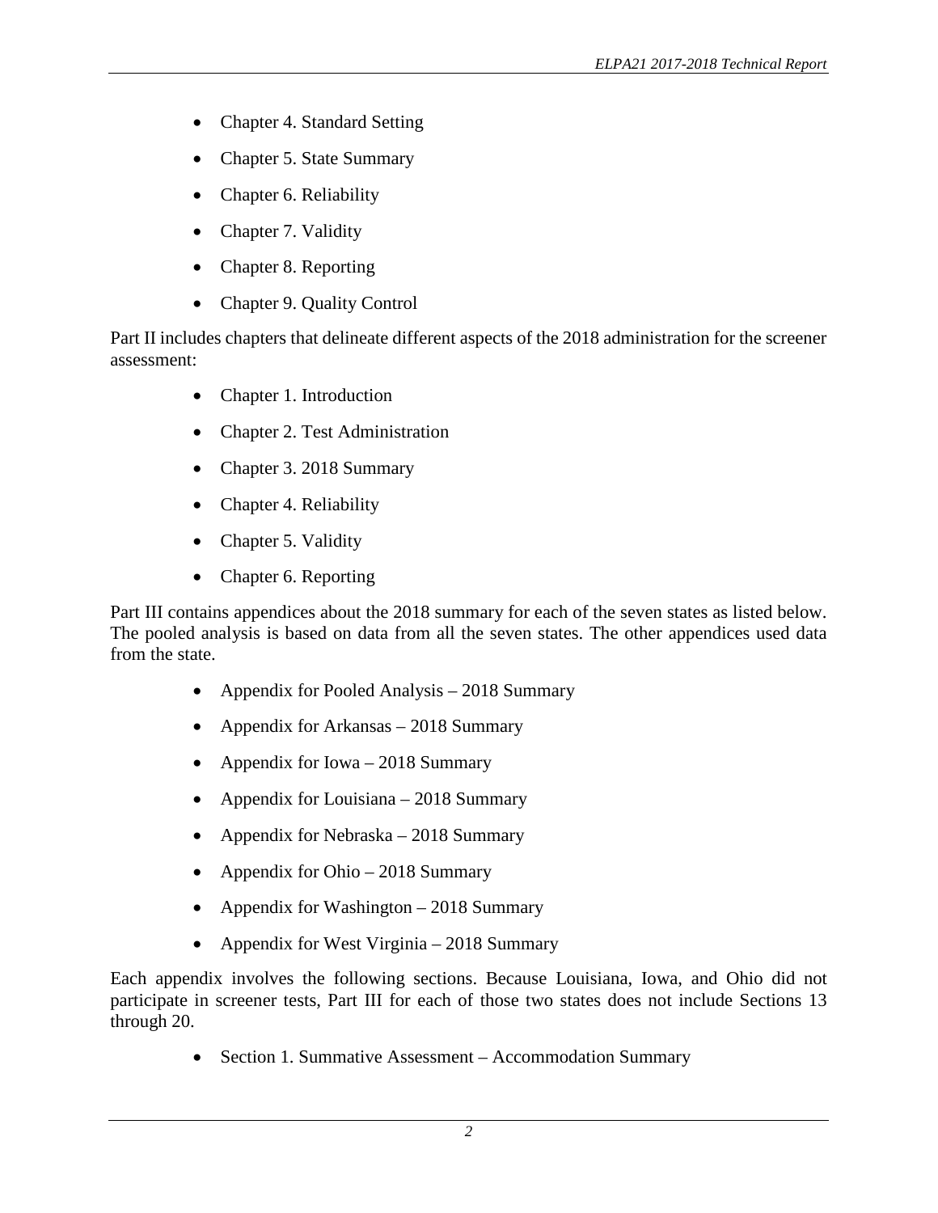- Chapter 4. Standard Setting
- Chapter 5. State Summary
- Chapter 6. Reliability
- Chapter 7. Validity
- Chapter 8. Reporting
- Chapter 9. Quality Control

Part II includes chapters that delineate different aspects of the 2018 administration for the screener assessment:

- Chapter 1. Introduction
- Chapter 2. Test Administration
- Chapter 3. 2018 Summary
- Chapter 4. Reliability
- Chapter 5. Validity
- Chapter 6. Reporting

Part III contains appendices about the 2018 summary for each of the seven states as listed below. The pooled analysis is based on data from all the seven states. The other appendices used data from the state.

- Appendix for Pooled Analysis – 2018 Summary
- Appendix for Arkansas – 2018 Summary
- Appendix for Iowa – 2018 Summary
- Appendix for Louisiana – 2018 Summary
- Appendix for Nebraska – 2018 Summary
- Appendix for Ohio – 2018 Summary
- Appendix for Washington – 2018 Summary
- Appendix for West Virginia – 2018 Summary

Each appendix involves the following sections. Because Louisiana, Iowa, and Ohio did not participate in screener tests, Part III for each of those two states does not include Sections 13 through 20.

- Section 1. Summative Assessment – Accommodation Summary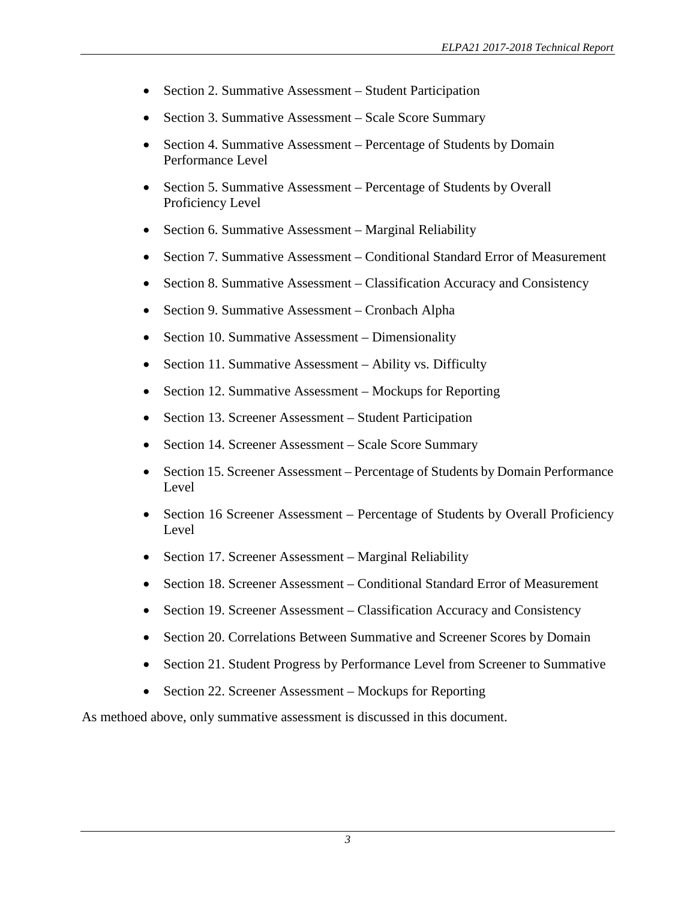- Section 2. Summative Assessment – Student Participation
- Section 3. Summative Assessment – Scale Score Summary
- Section 4. Summative Assessment – Percentage of Students by Domain Performance Level
- Section 5. Summative Assessment – Percentage of Students by Overall Proficiency Level
- Section 6. Summative Assessment – Marginal Reliability
- Section 7. Summative Assessment – Conditional Standard Error of Measurement
- Section 8. Summative Assessment – Classification Accuracy and Consistency
- Section 9. Summative Assessment – Cronbach Alpha
- Section 10. Summative Assessment – Dimensionality
- Section 11. Summative Assessment – Ability vs. Difficulty
- Section 12. Summative Assessment – Mockups for Reporting
- Section 13. Screener Assessment – Student Participation
- Section 14. Screener Assessment – Scale Score Summary
- Section 15. Screener Assessment – Percentage of Students by Domain Performance Level
- Section 16 Screener Assessment – Percentage of Students by Overall Proficiency Level
- Section 17. Screener Assessment – Marginal Reliability
- Section 18. Screener Assessment – Conditional Standard Error of Measurement
- Section 19. Screener Assessment – Classification Accuracy and Consistency
- Section 20. Correlations Between Summative and Screener Scores by Domain
- Section 21. Student Progress by Performance Level from Screener to Summative
- Section 22. Screener Assessment – Mockups for Reporting

As methoed above, only summative assessment is discussed in this document.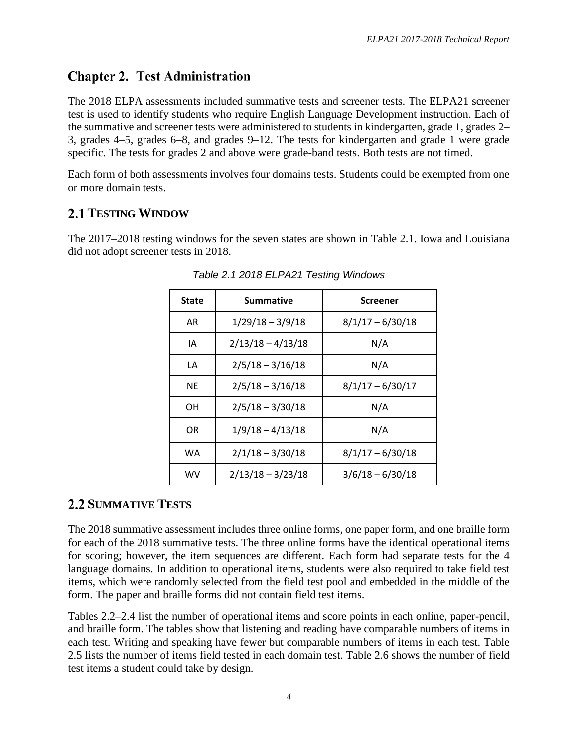# Chapter 2. Test Administration

The 2018 ELPA assessments included summative tests and screener tests. The ELPA21 screener test is used to identify students who require English Language Development instruction. Each of the summative and screener tests were administered to students in kindergarten, grade 1, grades 2–3, grades 4–5, grades 6–8, and grades 9–12. The tests for kindergarten and grade 1 were grade specific. The tests for grades 2 and above were grade-band tests. Both tests are not timed.

Each form of both assessments involves four domains tests. Students could be exempted from one or more domain tests.

## 2.1 Testing Window

The 2017–2018 testing windows for the seven states are shown in Table 2.1. Iowa and Louisiana did not adopt screener tests in 2018.

*Table 2.1 2018 ELPA21 Testing Windows*

| State | Summative | Screener |
|---|---|---|
| AR | 1/29/18 – 3/9/18 | 8/1/17 – 6/30/18 |
| IA | 2/13/18 – 4/13/18 | N/A |
| LA | 2/5/18 – 3/16/18 | N/A |
| NE | 2/5/18 – 3/16/18 | 8/1/17 – 6/30/17 |
| OH | 2/5/18 – 3/30/18 | N/A |
| OR | 1/9/18 – 4/13/18 | N/A |
| WA | 2/1/18 – 3/30/18 | 8/1/17 – 6/30/18 |
| WV | 2/13/18 – 3/23/18 | 3/6/18 – 6/30/18 |

## 2.2 Summative Tests

The 2018 summative assessment includes three online forms, one paper form, and one braille form for each of the 2018 summative tests. The three online forms have the identical operational items for scoring; however, the item sequences are different. Each form had separate tests for the 4 language domains. In addition to operational items, students were also required to take field test items, which were randomly selected from the field test pool and embedded in the middle of the form. The paper and braille forms did not contain field test items.

Tables 2.2–2.4 list the number of operational items and score points in each online, paper-pencil, and braille form. The tables show that listening and reading have comparable numbers of items in each test. Writing and speaking have fewer but comparable numbers of items in each test. Table 2.5 lists the number of items field tested in each domain test. Table 2.6 shows the number of field test items a student could take by design.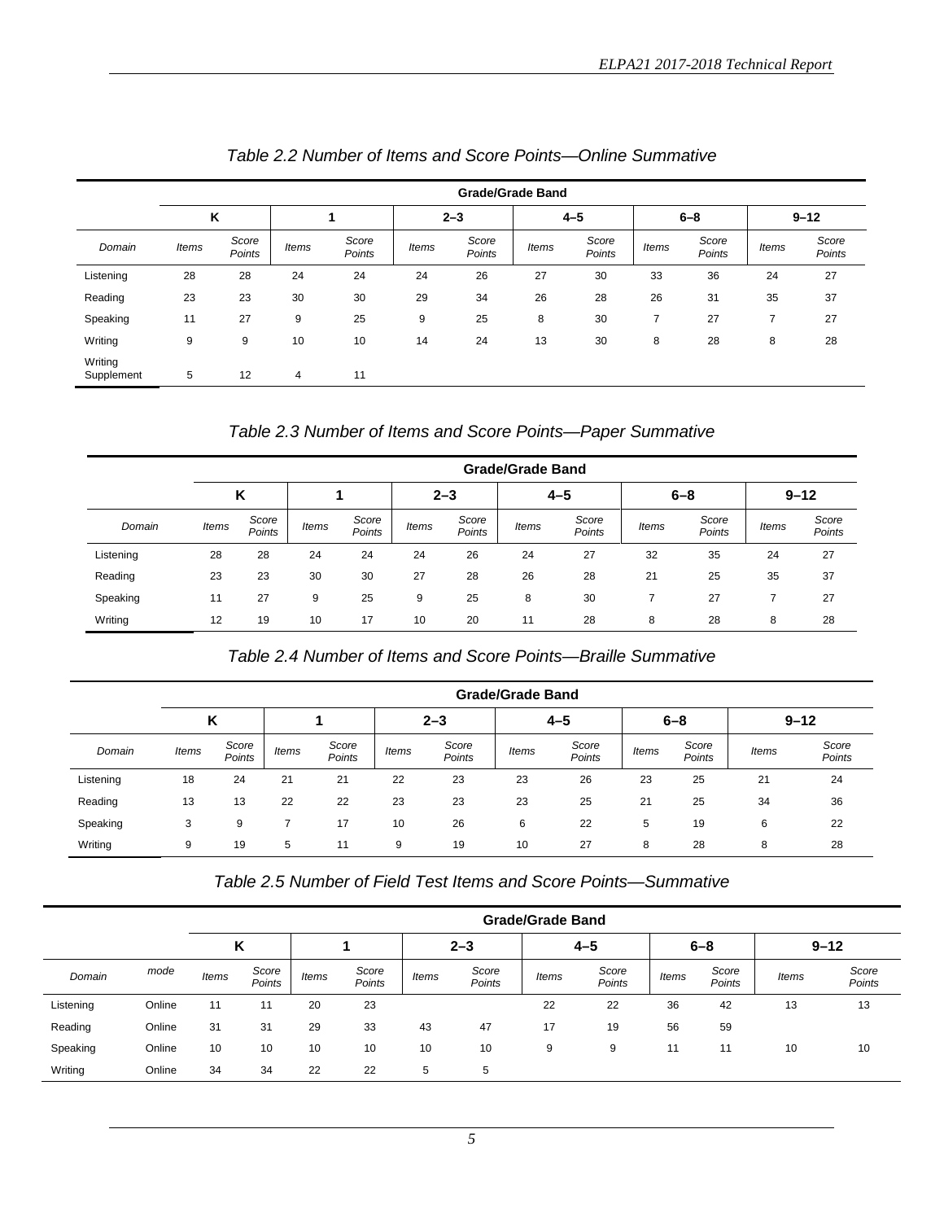*Table 2.2 Number of Items and Score Points—Online Summative*

| | Grade/Grade Band | | | | | | | | | | | |
|---|---|---|---|---|---|---|---|---|---|---|---|---|
| | K | | 1 | | 2–3 | | 4–5 | | 6–8 | | 9–12 | |
| *Domain* | *Items* | *Score Points* | *Items* | *Score Points* | *Items* | *Score Points* | *Items* | *Score Points* | *Items* | *Score Points* | *Items* | *Score Points* |
| Listening | 28 | 28 | 24 | 24 | 24 | 26 | 27 | 30 | 33 | 36 | 24 | 27 |
| Reading | 23 | 23 | 30 | 30 | 29 | 34 | 26 | 28 | 26 | 31 | 35 | 37 |
| Speaking | 11 | 27 | 9 | 25 | 9 | 25 | 8 | 30 | 7 | 27 | 7 | 27 |
| Writing | 9 | 9 | 10 | 10 | 14 | 24 | 13 | 30 | 8 | 28 | 8 | 28 |
| Writing Supplement | 5 | 12 | 4 | 11 | | | | | | | | |

*Table 2.3 Number of Items and Score Points—Paper Summative*

| | Grade/Grade Band | | | | | | | | | | | |
|---|---|---|---|---|---|---|---|---|---|---|---|---|
| | K | | 1 | | 2–3 | | 4–5 | | 6–8 | | 9–12 | |
| *Domain* | *Items* | *Score Points* | *Items* | *Score Points* | *Items* | *Score Points* | *Items* | *Score Points* | *Items* | *Score Points* | *Items* | *Score Points* |
| Listening | 28 | 28 | 24 | 24 | 24 | 26 | 24 | 27 | 32 | 35 | 24 | 27 |
| Reading | 23 | 23 | 30 | 30 | 27 | 28 | 26 | 28 | 21 | 25 | 35 | 37 |
| Speaking | 11 | 27 | 9 | 25 | 9 | 25 | 8 | 30 | 7 | 27 | 7 | 27 |
| Writing | 12 | 19 | 10 | 17 | 10 | 20 | 11 | 28 | 8 | 28 | 8 | 28 |

*Table 2.4 Number of Items and Score Points—Braille Summative*

| | Grade/Grade Band | | | | | | | | | | | |
|---|---|---|---|---|---|---|---|---|---|---|---|---|
| | K | | 1 | | 2–3 | | 4–5 | | 6–8 | | 9–12 | |
| *Domain* | *Items* | *Score Points* | *Items* | *Score Points* | *Items* | *Score Points* | *Items* | *Score Points* | *Items* | *Score Points* | *Items* | *Score Points* |
| Listening | 18 | 24 | 21 | 21 | 22 | 23 | 23 | 26 | 23 | 25 | 21 | 24 |
| Reading | 13 | 13 | 22 | 22 | 23 | 23 | 23 | 25 | 21 | 25 | 34 | 36 |
| Speaking | 3 | 9 | 7 | 17 | 10 | 26 | 6 | 22 | 5 | 19 | 6 | 22 |
| Writing | 9 | 19 | 5 | 11 | 9 | 19 | 10 | 27 | 8 | 28 | 8 | 28 |

*Table 2.5 Number of Field Test Items and Score Points—Summative*

| | | Grade/Grade Band | | | | | | | | | | | |
|---|---|---|---|---|---|---|---|---|---|---|---|---|---|
| | | K | | 1 | | 2–3 | | 4–5 | | 6–8 | | 9–12 | |
| *Domain* | *mode* | *Items* | *Score Points* | *Items* | *Score Points* | *Items* | *Score Points* | *Items* | *Score Points* | *Items* | *Score Points* | *Items* | *Score Points* |
| Listening | Online | 11 | 11 | 20 | 23 | | | 22 | 22 | 36 | 42 | 13 | 13 |
| Reading | Online | 31 | 31 | 29 | 33 | 43 | 47 | 17 | 19 | 56 | 59 | | |
| Speaking | Online | 10 | 10 | 10 | 10 | 10 | 10 | 9 | 9 | 11 | 11 | 10 | 10 |
| Writing | Online | 34 | 34 | 22 | 22 | 5 | 5 | | | | | | |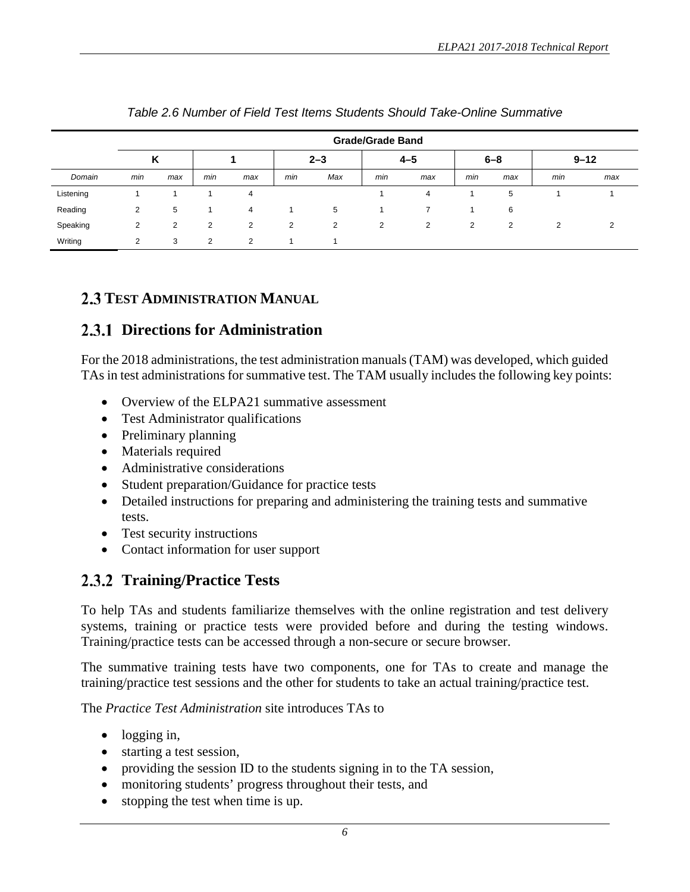*Table 2.6 Number of Field Test Items Students Should Take-Online Summative*

| | Grade/Grade Band | | | | | | | | | | | |
|---|---|---|---|---|---|---|---|---|---|---|---|---|
| | K | | 1 | | 2–3 | | 4–5 | | 6–8 | | 9–12 | |
| *Domain* | *min* | *max* | *min* | *max* | *min* | *Max* | *min* | *max* | *min* | *max* | *min* | *max* |
| Listening | 1 | 1 | 1 | 4 | | | 1 | 4 | 1 | 5 | 1 | 1 |
| Reading | 2 | 5 | 1 | 4 | 1 | 5 | 1 | 7 | 1 | 6 | | |
| Speaking | 2 | 2 | 2 | 2 | 2 | 2 | 2 | 2 | 2 | 2 | 2 | 2 |
| Writing | 2 | 3 | 2 | 2 | 1 | 1 | | | | | | |

## 2.3 TEST ADMINISTRATION MANUAL

### 2.3.1 Directions for Administration

For the 2018 administrations, the test administration manuals (TAM) was developed, which guided TAs in test administrations for summative test. The TAM usually includes the following key points:

- Overview of the ELPA21 summative assessment
- Test Administrator qualifications
- Preliminary planning
- Materials required
- Administrative considerations
- Student preparation/Guidance for practice tests
- Detailed instructions for preparing and administering the training tests and summative tests.
- Test security instructions
- Contact information for user support

### 2.3.2 Training/Practice Tests

To help TAs and students familiarize themselves with the online registration and test delivery systems, training or practice tests were provided before and during the testing windows. Training/practice tests can be accessed through a non-secure or secure browser.

The summative training tests have two components, one for TAs to create and manage the training/practice test sessions and the other for students to take an actual training/practice test.

The *Practice Test Administration* site introduces TAs to

- logging in,
- starting a test session,
- providing the session ID to the students signing in to the TA session,
- monitoring students' progress throughout their tests, and
- stopping the test when time is up.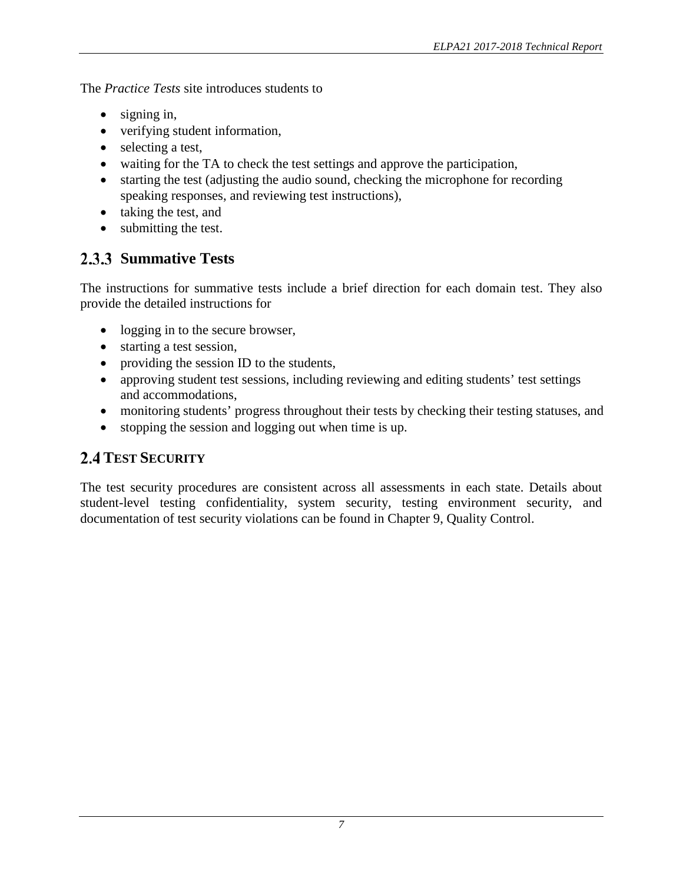The *Practice Tests* site introduces students to

- signing in,
- verifying student information,
- selecting a test,
- waiting for the TA to check the test settings and approve the participation,
- starting the test (adjusting the audio sound, checking the microphone for recording speaking responses, and reviewing test instructions),
- taking the test, and
- submitting the test.

### 2.3.3 Summative Tests

The instructions for summative tests include a brief direction for each domain test. They also provide the detailed instructions for

- logging in to the secure browser,
- starting a test session,
- providing the session ID to the students,
- approving student test sessions, including reviewing and editing students' test settings and accommodations,
- monitoring students' progress throughout their tests by checking their testing statuses, and
- stopping the session and logging out when time is up.

## 2.4 TEST SECURITY

The test security procedures are consistent across all assessments in each state. Details about student-level testing confidentiality, system security, testing environment security, and documentation of test security violations can be found in Chapter 9, Quality Control.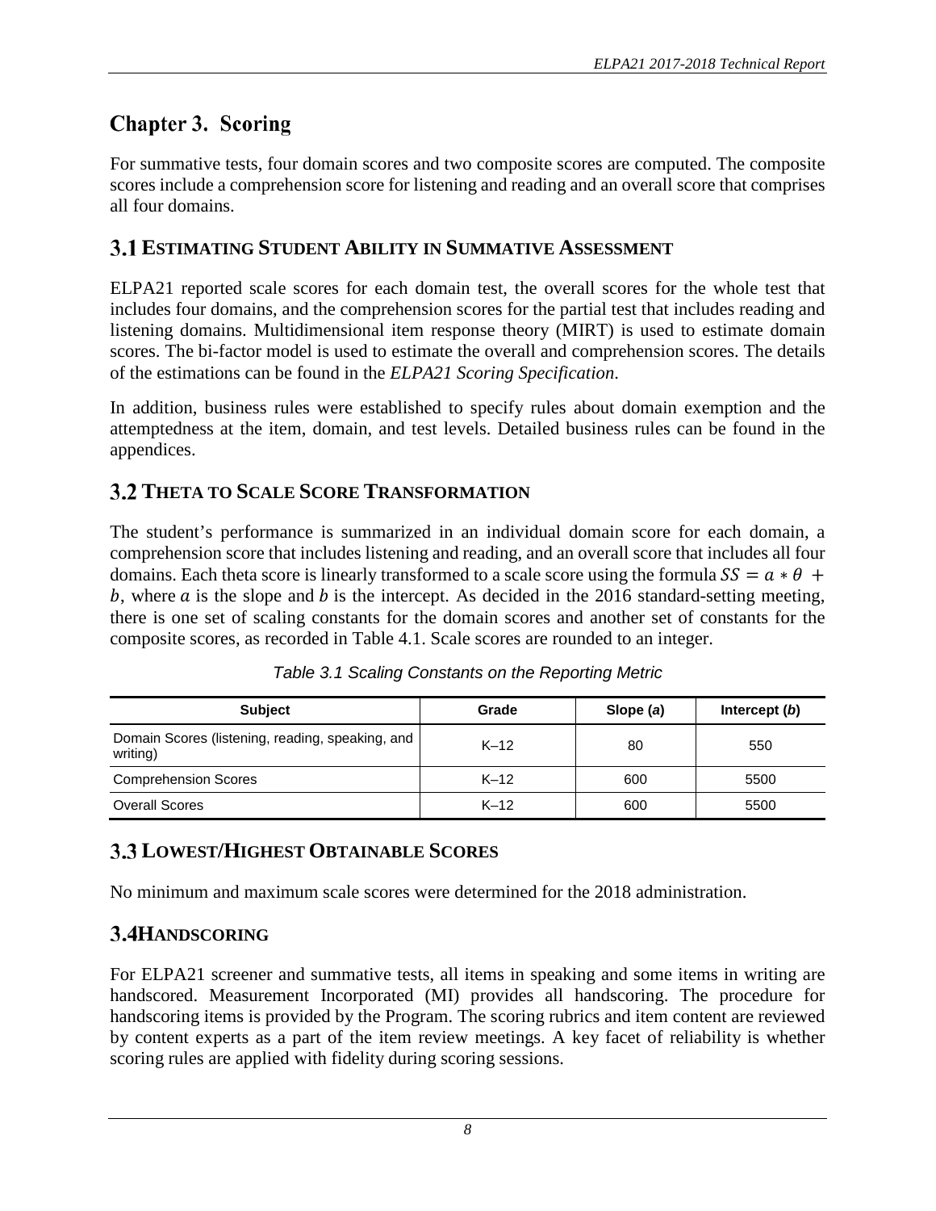# Chapter 3. Scoring

For summative tests, four domain scores and two composite scores are computed. The composite scores include a comprehension score for listening and reading and an overall score that comprises all four domains.

## 3.1 Estimating Student Ability in Summative Assessment

ELPA21 reported scale scores for each domain test, the overall scores for the whole test that includes four domains, and the comprehension scores for the partial test that includes reading and listening domains. Multidimensional item response theory (MIRT) is used to estimate domain scores. The bi-factor model is used to estimate the overall and comprehension scores. The details of the estimations can be found in the *ELPA21 Scoring Specification*.

In addition, business rules were established to specify rules about domain exemption and the attemptedness at the item, domain, and test levels. Detailed business rules can be found in the appendices.

## 3.2 Theta to Scale Score Transformation

The student's performance is summarized in an individual domain score for each domain, a comprehension score that includes listening and reading, and an overall score that includes all four domains. Each theta score is linearly transformed to a scale score using the formula $SS = a * \theta + b$, where $a$ is the slope and $b$ is the intercept. As decided in the 2016 standard-setting meeting, there is one set of scaling constants for the domain scores and another set of constants for the composite scores, as recorded in Table 4.1. Scale scores are rounded to an integer.

*Table 3.1 Scaling Constants on the Reporting Metric*

| Subject | Grade | Slope (*a*) | Intercept (*b*) |
| --- | --- | --- | --- |
| Domain Scores (listening, reading, speaking, and writing) | K–12 | 80 | 550 |
| Comprehension Scores | K–12 | 600 | 5500 |
| Overall Scores | K–12 | 600 | 5500 |

## 3.3 Lowest/Highest Obtainable Scores

No minimum and maximum scale scores were determined for the 2018 administration.

## 3.4 Handscoring

For ELPA21 screener and summative tests, all items in speaking and some items in writing are handscored. Measurement Incorporated (MI) provides all handscoring. The procedure for handscoring items is provided by the Program. The scoring rubrics and item content are reviewed by content experts as a part of the item review meetings. A key facet of reliability is whether scoring rules are applied with fidelity during scoring sessions.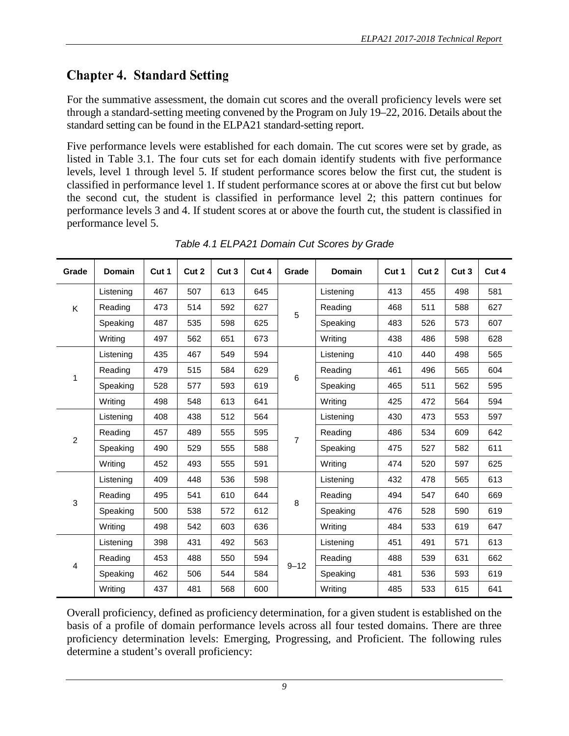# Chapter 4. Standard Setting

For the summative assessment, the domain cut scores and the overall proficiency levels were set through a standard-setting meeting convened by the Program on July 19–22, 2016. Details about the standard setting can be found in the ELPA21 standard-setting report.

Five performance levels were established for each domain. The cut scores were set by grade, as listed in Table 3.1. The four cuts set for each domain identify students with five performance levels, level 1 through level 5. If student performance scores below the first cut, the student is classified in performance level 1. If student performance scores at or above the first cut but below the second cut, the student is classified in performance level 2; this pattern continues for performance levels 3 and 4. If student scores at or above the fourth cut, the student is classified in performance level 5.

*Table 4.1 ELPA21 Domain Cut Scores by Grade*

| Grade | Domain | Cut 1 | Cut 2 | Cut 3 | Cut 4 | Grade | Domain | Cut 1 | Cut 2 | Cut 3 | Cut 4 |
|---|---|---|---|---|---|---|---|---|---|---|---|
| K | Listening | 467 | 507 | 613 | 645 | 5 | Listening | 413 | 455 | 498 | 581 |
| | Reading | 473 | 514 | 592 | 627 | | Reading | 468 | 511 | 588 | 627 |
| | Speaking | 487 | 535 | 598 | 625 | | Speaking | 483 | 526 | 573 | 607 |
| | Writing | 497 | 562 | 651 | 673 | | Writing | 438 | 486 | 598 | 628 |
| 1 | Listening | 435 | 467 | 549 | 594 | 6 | Listening | 410 | 440 | 498 | 565 |
| | Reading | 479 | 515 | 584 | 629 | | Reading | 461 | 496 | 565 | 604 |
| | Speaking | 528 | 577 | 593 | 619 | | Speaking | 465 | 511 | 562 | 595 |
| | Writing | 498 | 548 | 613 | 641 | | Writing | 425 | 472 | 564 | 594 |
| 2 | Listening | 408 | 438 | 512 | 564 | 7 | Listening | 430 | 473 | 553 | 597 |
| | Reading | 457 | 489 | 555 | 595 | | Reading | 486 | 534 | 609 | 642 |
| | Speaking | 490 | 529 | 555 | 588 | | Speaking | 475 | 527 | 582 | 611 |
| | Writing | 452 | 493 | 555 | 591 | | Writing | 474 | 520 | 597 | 625 |
| 3 | Listening | 409 | 448 | 536 | 598 | 8 | Listening | 432 | 478 | 565 | 613 |
| | Reading | 495 | 541 | 610 | 644 | | Reading | 494 | 547 | 640 | 669 |
| | Speaking | 500 | 538 | 572 | 612 | | Speaking | 476 | 528 | 590 | 619 |
| | Writing | 498 | 542 | 603 | 636 | | Writing | 484 | 533 | 619 | 647 |
| 4 | Listening | 398 | 431 | 492 | 563 | 9–12 | Listening | 451 | 491 | 571 | 613 |
| | Reading | 453 | 488 | 550 | 594 | | Reading | 488 | 539 | 631 | 662 |
| | Speaking | 462 | 506 | 544 | 584 | | Speaking | 481 | 536 | 593 | 619 |
| | Writing | 437 | 481 | 568 | 600 | | Writing | 485 | 533 | 615 | 641 |

Overall proficiency, defined as proficiency determination, for a given student is established on the basis of a profile of domain performance levels across all four tested domains. There are three proficiency determination levels: Emerging, Progressing, and Proficient. The following rules determine a student's overall proficiency: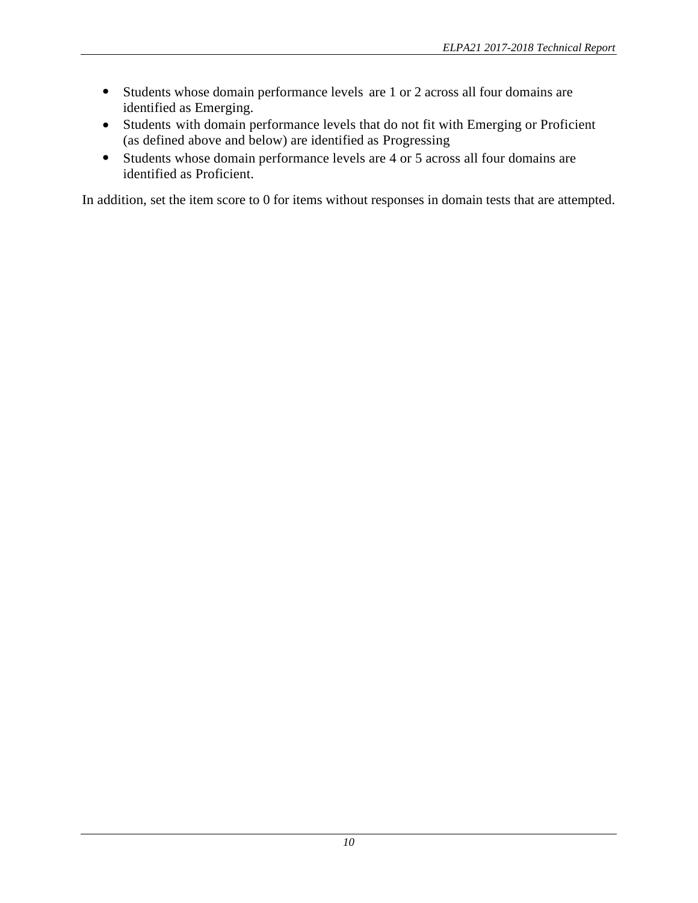- Students whose domain performance levels are 1 or 2 across all four domains are identified as Emerging.
- Students with domain performance levels that do not fit with Emerging or Proficient (as defined above and below) are identified as Progressing
- Students whose domain performance levels are 4 or 5 across all four domains are identified as Proficient.

In addition, set the item score to 0 for items without responses in domain tests that are attempted.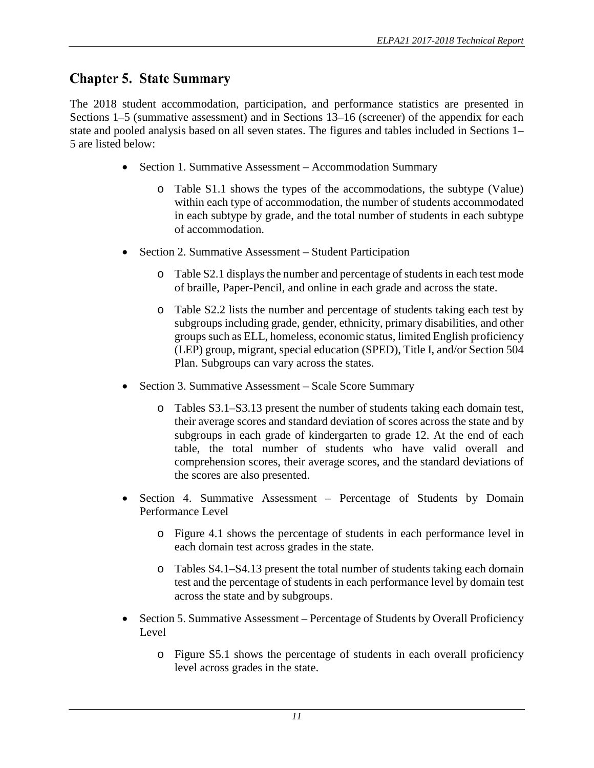# Chapter 5. State Summary

The 2018 student accommodation, participation, and performance statistics are presented in Sections 1–5 (summative assessment) and in Sections 13–16 (screener) of the appendix for each state and pooled analysis based on all seven states. The figures and tables included in Sections 1–5 are listed below:

- Section 1. Summative Assessment – Accommodation Summary
  - Table S1.1 shows the types of the accommodations, the subtype (Value) within each type of accommodation, the number of students accommodated in each subtype by grade, and the total number of students in each subtype of accommodation.
- Section 2. Summative Assessment – Student Participation
  - Table S2.1 displays the number and percentage of students in each test mode of braille, Paper-Pencil, and online in each grade and across the state.
  - Table S2.2 lists the number and percentage of students taking each test by subgroups including grade, gender, ethnicity, primary disabilities, and other groups such as ELL, homeless, economic status, limited English proficiency (LEP) group, migrant, special education (SPED), Title I, and/or Section 504 Plan. Subgroups can vary across the states.
- Section 3. Summative Assessment – Scale Score Summary
  - Tables S3.1–S3.13 present the number of students taking each domain test, their average scores and standard deviation of scores across the state and by subgroups in each grade of kindergarten to grade 12. At the end of each table, the total number of students who have valid overall and comprehension scores, their average scores, and the standard deviations of the scores are also presented.
- Section 4. Summative Assessment – Percentage of Students by Domain Performance Level
  - Figure 4.1 shows the percentage of students in each performance level in each domain test across grades in the state.
  - Tables S4.1–S4.13 present the total number of students taking each domain test and the percentage of students in each performance level by domain test across the state and by subgroups.
- Section 5. Summative Assessment – Percentage of Students by Overall Proficiency Level
  - Figure S5.1 shows the percentage of students in each overall proficiency level across grades in the state.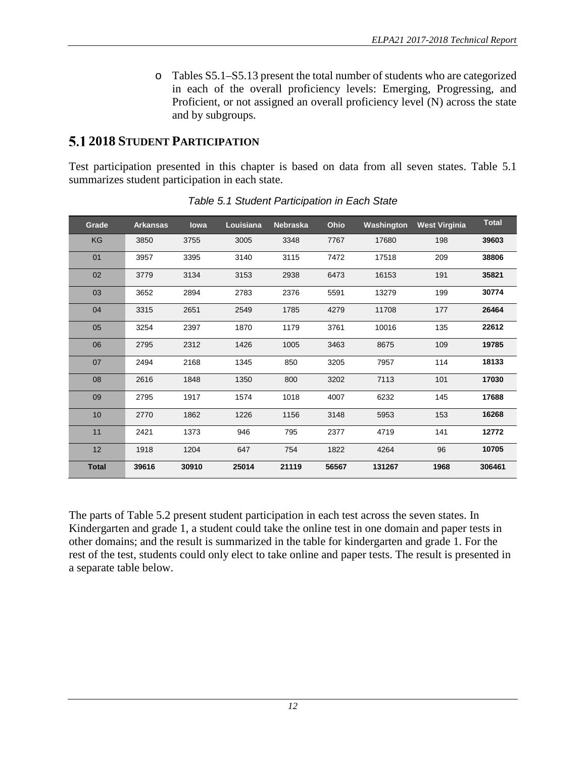- Tables S5.1–S5.13 present the total number of students who are categorized in each of the overall proficiency levels: Emerging, Progressing, and Proficient, or not assigned an overall proficiency level (N) across the state and by subgroups.

## 5.1 2018 Student Participation

Test participation presented in this chapter is based on data from all seven states. Table 5.1 summarizes student participation in each state.

*Table 5.1 Student Participation in Each State*

| Grade | Arkansas | Iowa | Louisiana | Nebraska | Ohio | Washington | West Virginia | Total |
|---|---|---|---|---|---|---|---|---|
| KG | 3850 | 3755 | 3005 | 3348 | 7767 | 17680 | 198 | **39603** |
| 01 | 3957 | 3395 | 3140 | 3115 | 7472 | 17518 | 209 | **38806** |
| 02 | 3779 | 3134 | 3153 | 2938 | 6473 | 16153 | 191 | **35821** |
| 03 | 3652 | 2894 | 2783 | 2376 | 5591 | 13279 | 199 | **30774** |
| 04 | 3315 | 2651 | 2549 | 1785 | 4279 | 11708 | 177 | **26464** |
| 05 | 3254 | 2397 | 1870 | 1179 | 3761 | 10016 | 135 | **22612** |
| 06 | 2795 | 2312 | 1426 | 1005 | 3463 | 8675 | 109 | **19785** |
| 07 | 2494 | 2168 | 1345 | 850 | 3205 | 7957 | 114 | **18133** |
| 08 | 2616 | 1848 | 1350 | 800 | 3202 | 7113 | 101 | **17030** |
| 09 | 2795 | 1917 | 1574 | 1018 | 4007 | 6232 | 145 | **17688** |
| 10 | 2770 | 1862 | 1226 | 1156 | 3148 | 5953 | 153 | **16268** |
| 11 | 2421 | 1373 | 946 | 795 | 2377 | 4719 | 141 | **12772** |
| 12 | 1918 | 1204 | 647 | 754 | 1822 | 4264 | 96 | **10705** |
| **Total** | **39616** | **30910** | **25014** | **21119** | **56567** | **131267** | **1968** | **306461** |

The parts of Table 5.2 present student participation in each test across the seven states. In Kindergarten and grade 1, a student could take the online test in one domain and paper tests in other domains; and the result is summarized in the table for kindergarten and grade 1. For the rest of the test, students could only elect to take online and paper tests. The result is presented in a separate table below.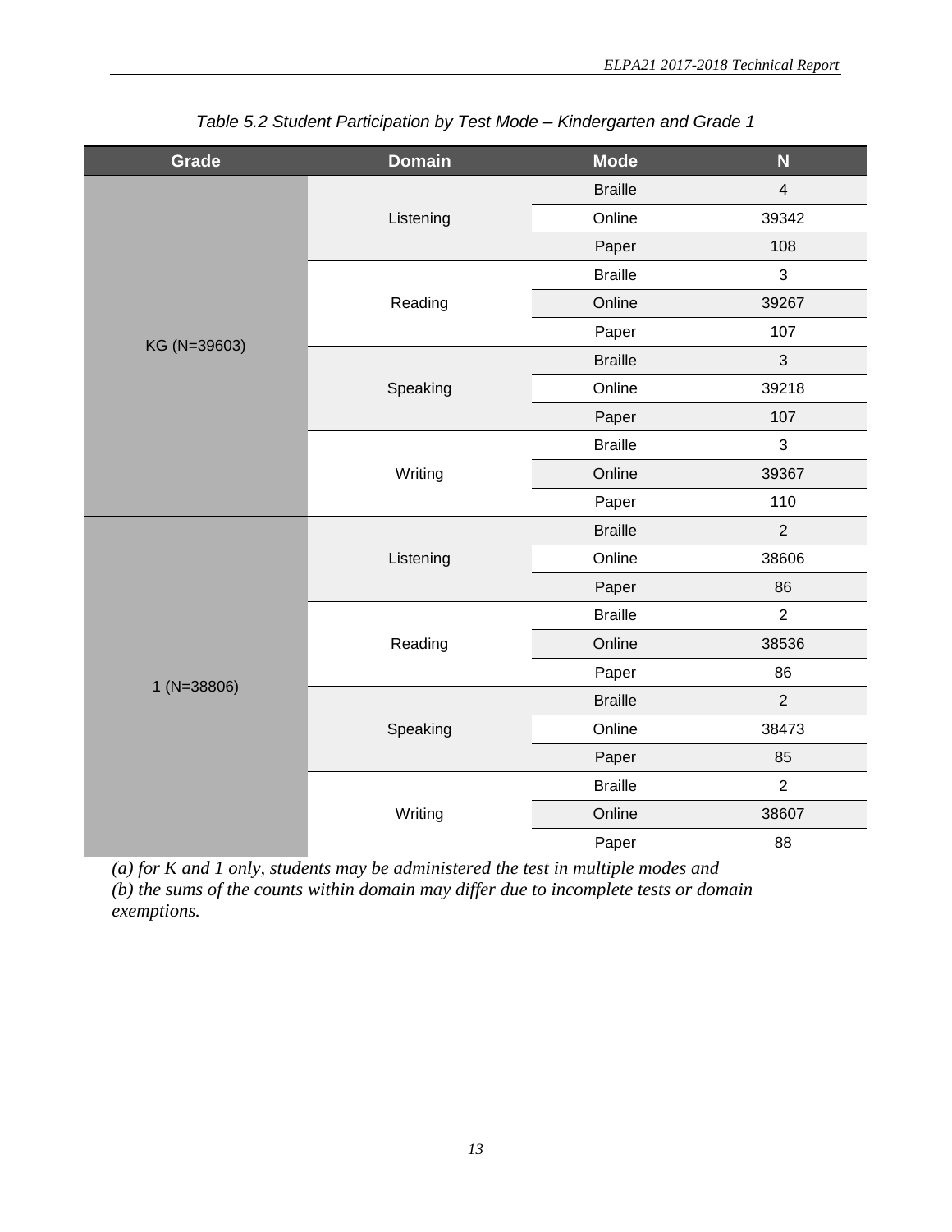*Table 5.2 Student Participation by Test Mode – Kindergarten and Grade 1*

| Grade | Domain | Mode | N |
|---|---|---|---|
| KG (N=39603) | Listening | Braille | 4 |
| | | Online | 39342 |
| | | Paper | 108 |
| | Reading | Braille | 3 |
| | | Online | 39267 |
| | | Paper | 107 |
| | Speaking | Braille | 3 |
| | | Online | 39218 |
| | | Paper | 107 |
| | Writing | Braille | 3 |
| | | Online | 39367 |
| | | Paper | 110 |
| 1 (N=38806) | Listening | Braille | 2 |
| | | Online | 38606 |
| | | Paper | 86 |
| | Reading | Braille | 2 |
| | | Online | 38536 |
| | | Paper | 86 |
| | Speaking | Braille | 2 |
| | | Online | 38473 |
| | | Paper | 85 |
| | Writing | Braille | 2 |
| | | Online | 38607 |
| | | Paper | 88 |

*(a) for K and 1 only, students may be administered the test in multiple modes and*
*(b) the sums of the counts within domain may differ due to incomplete tests or domain exemptions.*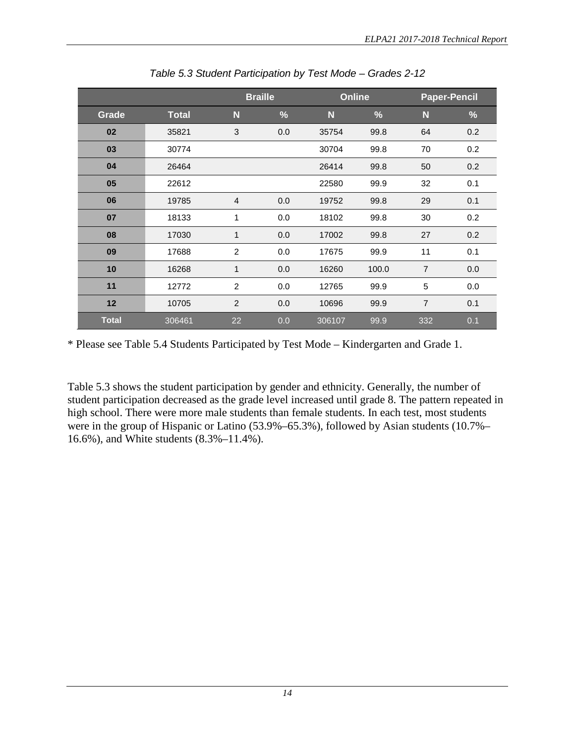*Table 5.3 Student Participation by Test Mode – Grades 2-12*

| | | Braille | | Online | | Paper-Pencil | |
|---|---|---|---|---|---|---|---|
| **Grade** | **Total** | **N** | **%** | **N** | **%** | **N** | **%** |
| **02** | 35821 | 3 | 0.0 | 35754 | 99.8 | 64 | 0.2 |
| **03** | 30774 | | | 30704 | 99.8 | 70 | 0.2 |
| **04** | 26464 | | | 26414 | 99.8 | 50 | 0.2 |
| **05** | 22612 | | | 22580 | 99.9 | 32 | 0.1 |
| **06** | 19785 | 4 | 0.0 | 19752 | 99.8 | 29 | 0.1 |
| **07** | 18133 | 1 | 0.0 | 18102 | 99.8 | 30 | 0.2 |
| **08** | 17030 | 1 | 0.0 | 17002 | 99.8 | 27 | 0.2 |
| **09** | 17688 | 2 | 0.0 | 17675 | 99.9 | 11 | 0.1 |
| **10** | 16268 | 1 | 0.0 | 16260 | 100.0 | 7 | 0.0 |
| **11** | 12772 | 2 | 0.0 | 12765 | 99.9 | 5 | 0.0 |
| **12** | 10705 | 2 | 0.0 | 10696 | 99.9 | 7 | 0.1 |
| **Total** | 306461 | 22 | 0.0 | 306107 | 99.9 | 332 | 0.1 |

* Please see Table 5.4 Students Participated by Test Mode – Kindergarten and Grade 1.

Table 5.3 shows the student participation by gender and ethnicity. Generally, the number of student participation decreased as the grade level increased until grade 8. The pattern repeated in high school. There were more male students than female students. In each test, most students were in the group of Hispanic or Latino (53.9%–65.3%), followed by Asian students (10.7%–16.6%), and White students (8.3%–11.4%).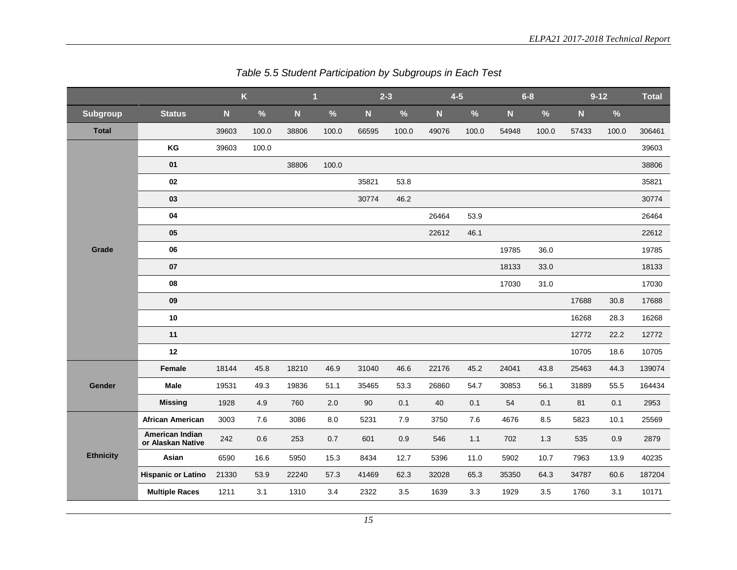*Table 5.5 Student Participation by Subgroups in Each Test*

| | | K | | 1 | | 2-3 | | 4-5 | | 6-8 | | 9-12 | | Total |
|---|---|---|---|---|---|---|---|---|---|---|---|---|---|---|
| **Subgroup** | **Status** | **N** | **%** | **N** | **%** | **N** | **%** | **N** | **%** | **N** | **%** | **N** | **%** | |
| **Total** | | 39603 | 100.0 | 38806 | 100.0 | 66595 | 100.0 | 49076 | 100.0 | 54948 | 100.0 | 57433 | 100.0 | 306461 |
| **Grade** | **KG** | 39603 | 100.0 | | | | | | | | | | | 39603 |
| | **01** | | | 38806 | 100.0 | | | | | | | | | 38806 |
| | **02** | | | | | 35821 | 53.8 | | | | | | | 35821 |
| | **03** | | | | | 30774 | 46.2 | | | | | | | 30774 |
| | **04** | | | | | | | 26464 | 53.9 | | | | | 26464 |
| | **05** | | | | | | | 22612 | 46.1 | | | | | 22612 |
| | **06** | | | | | | | | | 19785 | 36.0 | | | 19785 |
| | **07** | | | | | | | | | 18133 | 33.0 | | | 18133 |
| | **08** | | | | | | | | | 17030 | 31.0 | | | 17030 |
| | **09** | | | | | | | | | | | 17688 | 30.8 | 17688 |
| | **10** | | | | | | | | | | | 16268 | 28.3 | 16268 |
| | **11** | | | | | | | | | | | 12772 | 22.2 | 12772 |
| | **12** | | | | | | | | | | | 10705 | 18.6 | 10705 |
| **Gender** | **Female** | 18144 | 45.8 | 18210 | 46.9 | 31040 | 46.6 | 22176 | 45.2 | 24041 | 43.8 | 25463 | 44.3 | 139074 |
| | **Male** | 19531 | 49.3 | 19836 | 51.1 | 35465 | 53.3 | 26860 | 54.7 | 30853 | 56.1 | 31889 | 55.5 | 164434 |
| | **Missing** | 1928 | 4.9 | 760 | 2.0 | 90 | 0.1 | 40 | 0.1 | 54 | 0.1 | 81 | 0.1 | 2953 |
| **Ethnicity** | **African American** | 3003 | 7.6 | 3086 | 8.0 | 5231 | 7.9 | 3750 | 7.6 | 4676 | 8.5 | 5823 | 10.1 | 25569 |
| | **American Indian or Alaskan Native** | 242 | 0.6 | 253 | 0.7 | 601 | 0.9 | 546 | 1.1 | 702 | 1.3 | 535 | 0.9 | 2879 |
| | **Asian** | 6590 | 16.6 | 5950 | 15.3 | 8434 | 12.7 | 5396 | 11.0 | 5902 | 10.7 | 7963 | 13.9 | 40235 |
| | **Hispanic or Latino** | 21330 | 53.9 | 22240 | 57.3 | 41469 | 62.3 | 32028 | 65.3 | 35350 | 64.3 | 34787 | 60.6 | 187204 |
| | **Multiple Races** | 1211 | 3.1 | 1310 | 3.4 | 2322 | 3.5 | 1639 | 3.3 | 1929 | 3.5 | 1760 | 3.1 | 10171 |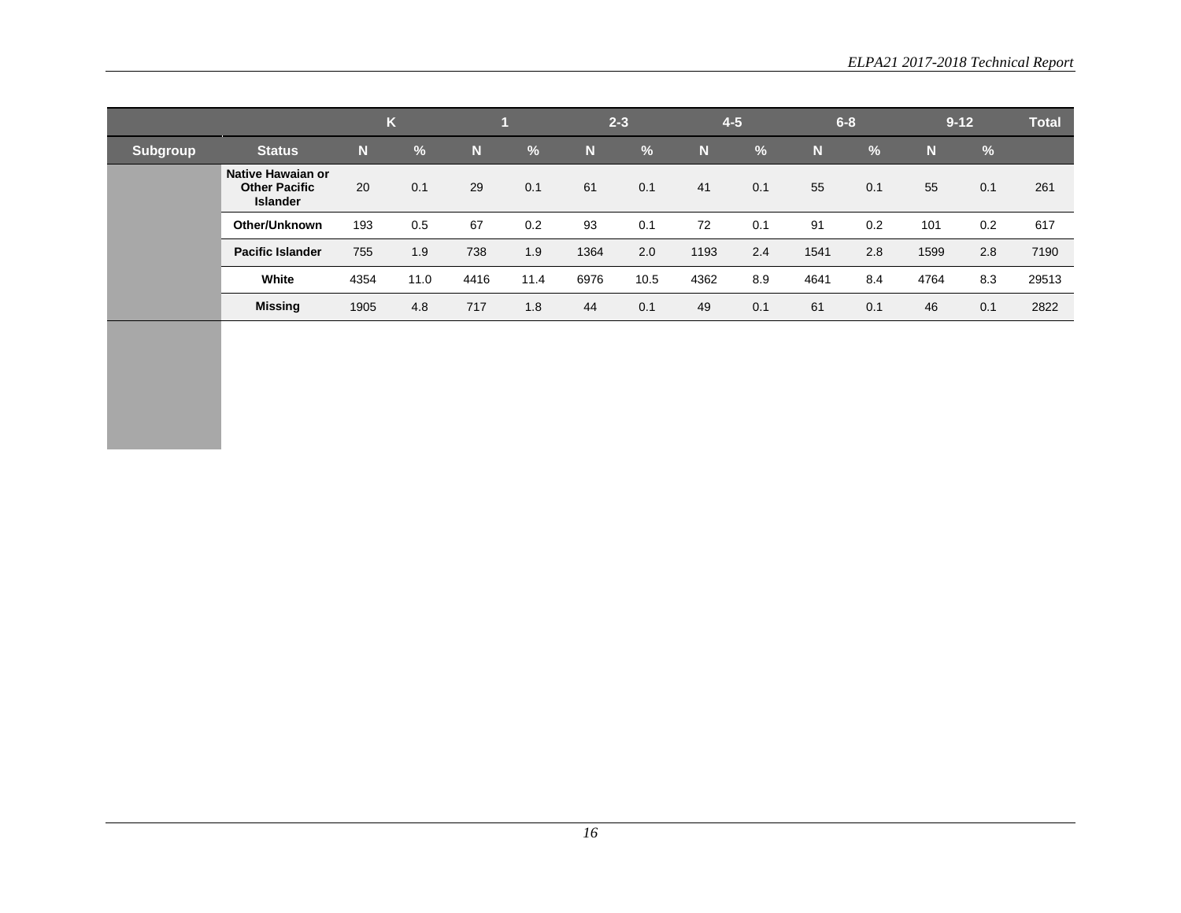| | | K | | 1 | | 2-3 | | 4-5 | | 6-8 | | 9-12 | | Total |
|---|---|---|---|---|---|---|---|---|---|---|---|---|---|---|
| **Subgroup** | **Status** | **N** | **%** | **N** | **%** | **N** | **%** | **N** | **%** | **N** | **%** | **N** | **%** | |
| | **Native Hawaiian or Other Pacific Islander** | 20 | 0.1 | 29 | 0.1 | 61 | 0.1 | 41 | 0.1 | 55 | 0.1 | 55 | 0.1 | 261 |
| | **Other/Unknown** | 193 | 0.5 | 67 | 0.2 | 93 | 0.1 | 72 | 0.1 | 91 | 0.2 | 101 | 0.2 | 617 |
| | **Pacific Islander** | 755 | 1.9 | 738 | 1.9 | 1364 | 2.0 | 1193 | 2.4 | 1541 | 2.8 | 1599 | 2.8 | 7190 |
| | **White** | 4354 | 11.0 | 4416 | 11.4 | 6976 | 10.5 | 4362 | 8.9 | 4641 | 8.4 | 4764 | 8.3 | 29513 |
| | **Missing** | 1905 | 4.8 | 717 | 1.8 | 44 | 0.1 | 49 | 0.1 | 61 | 0.1 | 46 | 0.1 | 2822 |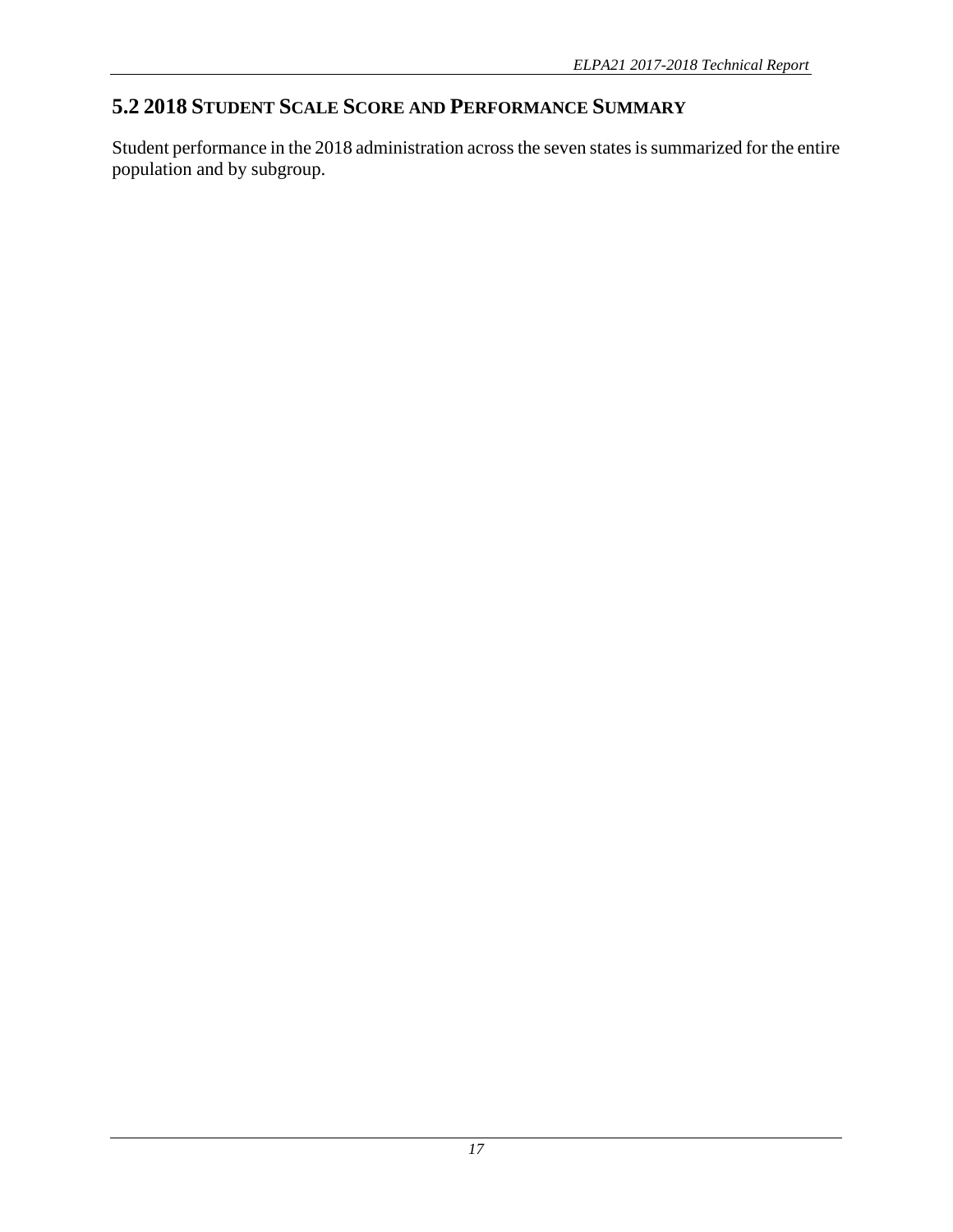## 5.2 2018 Student Scale Score and Performance Summary

Student performance in the 2018 administration across the seven states is summarized for the entire population and by subgroup.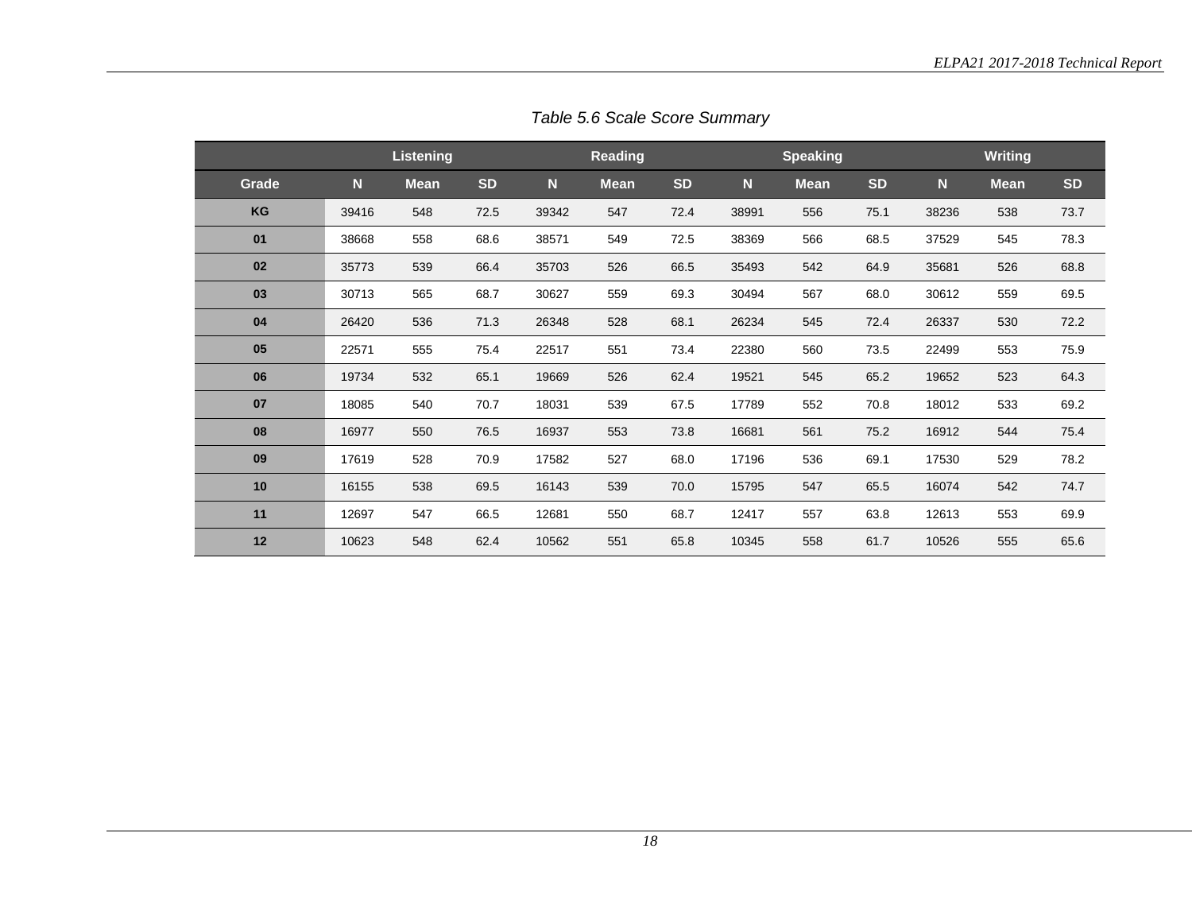*Table 5.6 Scale Score Summary*

| | Listening | | | Reading | | | Speaking | | | Writing | | |
|---|---|---|---|---|---|---|---|---|---|---|---|---|
| Grade | N | Mean | SD | N | Mean | SD | N | Mean | SD | N | Mean | SD |
| KG | 39416 | 548 | 72.5 | 39342 | 547 | 72.4 | 38991 | 556 | 75.1 | 38236 | 538 | 73.7 |
| 01 | 38668 | 558 | 68.6 | 38571 | 549 | 72.5 | 38369 | 566 | 68.5 | 37529 | 545 | 78.3 |
| 02 | 35773 | 539 | 66.4 | 35703 | 526 | 66.5 | 35493 | 542 | 64.9 | 35681 | 526 | 68.8 |
| 03 | 30713 | 565 | 68.7 | 30627 | 559 | 69.3 | 30494 | 567 | 68.0 | 30612 | 559 | 69.5 |
| 04 | 26420 | 536 | 71.3 | 26348 | 528 | 68.1 | 26234 | 545 | 72.4 | 26337 | 530 | 72.2 |
| 05 | 22571 | 555 | 75.4 | 22517 | 551 | 73.4 | 22380 | 560 | 73.5 | 22499 | 553 | 75.9 |
| 06 | 19734 | 532 | 65.1 | 19669 | 526 | 62.4 | 19521 | 545 | 65.2 | 19652 | 523 | 64.3 |
| 07 | 18085 | 540 | 70.7 | 18031 | 539 | 67.5 | 17789 | 552 | 70.8 | 18012 | 533 | 69.2 |
| 08 | 16977 | 550 | 76.5 | 16937 | 553 | 73.8 | 16681 | 561 | 75.2 | 16912 | 544 | 75.4 |
| 09 | 17619 | 528 | 70.9 | 17582 | 527 | 68.0 | 17196 | 536 | 69.1 | 17530 | 529 | 78.2 |
| 10 | 16155 | 538 | 69.5 | 16143 | 539 | 70.0 | 15795 | 547 | 65.5 | 16074 | 542 | 74.7 |
| 11 | 12697 | 547 | 66.5 | 12681 | 550 | 68.7 | 12417 | 557 | 63.8 | 12613 | 553 | 69.9 |
| 12 | 10623 | 548 | 62.4 | 10562 | 551 | 65.8 | 10345 | 558 | 61.7 | 10526 | 555 | 65.6 |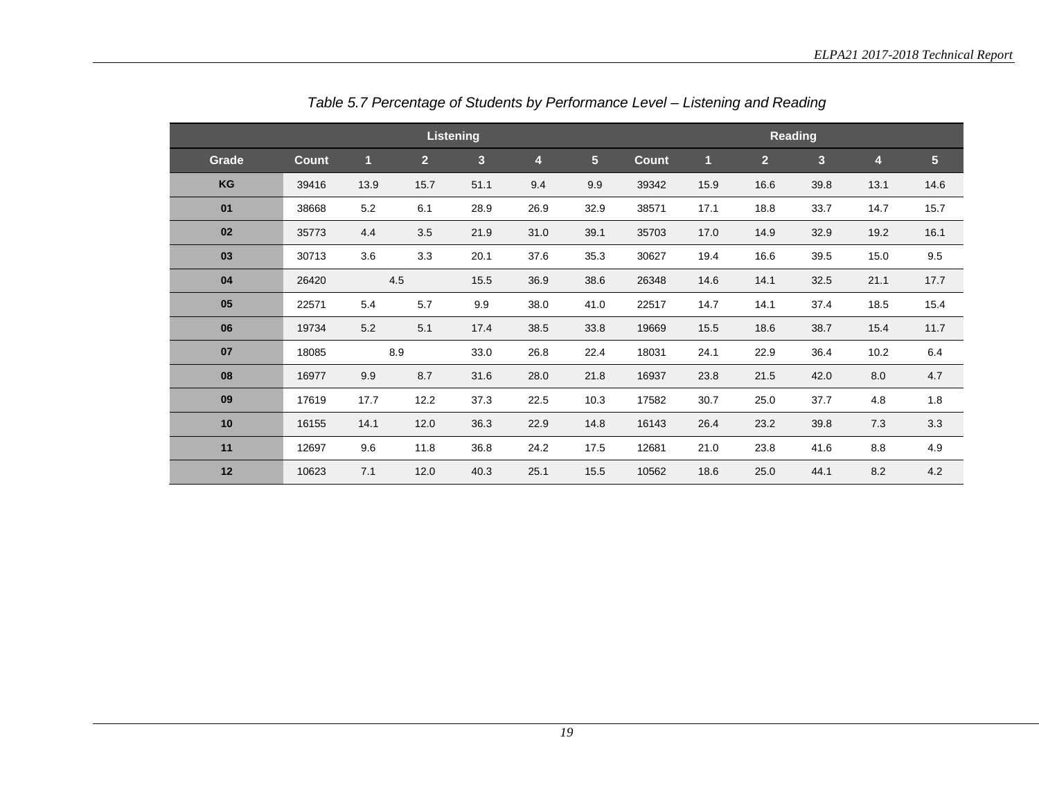*Table 5.7 Percentage of Students by Performance Level – Listening and Reading*

| | Listening | | | | | | Reading | | | | | |
|---|---|---|---|---|---|---|---|---|---|---|---|---|
| **Grade** | **Count** | **1** | **2** | **3** | **4** | **5** | **Count** | **1** | **2** | **3** | **4** | **5** |
| **KG** | 39416 | 13.9 | 15.7 | 51.1 | 9.4 | 9.9 | 39342 | 15.9 | 16.6 | 39.8 | 13.1 | 14.6 |
| **01** | 38668 | 5.2 | 6.1 | 28.9 | 26.9 | 32.9 | 38571 | 17.1 | 18.8 | 33.7 | 14.7 | 15.7 |
| **02** | 35773 | 4.4 | 3.5 | 21.9 | 31.0 | 39.1 | 35703 | 17.0 | 14.9 | 32.9 | 19.2 | 16.1 |
| **03** | 30713 | 3.6 | 3.3 | 20.1 | 37.6 | 35.3 | 30627 | 19.4 | 16.6 | 39.5 | 15.0 | 9.5 |
| **04** | 26420 | 4.5 | | 15.5 | 36.9 | 38.6 | 26348 | 14.6 | 14.1 | 32.5 | 21.1 | 17.7 |
| **05** | 22571 | 5.4 | 5.7 | 9.9 | 38.0 | 41.0 | 22517 | 14.7 | 14.1 | 37.4 | 18.5 | 15.4 |
| **06** | 19734 | 5.2 | 5.1 | 17.4 | 38.5 | 33.8 | 19669 | 15.5 | 18.6 | 38.7 | 15.4 | 11.7 |
| **07** | 18085 | 8.9 | | 33.0 | 26.8 | 22.4 | 18031 | 24.1 | 22.9 | 36.4 | 10.2 | 6.4 |
| **08** | 16977 | 9.9 | 8.7 | 31.6 | 28.0 | 21.8 | 16937 | 23.8 | 21.5 | 42.0 | 8.0 | 4.7 |
| **09** | 17619 | 17.7 | 12.2 | 37.3 | 22.5 | 10.3 | 17582 | 30.7 | 25.0 | 37.7 | 4.8 | 1.8 |
| **10** | 16155 | 14.1 | 12.0 | 36.3 | 22.9 | 14.8 | 16143 | 26.4 | 23.2 | 39.8 | 7.3 | 3.3 |
| **11** | 12697 | 9.6 | 11.8 | 36.8 | 24.2 | 17.5 | 12681 | 21.0 | 23.8 | 41.6 | 8.8 | 4.9 |
| **12** | 10623 | 7.1 | 12.0 | 40.3 | 25.1 | 15.5 | 10562 | 18.6 | 25.0 | 44.1 | 8.2 | 4.2 |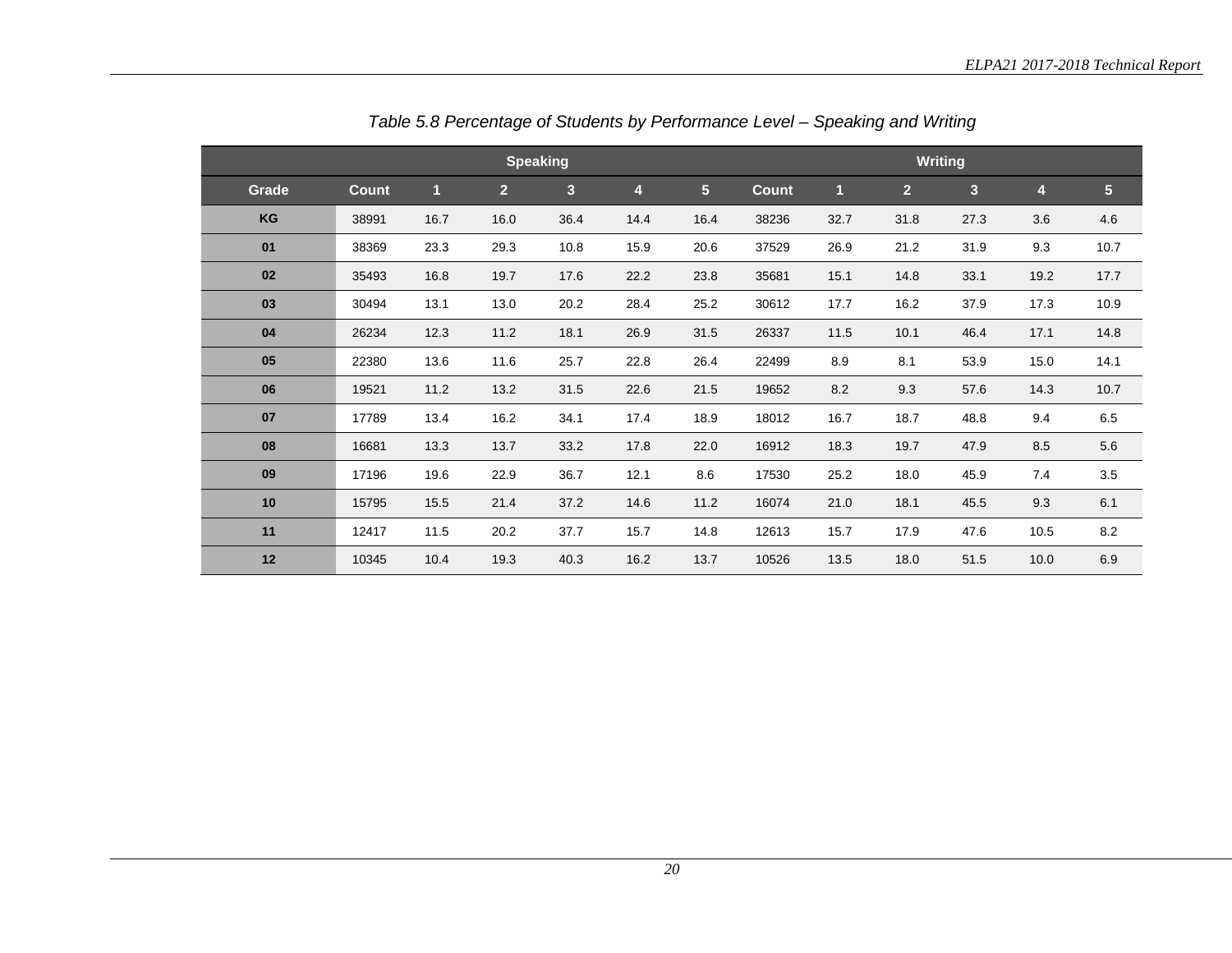*Table 5.8 Percentage of Students by Performance Level – Speaking and Writing*

| | Speaking | | | | | | Writing | | | | | |
|---|---|---|---|---|---|---|---|---|---|---|---|---|
| **Grade** | **Count** | **1** | **2** | **3** | **4** | **5** | **Count** | **1** | **2** | **3** | **4** | **5** |
| **KG** | 38991 | 16.7 | 16.0 | 36.4 | 14.4 | 16.4 | 38236 | 32.7 | 31.8 | 27.3 | 3.6 | 4.6 |
| **01** | 38369 | 23.3 | 29.3 | 10.8 | 15.9 | 20.6 | 37529 | 26.9 | 21.2 | 31.9 | 9.3 | 10.7 |
| **02** | 35493 | 16.8 | 19.7 | 17.6 | 22.2 | 23.8 | 35681 | 15.1 | 14.8 | 33.1 | 19.2 | 17.7 |
| **03** | 30494 | 13.1 | 13.0 | 20.2 | 28.4 | 25.2 | 30612 | 17.7 | 16.2 | 37.9 | 17.3 | 10.9 |
| **04** | 26234 | 12.3 | 11.2 | 18.1 | 26.9 | 31.5 | 26337 | 11.5 | 10.1 | 46.4 | 17.1 | 14.8 |
| **05** | 22380 | 13.6 | 11.6 | 25.7 | 22.8 | 26.4 | 22499 | 8.9 | 8.1 | 53.9 | 15.0 | 14.1 |
| **06** | 19521 | 11.2 | 13.2 | 31.5 | 22.6 | 21.5 | 19652 | 8.2 | 9.3 | 57.6 | 14.3 | 10.7 |
| **07** | 17789 | 13.4 | 16.2 | 34.1 | 17.4 | 18.9 | 18012 | 16.7 | 18.7 | 48.8 | 9.4 | 6.5 |
| **08** | 16681 | 13.3 | 13.7 | 33.2 | 17.8 | 22.0 | 16912 | 18.3 | 19.7 | 47.9 | 8.5 | 5.6 |
| **09** | 17196 | 19.6 | 22.9 | 36.7 | 12.1 | 8.6 | 17530 | 25.2 | 18.0 | 45.9 | 7.4 | 3.5 |
| **10** | 15795 | 15.5 | 21.4 | 37.2 | 14.6 | 11.2 | 16074 | 21.0 | 18.1 | 45.5 | 9.3 | 6.1 |
| **11** | 12417 | 11.5 | 20.2 | 37.7 | 15.7 | 14.8 | 12613 | 15.7 | 17.9 | 47.6 | 10.5 | 8.2 |
| **12** | 10345 | 10.4 | 19.3 | 40.3 | 16.2 | 13.7 | 10526 | 13.5 | 18.0 | 51.5 | 10.0 | 6.9 |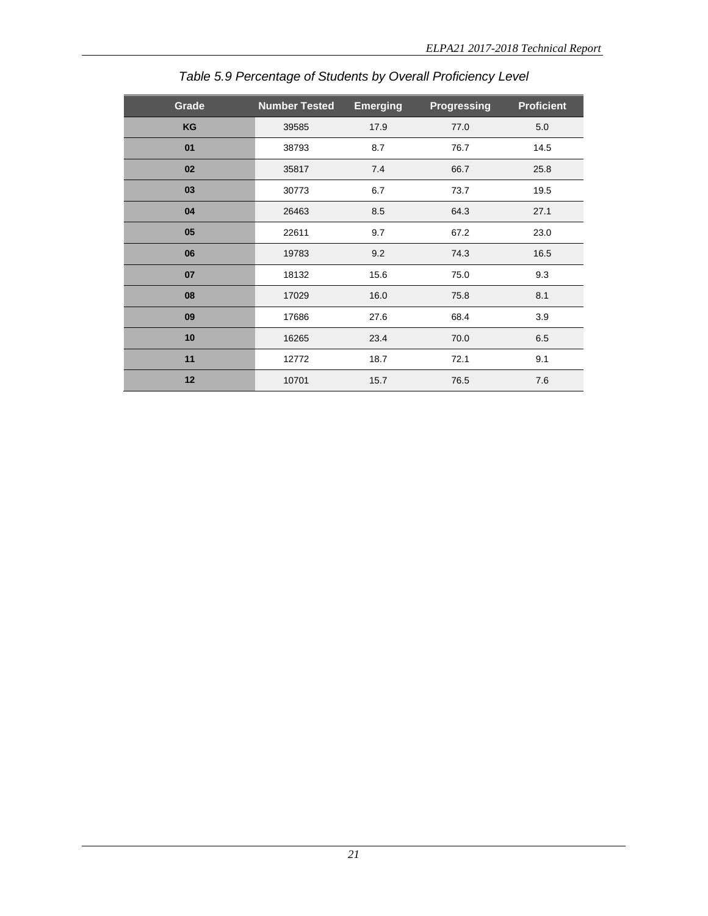*Table 5.9 Percentage of Students by Overall Proficiency Level*

| Grade | Number Tested | Emerging | Progressing | Proficient |
|---|---|---|---|---|
| KG | 39585 | 17.9 | 77.0 | 5.0 |
| 01 | 38793 | 8.7 | 76.7 | 14.5 |
| 02 | 35817 | 7.4 | 66.7 | 25.8 |
| 03 | 30773 | 6.7 | 73.7 | 19.5 |
| 04 | 26463 | 8.5 | 64.3 | 27.1 |
| 05 | 22611 | 9.7 | 67.2 | 23.0 |
| 06 | 19783 | 9.2 | 74.3 | 16.5 |
| 07 | 18132 | 15.6 | 75.0 | 9.3 |
| 08 | 17029 | 16.0 | 75.8 | 8.1 |
| 09 | 17686 | 27.6 | 68.4 | 3.9 |
| 10 | 16265 | 23.4 | 70.0 | 6.5 |
| 11 | 12772 | 18.7 | 72.1 | 9.1 |
| 12 | 10701 | 15.7 | 76.5 | 7.6 |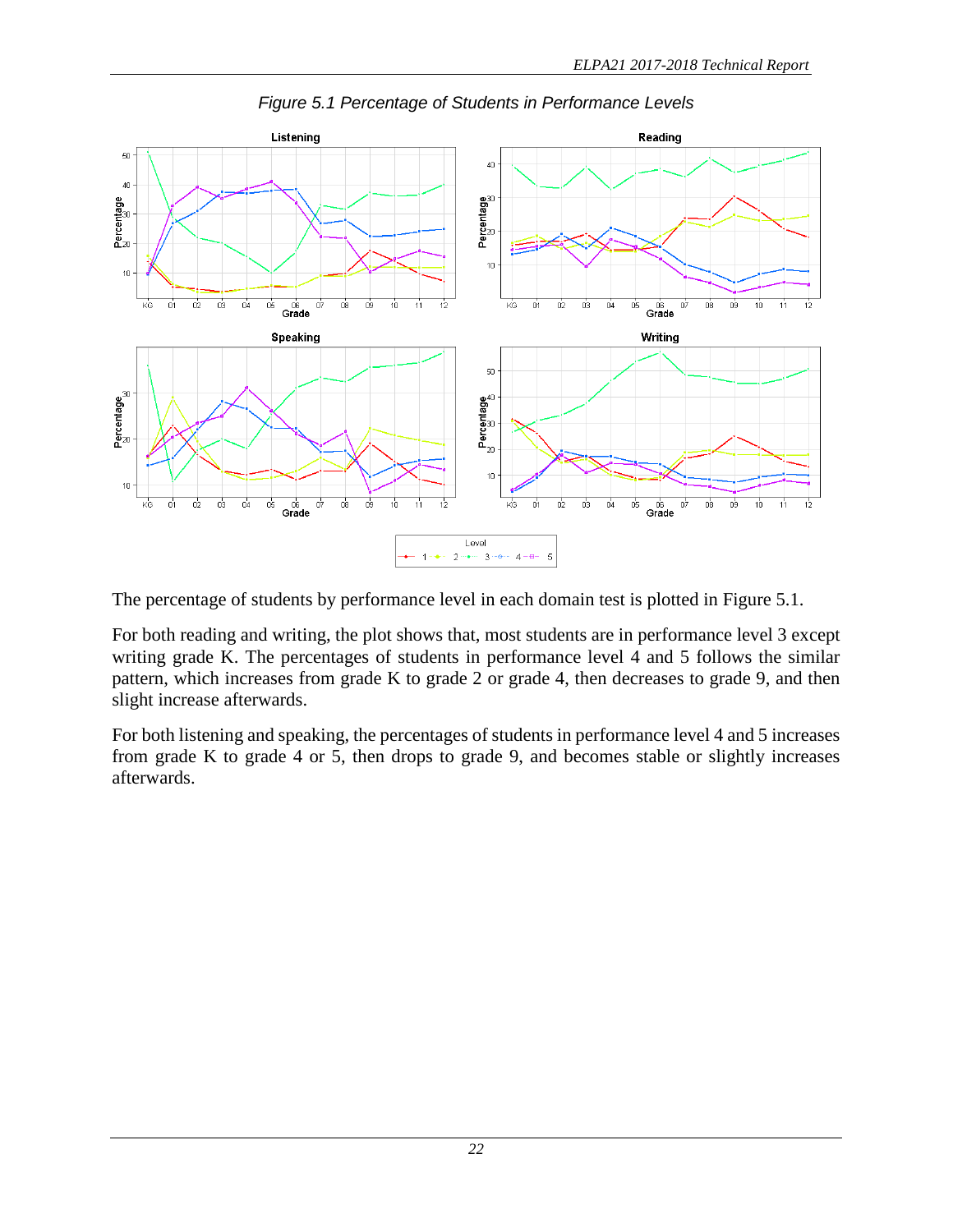*Figure 5.1 Percentage of Students in Performance Levels*

The percentage of students by performance level in each domain test is plotted in Figure 5.1.

For both reading and writing, the plot shows that, most students are in performance level 3 except writing grade K. The percentages of students in performance level 4 and 5 follows the similar pattern, which increases from grade K to grade 2 or grade 4, then decreases to grade 9, and then slight increase afterwards.

For both listening and speaking, the percentages of students in performance level 4 and 5 increases from grade K to grade 4 or 5, then drops to grade 9, and becomes stable or slightly increases afterwards.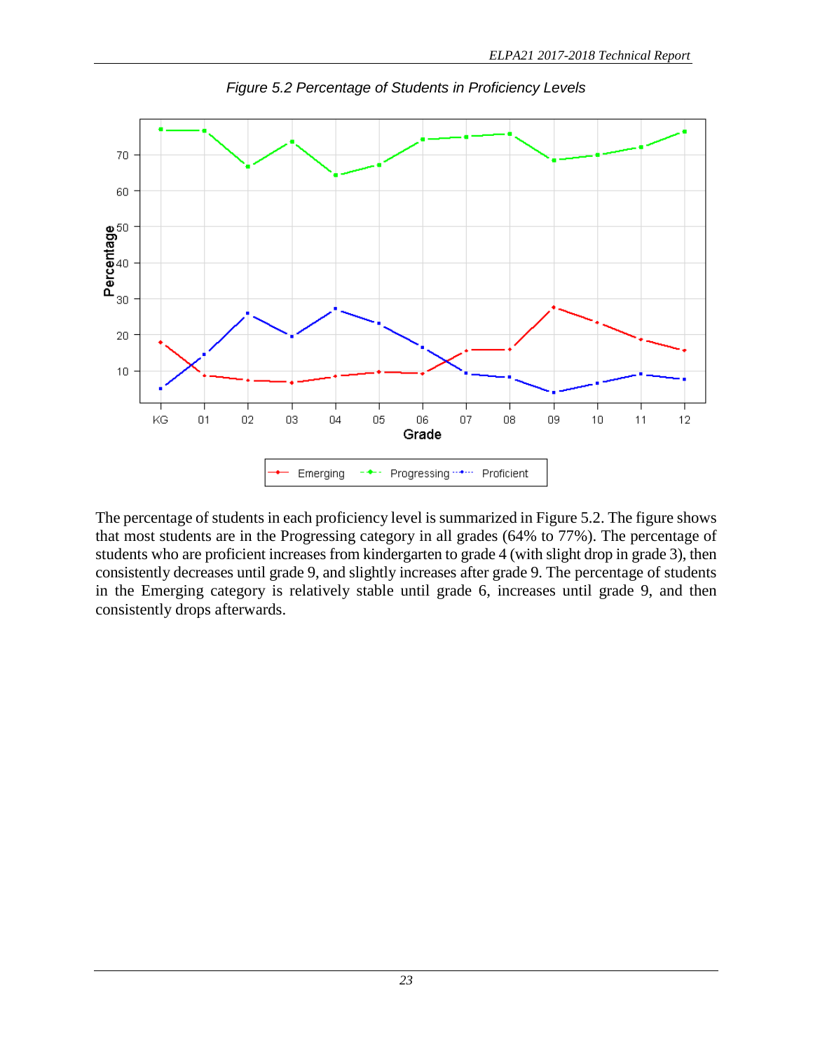*Figure 5.2 Percentage of Students in Proficiency Levels*

The percentage of students in each proficiency level is summarized in Figure 5.2. The figure shows that most students are in the Progressing category in all grades (64% to 77%). The percentage of students who are proficient increases from kindergarten to grade 4 (with slight drop in grade 3), then consistently decreases until grade 9, and slightly increases after grade 9. The percentage of students in the Emerging category is relatively stable until grade 6, increases until grade 9, and then consistently drops afterwards.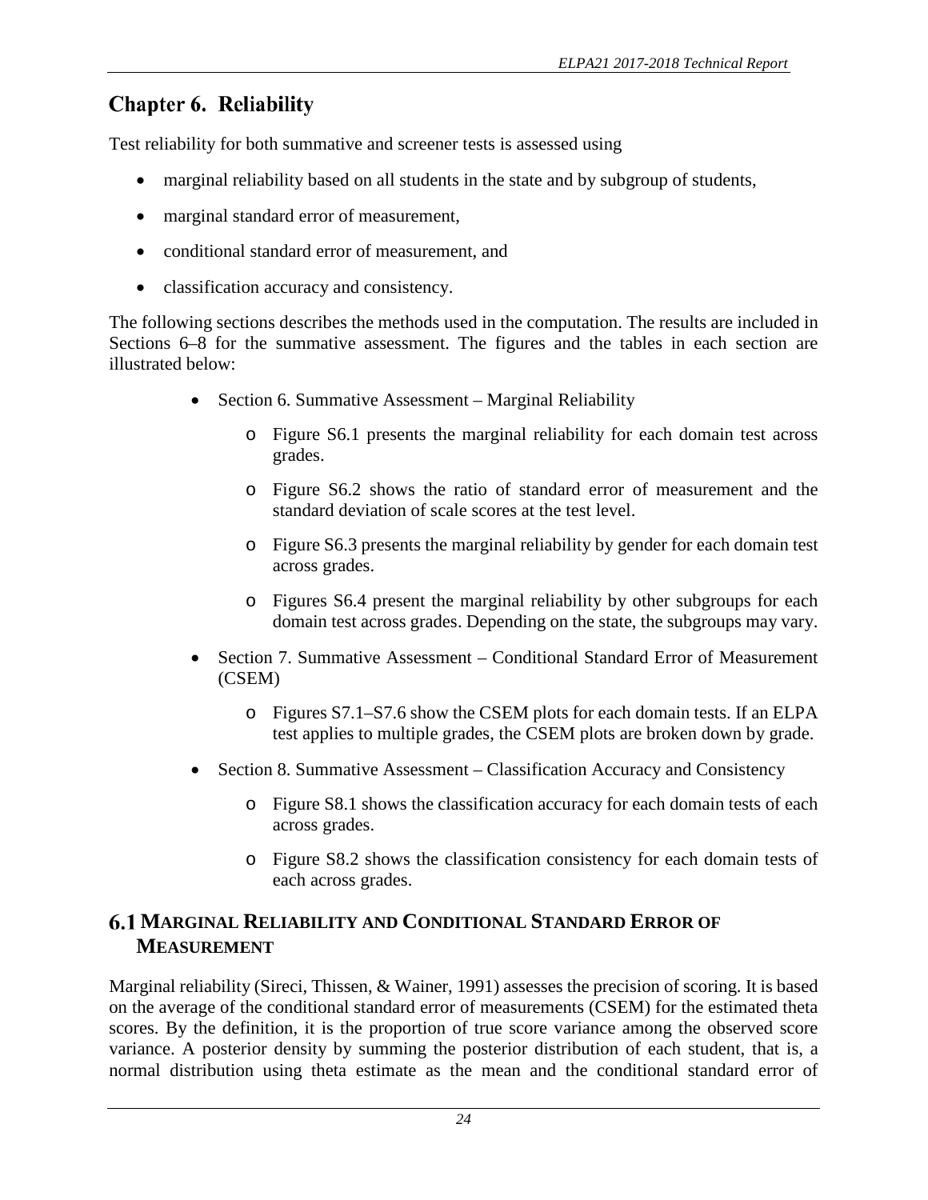# Chapter 6. Reliability

Test reliability for both summative and screener tests is assessed using

- marginal reliability based on all students in the state and by subgroup of students,
- marginal standard error of measurement,
- conditional standard error of measurement, and
- classification accuracy and consistency.

The following sections describes the methods used in the computation. The results are included in Sections 6–8 for the summative assessment. The figures and the tables in each section are illustrated below:

- Section 6. Summative Assessment – Marginal Reliability
    - Figure S6.1 presents the marginal reliability for each domain test across grades.
    - Figure S6.2 shows the ratio of standard error of measurement and the standard deviation of scale scores at the test level.
    - Figure S6.3 presents the marginal reliability by gender for each domain test across grades.
    - Figures S6.4 present the marginal reliability by other subgroups for each domain test across grades. Depending on the state, the subgroups may vary.
- Section 7. Summative Assessment – Conditional Standard Error of Measurement (CSEM)
    - Figures S7.1–S7.6 show the CSEM plots for each domain tests. If an ELPA test applies to multiple grades, the CSEM plots are broken down by grade.
- Section 8. Summative Assessment – Classification Accuracy and Consistency
    - Figure S8.1 shows the classification accuracy for each domain tests of each across grades.
    - Figure S8.2 shows the classification consistency for each domain tests of each across grades.

## 6.1 Marginal Reliability and Conditional Standard Error of Measurement

Marginal reliability (Sireci, Thissen, & Wainer, 1991) assesses the precision of scoring. It is based on the average of the conditional standard error of measurements (CSEM) for the estimated theta scores. By the definition, it is the proportion of true score variance among the observed score variance. A posterior density by summing the posterior distribution of each student, that is, a normal distribution using theta estimate as the mean and the conditional standard error of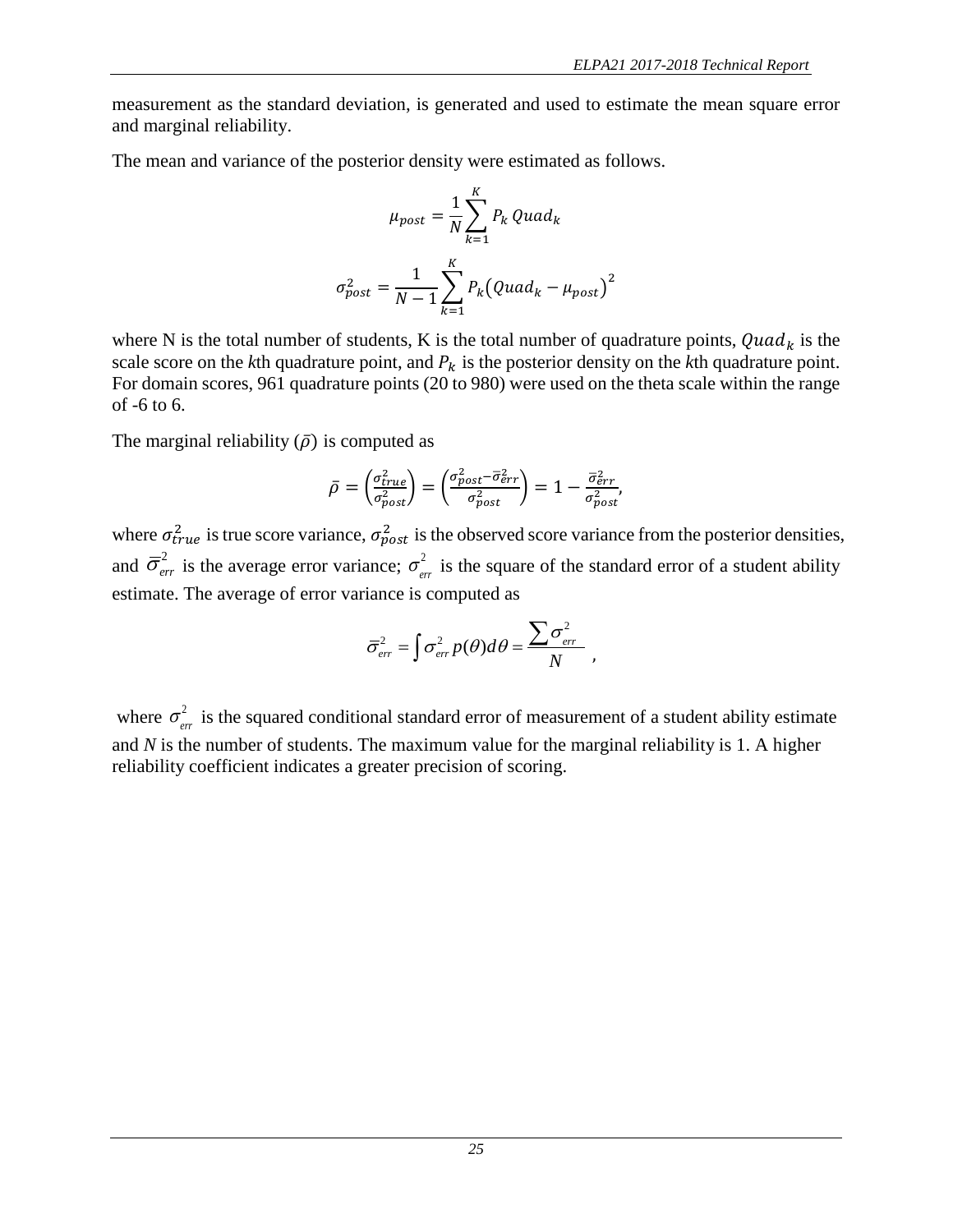measurement as the standard deviation, is generated and used to estimate the mean square error and marginal reliability.

The mean and variance of the posterior density were estimated as follows.

$$\mu_{post} = \frac{1}{N}\sum_{k=1}^{K} P_k \, Quad_k$$

$$\sigma_{post}^2 = \frac{1}{N-1}\sum_{k=1}^{K} P_k \left(Quad_k - \mu_{post}\right)^2$$

where N is the total number of students, K is the total number of quadrature points, $Quad_k$ is the scale score on the *k*th quadrature point, and $P_k$ is the posterior density on the *k*th quadrature point. For domain scores, 961 quadrature points (20 to 980) were used on the theta scale within the range of -6 to 6.

The marginal reliability ($\bar{\rho}$) is computed as

$$\bar{\rho} = \left(\frac{\sigma_{true}^2}{\sigma_{post}^2}\right) = \left(\frac{\sigma_{post}^2 - \bar{\sigma}_{err}^2}{\sigma_{post}^2}\right) = 1 - \frac{\bar{\sigma}_{err}^2}{\sigma_{post}^2},$$

where $\sigma_{true}^2$ is true score variance, $\sigma_{post}^2$ is the observed score variance from the posterior densities, and $\bar{\sigma}_{err}^2$ is the average error variance; $\sigma_{err}^2$ is the square of the standard error of a student ability estimate. The average of error variance is computed as

$$\bar{\sigma}_{err}^2 = \int \sigma_{err}^2 \, p(\theta) d\theta = \frac{\sum \sigma_{err}^2}{N},$$

where $\sigma_{err}^2$ is the squared conditional standard error of measurement of a student ability estimate and *N* is the number of students. The maximum value for the marginal reliability is 1. A higher reliability coefficient indicates a greater precision of scoring.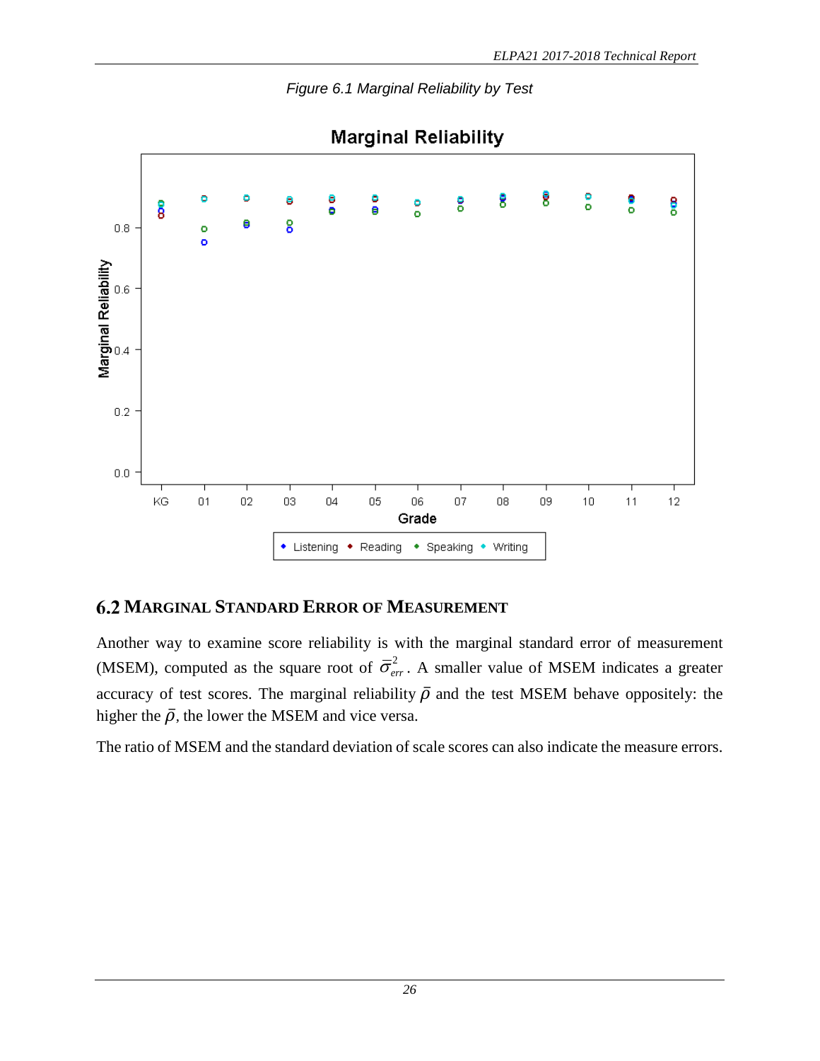*Figure 6.1 Marginal Reliability by Test*

## 6.2 Marginal Standard Error of Measurement

Another way to examine score reliability is with the marginal standard error of measurement (MSEM), computed as the square root of $\bar{\sigma}^2_{err}$. A smaller value of MSEM indicates a greater accuracy of test scores. The marginal reliability $\bar{\rho}$ and the test MSEM behave oppositely: the higher the $\bar{\rho}$, the lower the MSEM and vice versa.

The ratio of MSEM and the standard deviation of scale scores can also indicate the measure errors.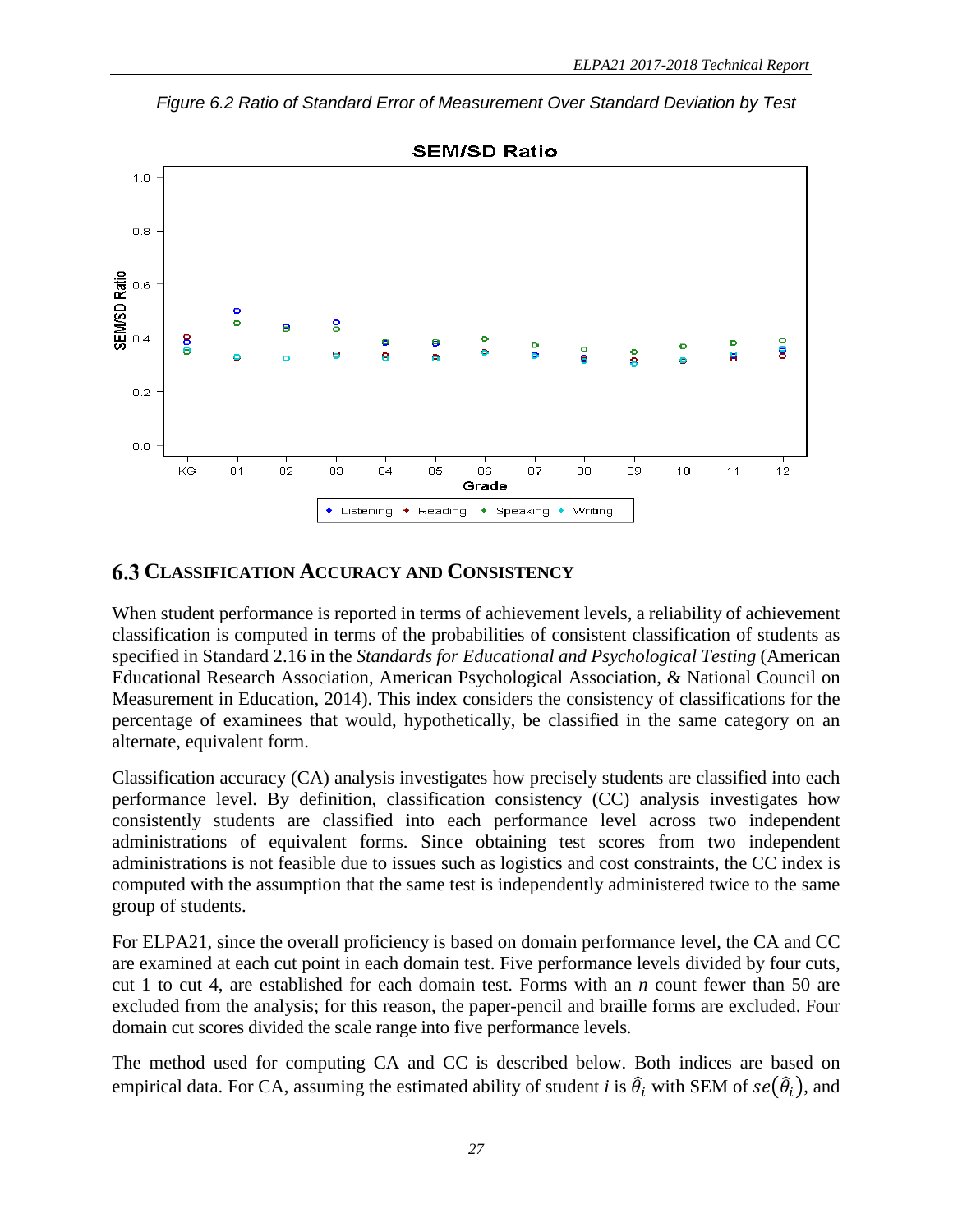*Figure 6.2 Ratio of Standard Error of Measurement Over Standard Deviation by Test*

## 6.3 Classification Accuracy and Consistency

When student performance is reported in terms of achievement levels, a reliability of achievement classification is computed in terms of the probabilities of consistent classification of students as specified in Standard 2.16 in the *Standards for Educational and Psychological Testing* (American Educational Research Association, American Psychological Association, & National Council on Measurement in Education, 2014). This index considers the consistency of classifications for the percentage of examinees that would, hypothetically, be classified in the same category on an alternate, equivalent form.

Classification accuracy (CA) analysis investigates how precisely students are classified into each performance level. By definition, classification consistency (CC) analysis investigates how consistently students are classified into each performance level across two independent administrations of equivalent forms. Since obtaining test scores from two independent administrations is not feasible due to issues such as logistics and cost constraints, the CC index is computed with the assumption that the same test is independently administered twice to the same group of students.

For ELPA21, since the overall proficiency is based on domain performance level, the CA and CC are examined at each cut point in each domain test. Five performance levels divided by four cuts, cut 1 to cut 4, are established for each domain test. Forms with an *n* count fewer than 50 are excluded from the analysis; for this reason, the paper-pencil and braille forms are excluded. Four domain cut scores divided the scale range into five performance levels.

The method used for computing CA and CC is described below. Both indices are based on empirical data. For CA, assuming the estimated ability of student *i* is $\hat{\theta}_i$ with SEM of $se(\hat{\theta}_i)$, and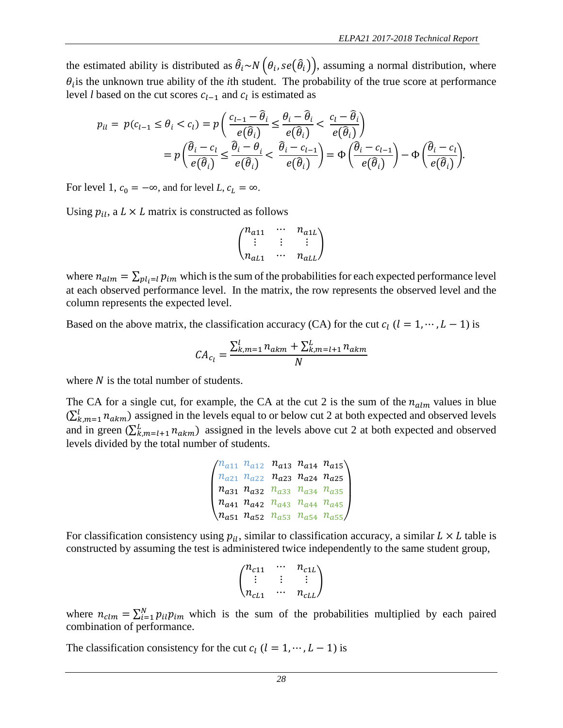the estimated ability is distributed as $\hat{\theta}_i \sim N\left(\theta_i, se\left(\hat{\theta}_i\right)\right)$, assuming a normal distribution, where $\theta_i$ is the unknown true ability of the *i*th student. The probability of the true score at performance level *l* based on the cut scores $c_{l-1}$ and $c_l$ is estimated as

$$p_{il} = p(c_{l-1} \le \theta_i < c_l) = p\left(\frac{c_{l-1} - \hat{\theta}_i}{e(\hat{\theta}_i)} \le \frac{\theta_i - \hat{\theta}_i}{e(\hat{\theta}_i)} < \frac{c_l - \hat{\theta}_i}{e(\hat{\theta}_i)}\right)$$
$$= p\left(\frac{\hat{\theta}_i - c_l}{e(\hat{\theta}_i)} \le \frac{\hat{\theta}_i - \theta_i}{e(\hat{\theta}_i)} < \frac{\hat{\theta}_i - c_{l-1}}{e(\hat{\theta}_i)}\right) = \Phi\left(\frac{\hat{\theta}_i - c_{l-1}}{e(\hat{\theta}_i)}\right) - \Phi\left(\frac{\hat{\theta}_i - c_l}{e(\hat{\theta}_i)}\right).$$

For level 1, $c_0 = -\infty$, and for level *L*, $c_L = \infty$.

Using $p_{il}$, a $L \times L$ matrix is constructed as follows

$$\begin{pmatrix} n_{a11} & \cdots & n_{a1L} \\ \vdots & \vdots & \vdots \\ n_{aL1} & \cdots & n_{aLL} \end{pmatrix}$$

where $n_{alm} = \sum_{pl_i = l} p_{im}$ which is the sum of the probabilities for each expected performance level at each observed performance level. In the matrix, the row represents the observed level and the column represents the expected level.

Based on the above matrix, the classification accuracy (CA) for the cut $c_l$ $(l = 1, \cdots, L-1)$ is

$$CA_{c_l} = \frac{\sum_{k,m=1}^{l} n_{akm} + \sum_{k,m=l+1}^{L} n_{akm}}{N}$$

where $N$ is the total number of students.

The CA for a single cut, for example, the CA at the cut 2 is the sum of the $n_{alm}$ values in blue $(\sum_{k,m=1}^{l} n_{akm})$ assigned in the levels equal to or below cut 2 at both expected and observed levels and in green $(\sum_{k,m=l+1}^{L} n_{akm})$ assigned in the levels above cut 2 at both expected and observed levels divided by the total number of students.

$$\begin{pmatrix} n_{a11} & n_{a12} & n_{a13} & n_{a14} & n_{a15} \\ n_{a21} & n_{a22} & n_{a23} & n_{a24} & n_{a25} \\ n_{a31} & n_{a32} & n_{a33} & n_{a34} & n_{a35} \\ n_{a41} & n_{a42} & n_{a43} & n_{a44} & n_{a45} \\ n_{a51} & n_{a52} & n_{a53} & n_{a54} & n_{a55} \end{pmatrix}$$

For classification consistency using $p_{il}$, similar to classification accuracy, a similar $L \times L$ table is constructed by assuming the test is administered twice independently to the same student group,

$$\begin{pmatrix} n_{c11} & \cdots & n_{c1L} \\ \vdots & \vdots & \vdots \\ n_{cL1} & \cdots & n_{cLL} \end{pmatrix}$$

where $n_{clm} = \sum_{i=1}^{N} p_{il} p_{im}$ which is the sum of the probabilities multiplied by each paired combination of performance.

The classification consistency for the cut $c_l$ $(l = 1, \cdots, L-1)$ is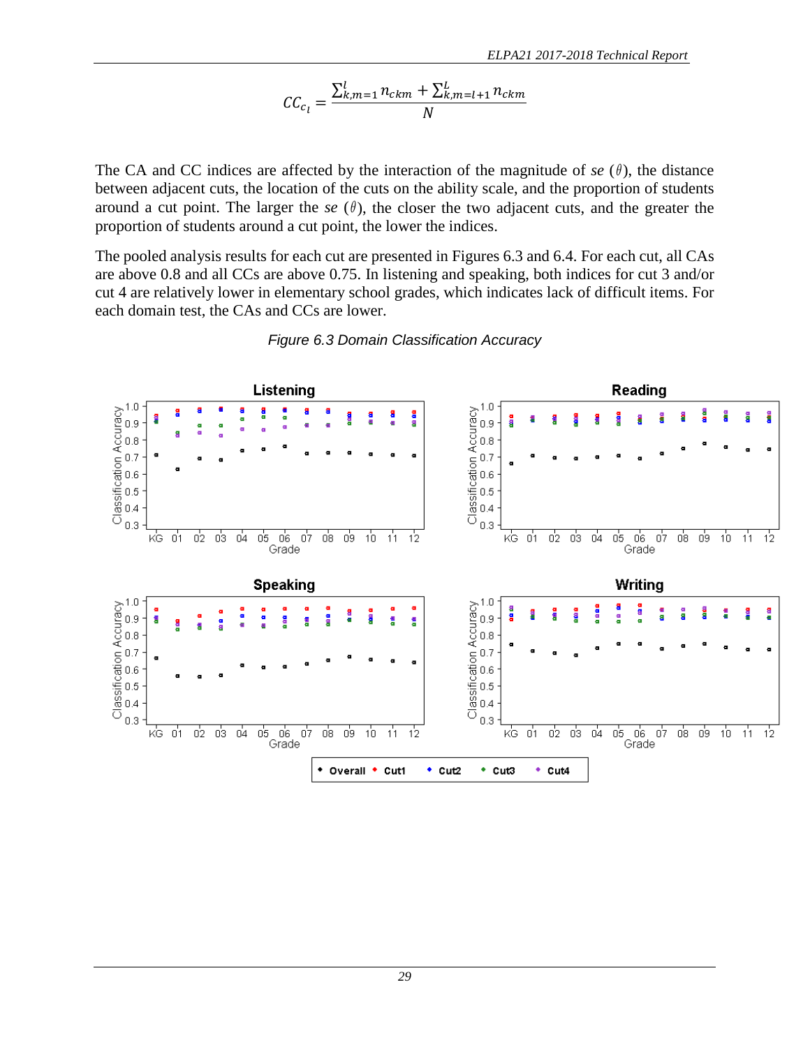$$CC_{c_l} = \frac{\sum_{k,m=1}^{l} n_{ckm} + \sum_{k,m=l+1}^{L} n_{ckm}}{N}$$

The CA and CC indices are affected by the interaction of the magnitude of *se* ($\theta$), the distance between adjacent cuts, the location of the cuts on the ability scale, and the proportion of students around a cut point. The larger the *se* ($\theta$), the closer the two adjacent cuts, and the greater the proportion of students around a cut point, the lower the indices.

The pooled analysis results for each cut are presented in Figures 6.3 and 6.4. For each cut, all CAs are above 0.8 and all CCs are above 0.75. In listening and speaking, both indices for cut 3 and/or cut 4 are relatively lower in elementary school grades, which indicates lack of difficult items. For each domain test, the CAs and CCs are lower.

*Figure 6.3 Domain Classification Accuracy*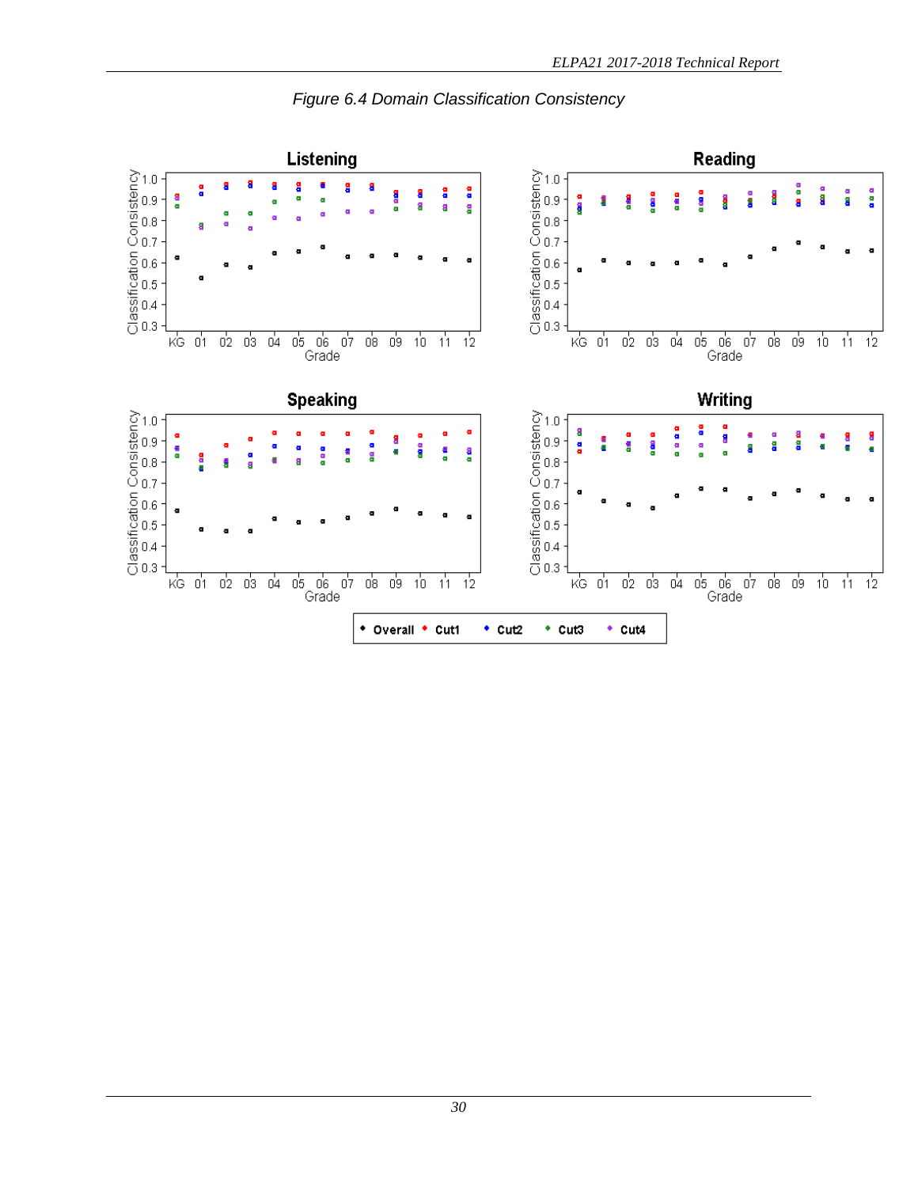*Figure 6.4 Domain Classification Consistency*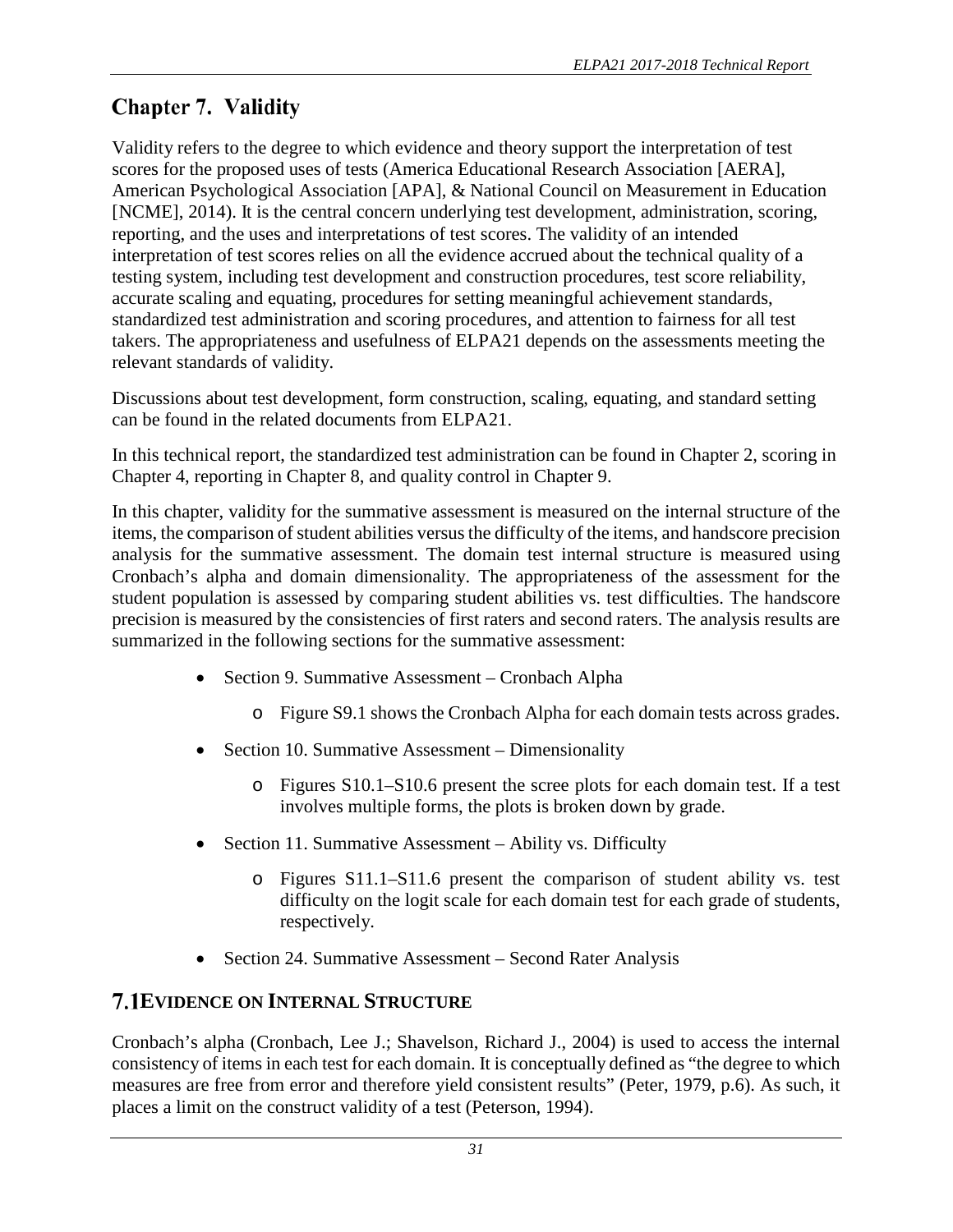# Chapter 7. Validity

Validity refers to the degree to which evidence and theory support the interpretation of test scores for the proposed uses of tests (America Educational Research Association [AERA], American Psychological Association [APA], & National Council on Measurement in Education [NCME], 2014). It is the central concern underlying test development, administration, scoring, reporting, and the uses and interpretations of test scores. The validity of an intended interpretation of test scores relies on all the evidence accrued about the technical quality of a testing system, including test development and construction procedures, test score reliability, accurate scaling and equating, procedures for setting meaningful achievement standards, standardized test administration and scoring procedures, and attention to fairness for all test takers. The appropriateness and usefulness of ELPA21 depends on the assessments meeting the relevant standards of validity.

Discussions about test development, form construction, scaling, equating, and standard setting can be found in the related documents from ELPA21.

In this technical report, the standardized test administration can be found in Chapter 2, scoring in Chapter 4, reporting in Chapter 8, and quality control in Chapter 9.

In this chapter, validity for the summative assessment is measured on the internal structure of the items, the comparison of student abilities versus the difficulty of the items, and handscore precision analysis for the summative assessment. The domain test internal structure is measured using Cronbach's alpha and domain dimensionality. The appropriateness of the assessment for the student population is assessed by comparing student abilities vs. test difficulties. The handscore precision is measured by the consistencies of first raters and second raters. The analysis results are summarized in the following sections for the summative assessment:

- Section 9. Summative Assessment – Cronbach Alpha
  - Figure S9.1 shows the Cronbach Alpha for each domain tests across grades.
- Section 10. Summative Assessment – Dimensionality
  - Figures S10.1–S10.6 present the scree plots for each domain test. If a test involves multiple forms, the plots is broken down by grade.
- Section 11. Summative Assessment – Ability vs. Difficulty
  - Figures S11.1–S11.6 present the comparison of student ability vs. test difficulty on the logit scale for each domain test for each grade of students, respectively.
- Section 24. Summative Assessment – Second Rater Analysis

## 7.1 Evidence on Internal Structure

Cronbach's alpha (Cronbach, Lee J.; Shavelson, Richard J., 2004) is used to access the internal consistency of items in each test for each domain. It is conceptually defined as "the degree to which measures are free from error and therefore yield consistent results" (Peter, 1979, p.6). As such, it places a limit on the construct validity of a test (Peterson, 1994).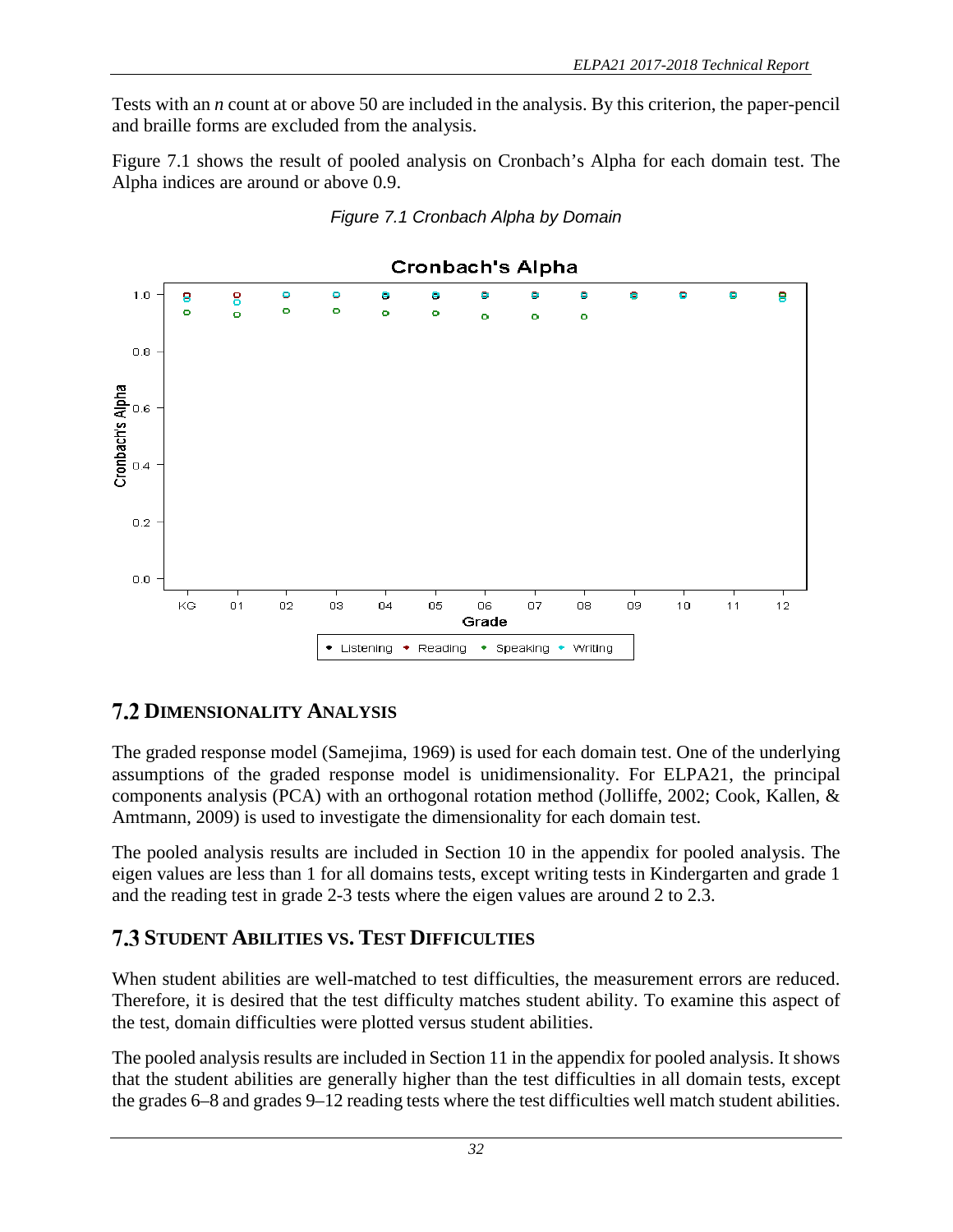Tests with an *n* count at or above 50 are included in the analysis. By this criterion, the paper-pencil and braille forms are excluded from the analysis.

Figure 7.1 shows the result of pooled analysis on Cronbach's Alpha for each domain test. The Alpha indices are around or above 0.9.

*Figure 7.1 Cronbach Alpha by Domain*

## 7.2 DIMENSIONALITY ANALYSIS

The graded response model (Samejima, 1969) is used for each domain test. One of the underlying assumptions of the graded response model is unidimensionality. For ELPA21, the principal components analysis (PCA) with an orthogonal rotation method (Jolliffe, 2002; Cook, Kallen, & Amtmann, 2009) is used to investigate the dimensionality for each domain test.

The pooled analysis results are included in Section 10 in the appendix for pooled analysis. The eigen values are less than 1 for all domains tests, except writing tests in Kindergarten and grade 1 and the reading test in grade 2-3 tests where the eigen values are around 2 to 2.3.

## 7.3 STUDENT ABILITIES VS. TEST DIFFICULTIES

When student abilities are well-matched to test difficulties, the measurement errors are reduced. Therefore, it is desired that the test difficulty matches student ability. To examine this aspect of the test, domain difficulties were plotted versus student abilities.

The pooled analysis results are included in Section 11 in the appendix for pooled analysis. It shows that the student abilities are generally higher than the test difficulties in all domain tests, except the grades 6–8 and grades 9–12 reading tests where the test difficulties well match student abilities.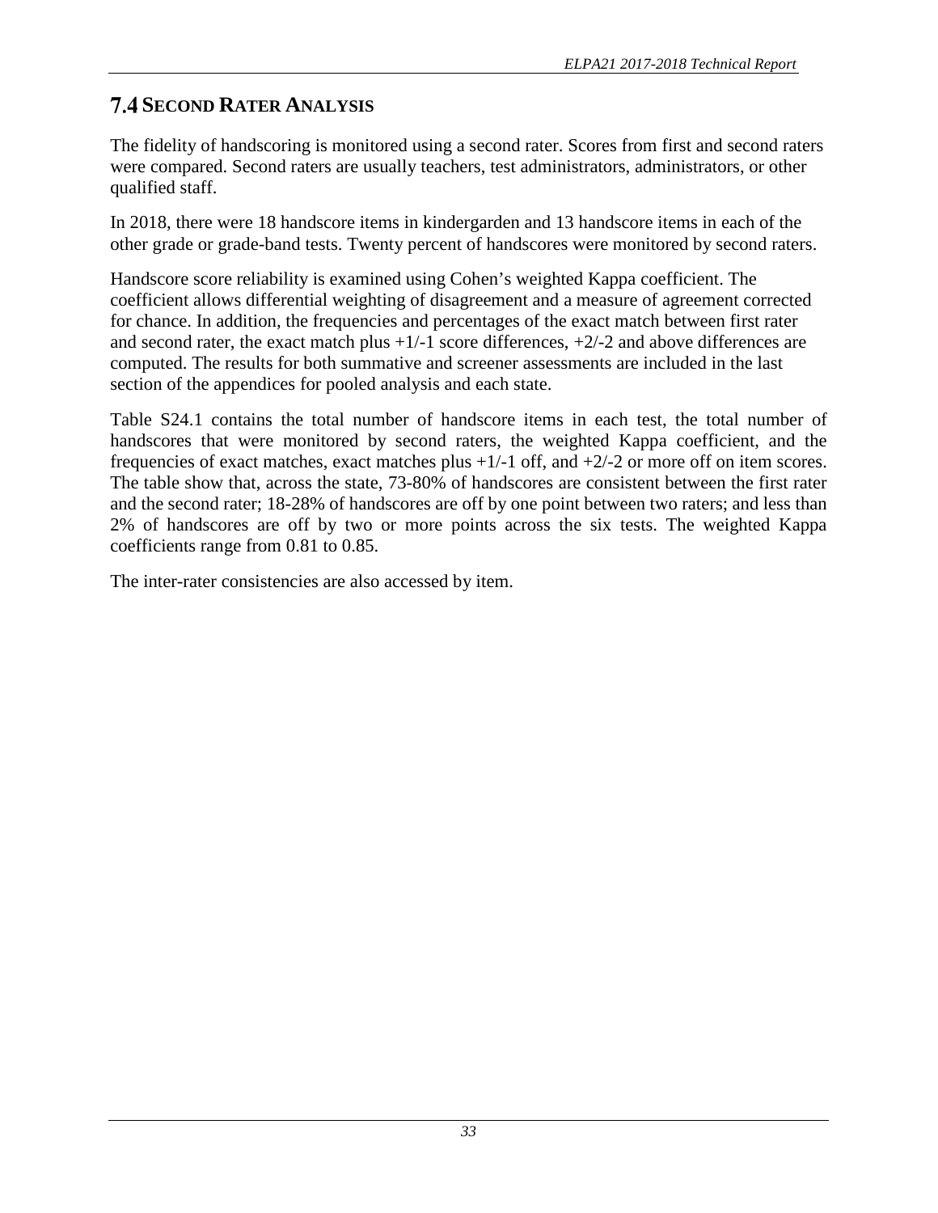## 7.4 Second Rater Analysis

The fidelity of handscoring is monitored using a second rater. Scores from first and second raters were compared. Second raters are usually teachers, test administrators, administrators, or other qualified staff.

In 2018, there were 18 handscore items in kindergarden and 13 handscore items in each of the other grade or grade-band tests. Twenty percent of handscores were monitored by second raters.

Handscore score reliability is examined using Cohen's weighted Kappa coefficient. The coefficient allows differential weighting of disagreement and a measure of agreement corrected for chance. In addition, the frequencies and percentages of the exact match between first rater and second rater, the exact match plus +1/-1 score differences, +2/-2 and above differences are computed. The results for both summative and screener assessments are included in the last section of the appendices for pooled analysis and each state.

Table S24.1 contains the total number of handscore items in each test, the total number of handscores that were monitored by second raters, the weighted Kappa coefficient, and the frequencies of exact matches, exact matches plus +1/-1 off, and +2/-2 or more off on item scores. The table show that, across the state, 73-80% of handscores are consistent between the first rater and the second rater; 18-28% of handscores are off by one point between two raters; and less than 2% of handscores are off by two or more points across the six tests. The weighted Kappa coefficients range from 0.81 to 0.85.

The inter-rater consistencies are also accessed by item.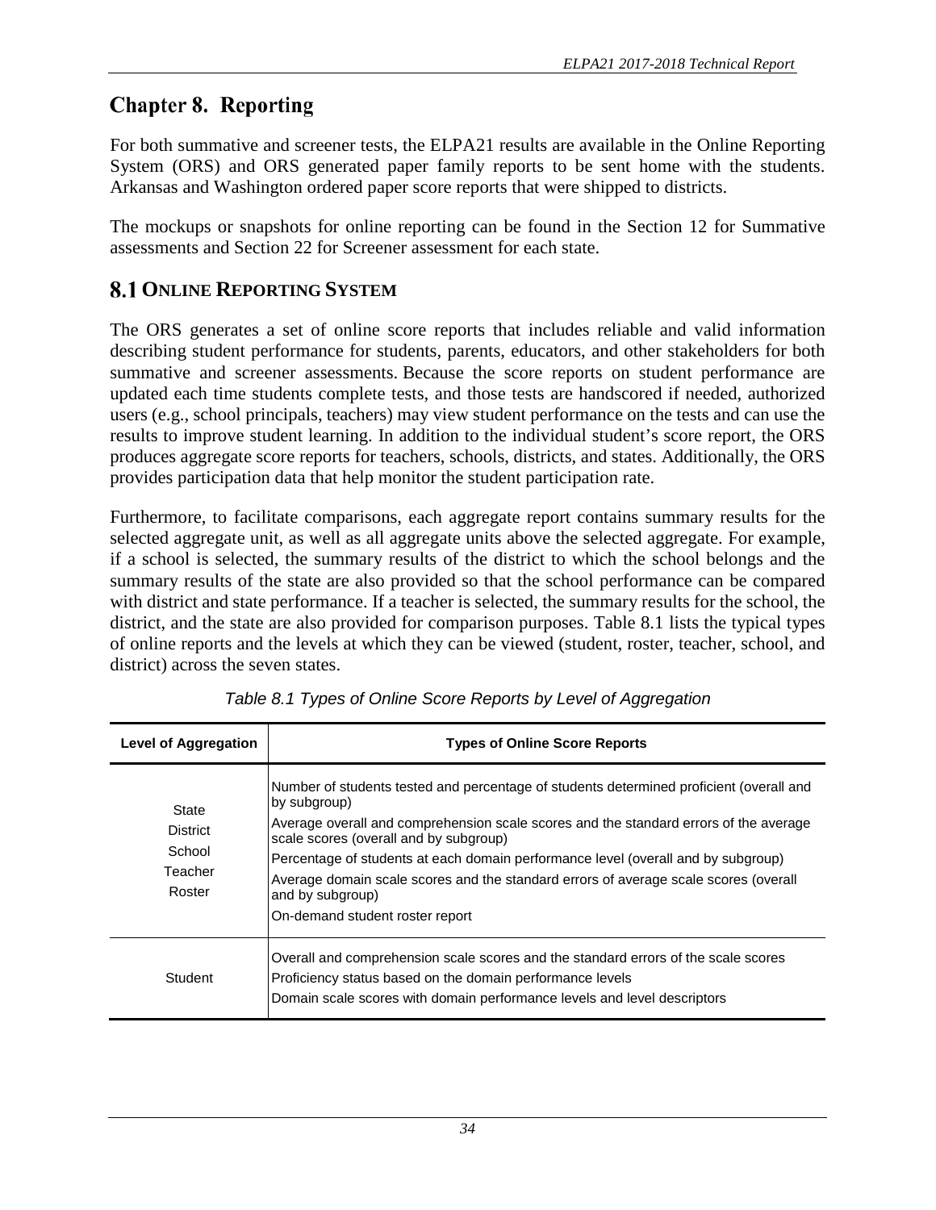# Chapter 8. Reporting

For both summative and screener tests, the ELPA21 results are available in the Online Reporting System (ORS) and ORS generated paper family reports to be sent home with the students. Arkansas and Washington ordered paper score reports that were shipped to districts.

The mockups or snapshots for online reporting can be found in the Section 12 for Summative assessments and Section 22 for Screener assessment for each state.

## 8.1 Online Reporting System

The ORS generates a set of online score reports that includes reliable and valid information describing student performance for students, parents, educators, and other stakeholders for both summative and screener assessments. Because the score reports on student performance are updated each time students complete tests, and those tests are handscored if needed, authorized users (e.g., school principals, teachers) may view student performance on the tests and can use the results to improve student learning. In addition to the individual student's score report, the ORS produces aggregate score reports for teachers, schools, districts, and states. Additionally, the ORS provides participation data that help monitor the student participation rate.

Furthermore, to facilitate comparisons, each aggregate report contains summary results for the selected aggregate unit, as well as all aggregate units above the selected aggregate. For example, if a school is selected, the summary results of the district to which the school belongs and the summary results of the state are also provided so that the school performance can be compared with district and state performance. If a teacher is selected, the summary results for the school, the district, and the state are also provided for comparison purposes. Table 8.1 lists the typical types of online reports and the levels at which they can be viewed (student, roster, teacher, school, and district) across the seven states.

*Table 8.1 Types of Online Score Reports by Level of Aggregation*

| Level of Aggregation | Types of Online Score Reports |
|---|---|
| State<br>District<br>School<br>Teacher<br>Roster | Number of students tested and percentage of students determined proficient (overall and by subgroup)<br>Average overall and comprehension scale scores and the standard errors of the average scale scores (overall and by subgroup)<br>Percentage of students at each domain performance level (overall and by subgroup)<br>Average domain scale scores and the standard errors of average scale scores (overall and by subgroup)<br>On-demand student roster report |
| Student | Overall and comprehension scale scores and the standard errors of the scale scores<br>Proficiency status based on the domain performance levels<br>Domain scale scores with domain performance levels and level descriptors |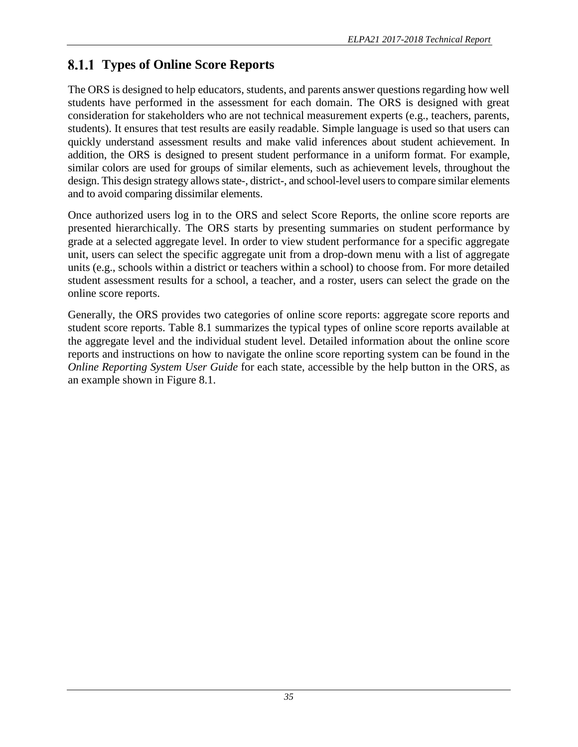### 8.1.1 Types of Online Score Reports

The ORS is designed to help educators, students, and parents answer questions regarding how well students have performed in the assessment for each domain. The ORS is designed with great consideration for stakeholders who are not technical measurement experts (e.g., teachers, parents, students). It ensures that test results are easily readable. Simple language is used so that users can quickly understand assessment results and make valid inferences about student achievement. In addition, the ORS is designed to present student performance in a uniform format. For example, similar colors are used for groups of similar elements, such as achievement levels, throughout the design. This design strategy allows state-, district-, and school-level users to compare similar elements and to avoid comparing dissimilar elements.

Once authorized users log in to the ORS and select Score Reports, the online score reports are presented hierarchically. The ORS starts by presenting summaries on student performance by grade at a selected aggregate level. In order to view student performance for a specific aggregate unit, users can select the specific aggregate unit from a drop-down menu with a list of aggregate units (e.g., schools within a district or teachers within a school) to choose from. For more detailed student assessment results for a school, a teacher, and a roster, users can select the grade on the online score reports.

Generally, the ORS provides two categories of online score reports: aggregate score reports and student score reports. Table 8.1 summarizes the typical types of online score reports available at the aggregate level and the individual student level. Detailed information about the online score reports and instructions on how to navigate the online score reporting system can be found in the *Online Reporting System User Guide* for each state, accessible by the help button in the ORS, as an example shown in Figure 8.1.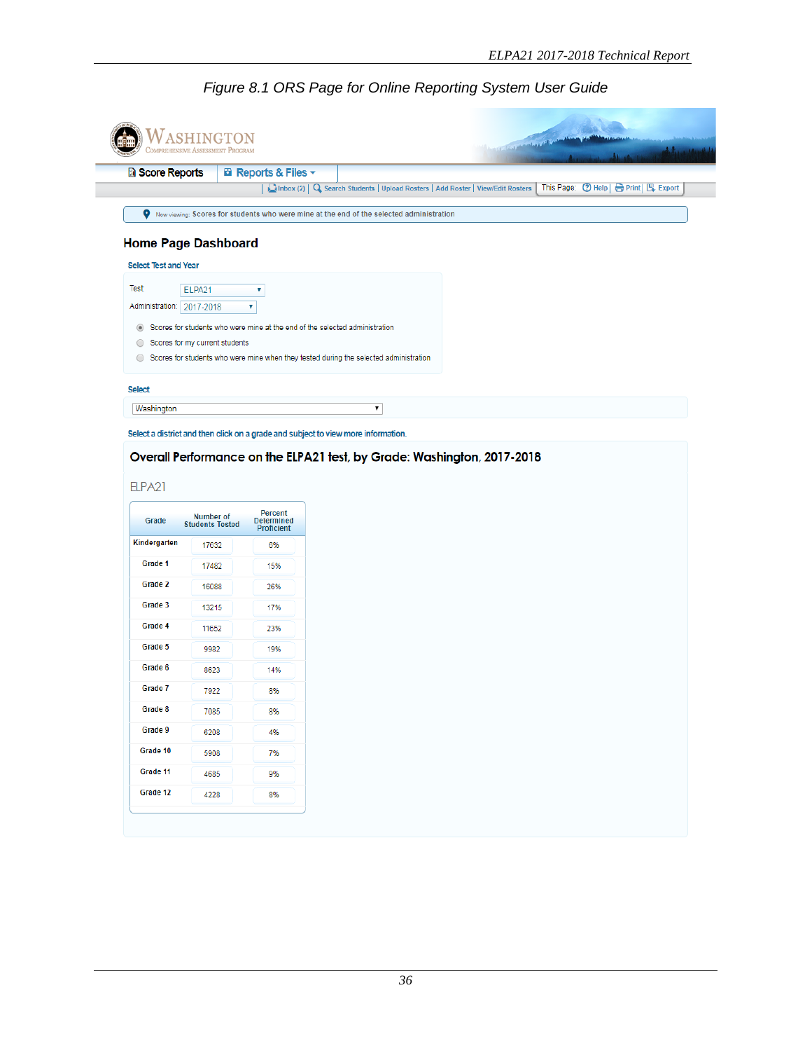*Figure 8.1 ORS Page for Online Reporting System User Guide*

WASHINGTON
COMPREHENSIVE ASSESSMENT PROGRAM

Score Reports | Reports & Files

Inbox (2) | Search Students | Upload Rosters | Add Roster | View/Edit Rosters | This Page: Help | Print | Export

Now viewing: Scores for students who were mine at the end of the selected administration

## Home Page Dashboard

**Select Test and Year**

Test: ELPA21

Administration: 2017-2018

- (•) Scores for students who were mine at the end of the selected administration
- ( ) Scores for my current students
- ( ) Scores for students who were mine when they tested during the selected administration

**Select**

Washington

Select a district and then click on a grade and subject to view more information.

### Overall Performance on the ELPA21 test, by Grade: Washington, 2017-2018

ELPA21

| Grade | Number of Students Tested | Percent Determined Proficient |
|---|---|---|
| Kindergarten | 17632 | 6% |
| Grade 1 | 17482 | 15% |
| Grade 2 | 16088 | 26% |
| Grade 3 | 13215 | 17% |
| Grade 4 | 11652 | 23% |
| Grade 5 | 9982 | 19% |
| Grade 6 | 8623 | 14% |
| Grade 7 | 7922 | 8% |
| Grade 8 | 7085 | 8% |
| Grade 9 | 6208 | 4% |
| Grade 10 | 5908 | 7% |
| Grade 11 | 4685 | 9% |
| Grade 12 | 4228 | 8% |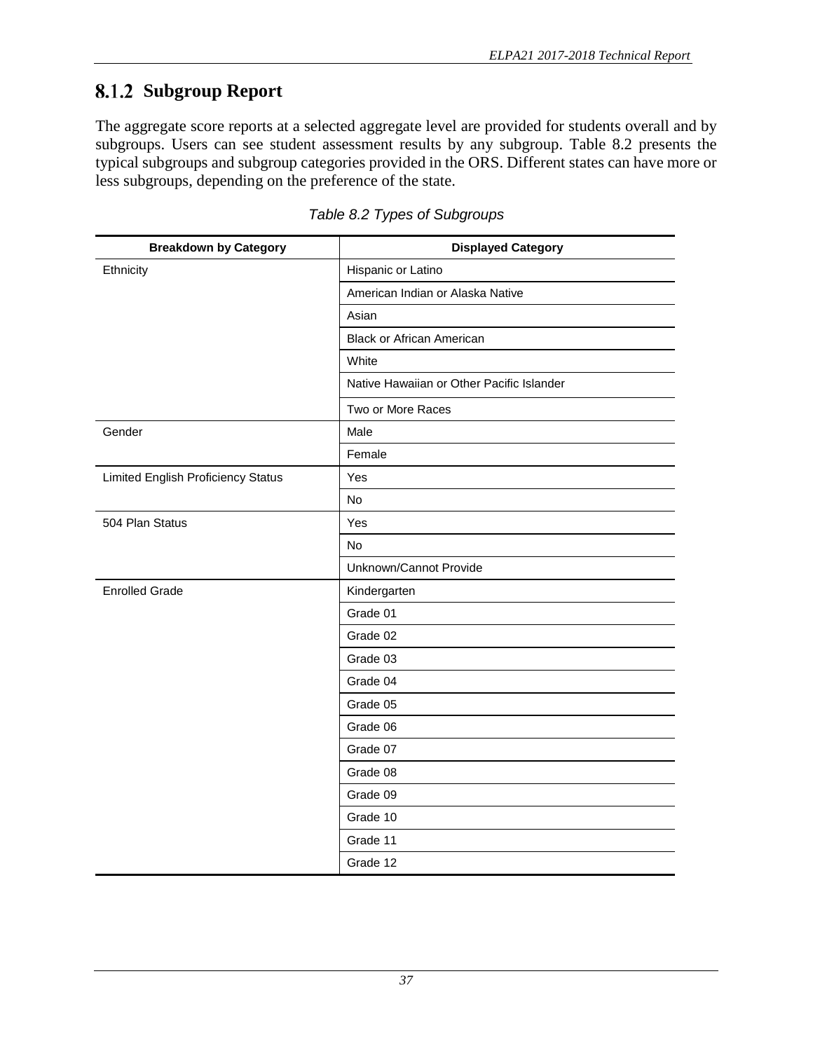### 8.1.2 Subgroup Report

The aggregate score reports at a selected aggregate level are provided for students overall and by subgroups. Users can see student assessment results by any subgroup. Table 8.2 presents the typical subgroups and subgroup categories provided in the ORS. Different states can have more or less subgroups, depending on the preference of the state.

*Table 8.2 Types of Subgroups*

| Breakdown by Category | Displayed Category |
|---|---|
| Ethnicity | Hispanic or Latino |
| | American Indian or Alaska Native |
| | Asian |
| | Black or African American |
| | White |
| | Native Hawaiian or Other Pacific Islander |
| | Two or More Races |
| Gender | Male |
| | Female |
| Limited English Proficiency Status | Yes |
| | No |
| 504 Plan Status | Yes |
| | No |
| | Unknown/Cannot Provide |
| Enrolled Grade | Kindergarten |
| | Grade 01 |
| | Grade 02 |
| | Grade 03 |
| | Grade 04 |
| | Grade 05 |
| | Grade 06 |
| | Grade 07 |
| | Grade 08 |
| | Grade 09 |
| | Grade 10 |
| | Grade 11 |
| | Grade 12 |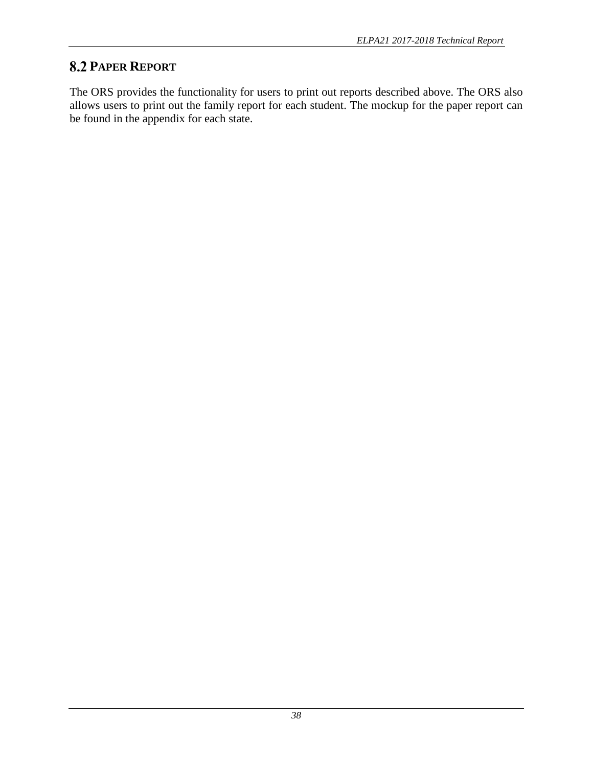## 8.2 PAPER REPORT

The ORS provides the functionality for users to print out reports described above. The ORS also allows users to print out the family report for each student. The mockup for the paper report can be found in the appendix for each state.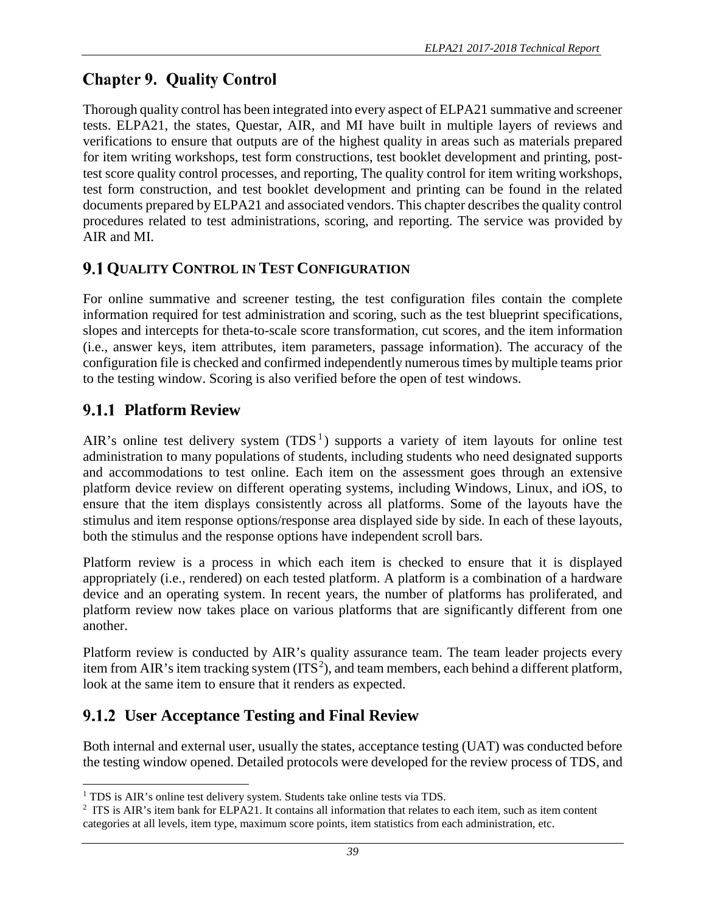# Chapter 9. Quality Control

Thorough quality control has been integrated into every aspect of ELPA21 summative and screener tests. ELPA21, the states, Questar, AIR, and MI have built in multiple layers of reviews and verifications to ensure that outputs are of the highest quality in areas such as materials prepared for item writing workshops, test form constructions, test booklet development and printing, post-test score quality control processes, and reporting, The quality control for item writing workshops, test form construction, and test booklet development and printing can be found in the related documents prepared by ELPA21 and associated vendors. This chapter describes the quality control procedures related to test administrations, scoring, and reporting. The service was provided by AIR and MI.

## 9.1 Quality Control in Test Configuration

For online summative and screener testing, the test configuration files contain the complete information required for test administration and scoring, such as the test blueprint specifications, slopes and intercepts for theta-to-scale score transformation, cut scores, and the item information (i.e., answer keys, item attributes, item parameters, passage information). The accuracy of the configuration file is checked and confirmed independently numerous times by multiple teams prior to the testing window. Scoring is also verified before the open of test windows.

### 9.1.1 Platform Review

AIR's online test delivery system (TDS[1]) supports a variety of item layouts for online test administration to many populations of students, including students who need designated supports and accommodations to test online. Each item on the assessment goes through an extensive platform device review on different operating systems, including Windows, Linux, and iOS, to ensure that the item displays consistently across all platforms. Some of the layouts have the stimulus and item response options/response area displayed side by side. In each of these layouts, both the stimulus and the response options have independent scroll bars.

Platform review is a process in which each item is checked to ensure that it is displayed appropriately (i.e., rendered) on each tested platform. A platform is a combination of a hardware device and an operating system. In recent years, the number of platforms has proliferated, and platform review now takes place on various platforms that are significantly different from one another.

Platform review is conducted by AIR's quality assurance team. The team leader projects every item from AIR's item tracking system (ITS[2]), and team members, each behind a different platform, look at the same item to ensure that it renders as expected.

### 9.1.2 User Acceptance Testing and Final Review

Both internal and external user, usually the states, acceptance testing (UAT) was conducted before the testing window opened. Detailed protocols were developed for the review process of TDS, and

---

[1] TDS is AIR's online test delivery system. Students take online tests via TDS.

[2] ITS is AIR's item bank for ELPA21. It contains all information that relates to each item, such as item content categories at all levels, item type, maximum score points, item statistics from each administration, etc.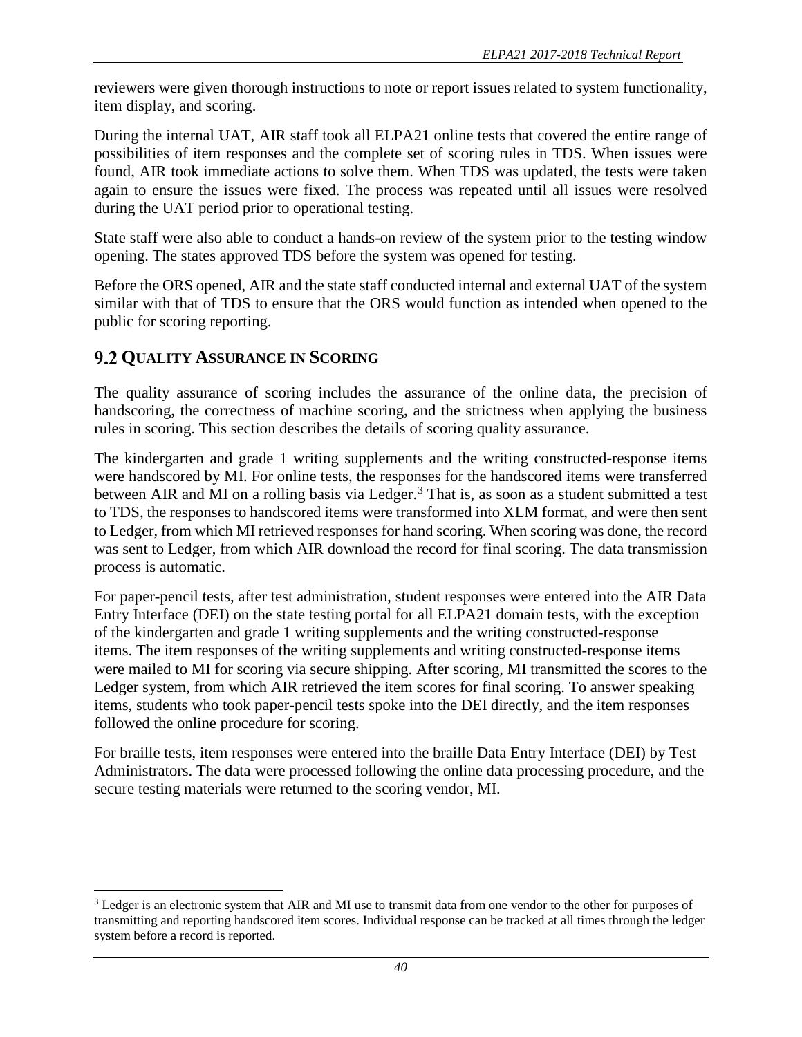reviewers were given thorough instructions to note or report issues related to system functionality, item display, and scoring.

During the internal UAT, AIR staff took all ELPA21 online tests that covered the entire range of possibilities of item responses and the complete set of scoring rules in TDS. When issues were found, AIR took immediate actions to solve them. When TDS was updated, the tests were taken again to ensure the issues were fixed. The process was repeated until all issues were resolved during the UAT period prior to operational testing.

State staff were also able to conduct a hands-on review of the system prior to the testing window opening. The states approved TDS before the system was opened for testing.

Before the ORS opened, AIR and the state staff conducted internal and external UAT of the system similar with that of TDS to ensure that the ORS would function as intended when opened to the public for scoring reporting.

## 9.2 Quality Assurance in Scoring

The quality assurance of scoring includes the assurance of the online data, the precision of handscoring, the correctness of machine scoring, and the strictness when applying the business rules in scoring. This section describes the details of scoring quality assurance.

The kindergarten and grade 1 writing supplements and the writing constructed-response items were handscored by MI. For online tests, the responses for the handscored items were transferred between AIR and MI on a rolling basis via Ledger.[3] That is, as soon as a student submitted a test to TDS, the responses to handscored items were transformed into XLM format, and were then sent to Ledger, from which MI retrieved responses for hand scoring. When scoring was done, the record was sent to Ledger, from which AIR download the record for final scoring. The data transmission process is automatic.

For paper-pencil tests, after test administration, student responses were entered into the AIR Data Entry Interface (DEI) on the state testing portal for all ELPA21 domain tests, with the exception of the kindergarten and grade 1 writing supplements and the writing constructed-response items. The item responses of the writing supplements and writing constructed-response items were mailed to MI for scoring via secure shipping. After scoring, MI transmitted the scores to the Ledger system, from which AIR retrieved the item scores for final scoring. To answer speaking items, students who took paper-pencil tests spoke into the DEI directly, and the item responses followed the online procedure for scoring.

For braille tests, item responses were entered into the braille Data Entry Interface (DEI) by Test Administrators. The data were processed following the online data processing procedure, and the secure testing materials were returned to the scoring vendor, MI.

---

[3] Ledger is an electronic system that AIR and MI use to transmit data from one vendor to the other for purposes of transmitting and reporting handscored item scores. Individual response can be tracked at all times through the ledger system before a record is reported.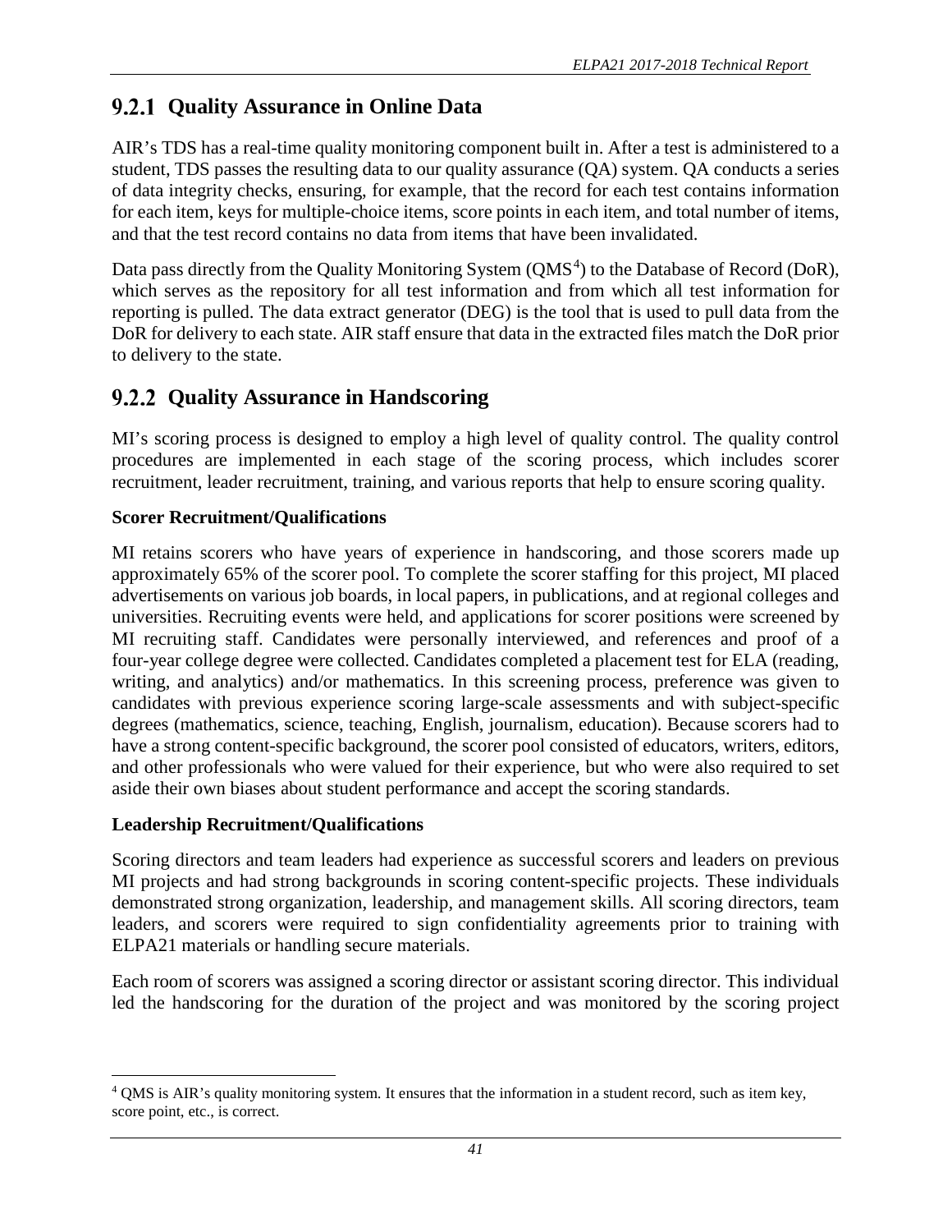### 9.2.1 Quality Assurance in Online Data

AIR's TDS has a real-time quality monitoring component built in. After a test is administered to a student, TDS passes the resulting data to our quality assurance (QA) system. QA conducts a series of data integrity checks, ensuring, for example, that the record for each test contains information for each item, keys for multiple-choice items, score points in each item, and total number of items, and that the test record contains no data from items that have been invalidated.

Data pass directly from the Quality Monitoring System (QMS[4]) to the Database of Record (DoR), which serves as the repository for all test information and from which all test information for reporting is pulled. The data extract generator (DEG) is the tool that is used to pull data from the DoR for delivery to each state. AIR staff ensure that data in the extracted files match the DoR prior to delivery to the state.

### 9.2.2 Quality Assurance in Handscoring

MI's scoring process is designed to employ a high level of quality control. The quality control procedures are implemented in each stage of the scoring process, which includes scorer recruitment, leader recruitment, training, and various reports that help to ensure scoring quality.

**Scorer Recruitment/Qualifications**

MI retains scorers who have years of experience in handscoring, and those scorers made up approximately 65% of the scorer pool. To complete the scorer staffing for this project, MI placed advertisements on various job boards, in local papers, in publications, and at regional colleges and universities. Recruiting events were held, and applications for scorer positions were screened by MI recruiting staff. Candidates were personally interviewed, and references and proof of a four-year college degree were collected. Candidates completed a placement test for ELA (reading, writing, and analytics) and/or mathematics. In this screening process, preference was given to candidates with previous experience scoring large-scale assessments and with subject-specific degrees (mathematics, science, teaching, English, journalism, education). Because scorers had to have a strong content-specific background, the scorer pool consisted of educators, writers, editors, and other professionals who were valued for their experience, but who were also required to set aside their own biases about student performance and accept the scoring standards.

**Leadership Recruitment/Qualifications**

Scoring directors and team leaders had experience as successful scorers and leaders on previous MI projects and had strong backgrounds in scoring content-specific projects. These individuals demonstrated strong organization, leadership, and management skills. All scoring directors, team leaders, and scorers were required to sign confidentiality agreements prior to training with ELPA21 materials or handling secure materials.

Each room of scorers was assigned a scoring director or assistant scoring director. This individual led the handscoring for the duration of the project and was monitored by the scoring project

---

[4] QMS is AIR's quality monitoring system. It ensures that the information in a student record, such as item key, score point, etc., is correct.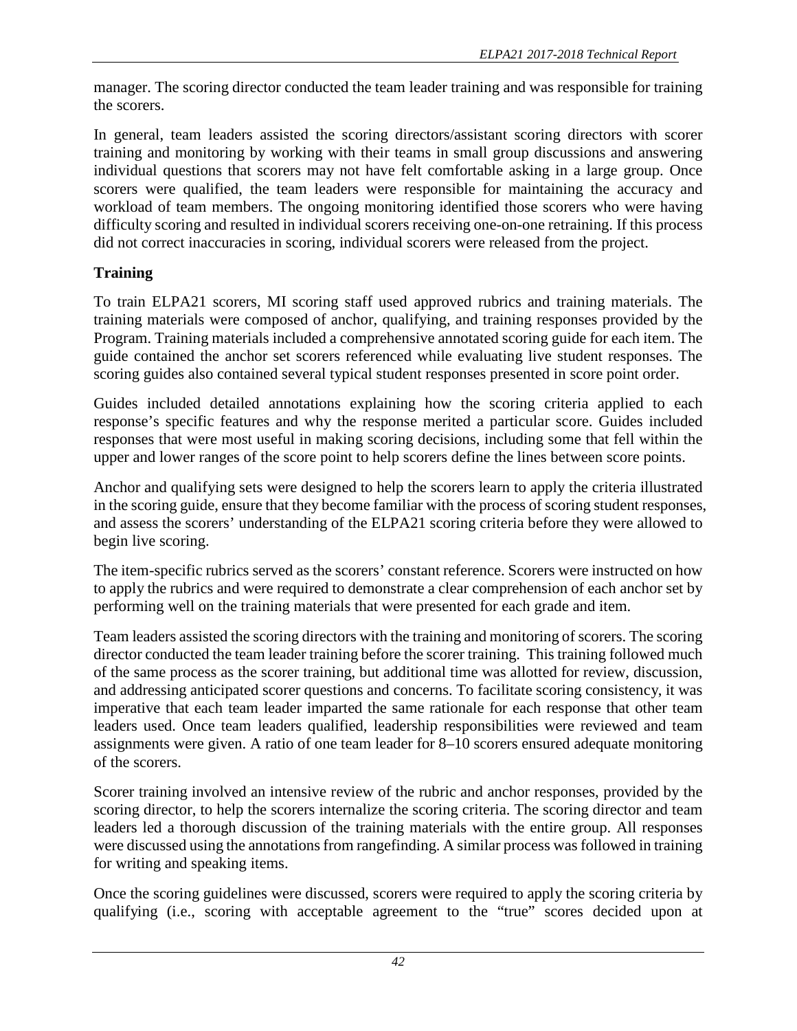manager. The scoring director conducted the team leader training and was responsible for training the scorers.

In general, team leaders assisted the scoring directors/assistant scoring directors with scorer training and monitoring by working with their teams in small group discussions and answering individual questions that scorers may not have felt comfortable asking in a large group. Once scorers were qualified, the team leaders were responsible for maintaining the accuracy and workload of team members. The ongoing monitoring identified those scorers who were having difficulty scoring and resulted in individual scorers receiving one-on-one retraining. If this process did not correct inaccuracies in scoring, individual scorers were released from the project.

### Training

To train ELPA21 scorers, MI scoring staff used approved rubrics and training materials. The training materials were composed of anchor, qualifying, and training responses provided by the Program. Training materials included a comprehensive annotated scoring guide for each item. The guide contained the anchor set scorers referenced while evaluating live student responses. The scoring guides also contained several typical student responses presented in score point order.

Guides included detailed annotations explaining how the scoring criteria applied to each response's specific features and why the response merited a particular score. Guides included responses that were most useful in making scoring decisions, including some that fell within the upper and lower ranges of the score point to help scorers define the lines between score points.

Anchor and qualifying sets were designed to help the scorers learn to apply the criteria illustrated in the scoring guide, ensure that they become familiar with the process of scoring student responses, and assess the scorers' understanding of the ELPA21 scoring criteria before they were allowed to begin live scoring.

The item-specific rubrics served as the scorers' constant reference. Scorers were instructed on how to apply the rubrics and were required to demonstrate a clear comprehension of each anchor set by performing well on the training materials that were presented for each grade and item.

Team leaders assisted the scoring directors with the training and monitoring of scorers. The scoring director conducted the team leader training before the scorer training. This training followed much of the same process as the scorer training, but additional time was allotted for review, discussion, and addressing anticipated scorer questions and concerns. To facilitate scoring consistency, it was imperative that each team leader imparted the same rationale for each response that other team leaders used. Once team leaders qualified, leadership responsibilities were reviewed and team assignments were given. A ratio of one team leader for 8–10 scorers ensured adequate monitoring of the scorers.

Scorer training involved an intensive review of the rubric and anchor responses, provided by the scoring director, to help the scorers internalize the scoring criteria. The scoring director and team leaders led a thorough discussion of the training materials with the entire group. All responses were discussed using the annotations from rangefinding. A similar process was followed in training for writing and speaking items.

Once the scoring guidelines were discussed, scorers were required to apply the scoring criteria by qualifying (i.e., scoring with acceptable agreement to the "true" scores decided upon at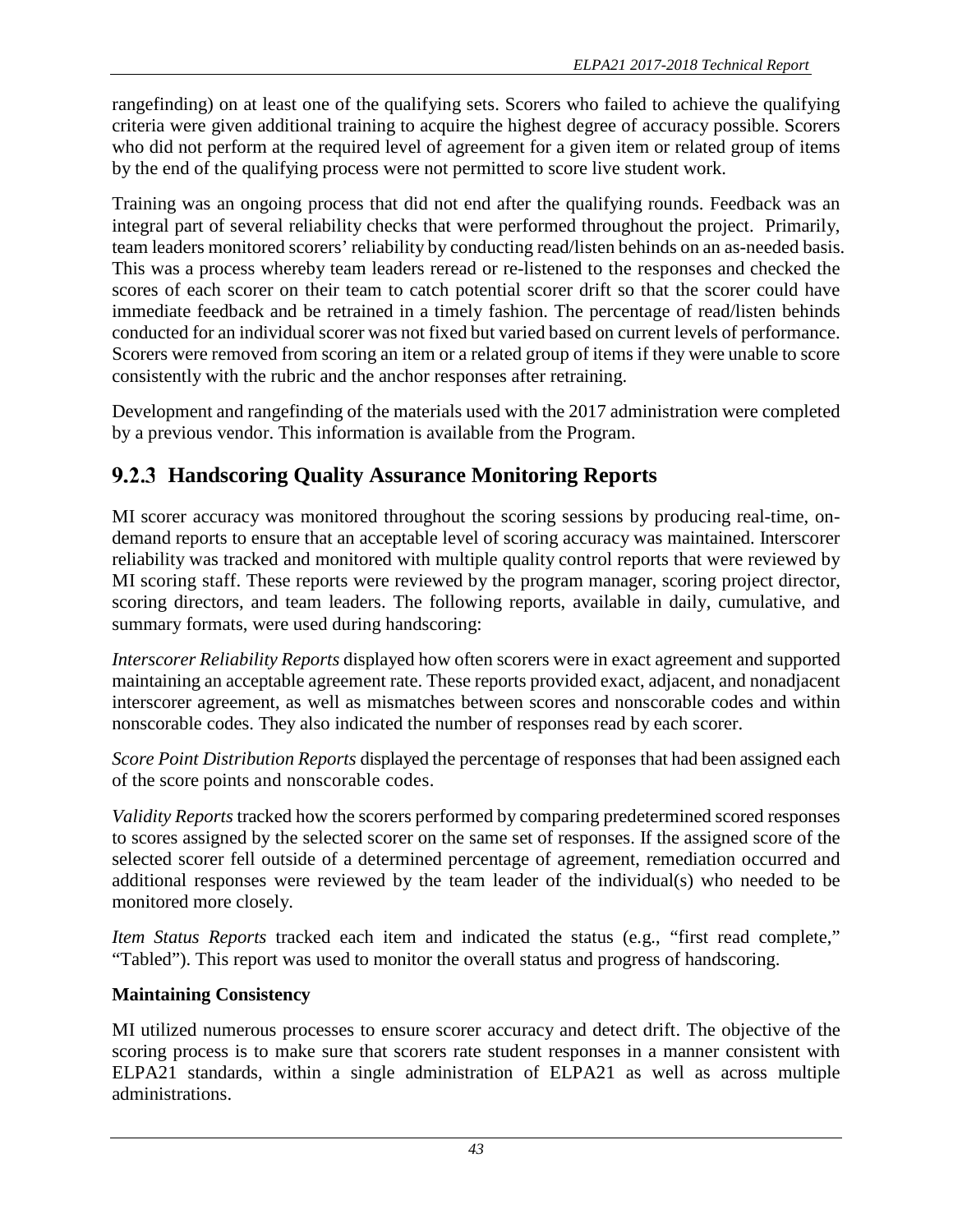rangefinding) on at least one of the qualifying sets. Scorers who failed to achieve the qualifying criteria were given additional training to acquire the highest degree of accuracy possible. Scorers who did not perform at the required level of agreement for a given item or related group of items by the end of the qualifying process were not permitted to score live student work.

Training was an ongoing process that did not end after the qualifying rounds. Feedback was an integral part of several reliability checks that were performed throughout the project. Primarily, team leaders monitored scorers' reliability by conducting read/listen behinds on an as-needed basis. This was a process whereby team leaders reread or re-listened to the responses and checked the scores of each scorer on their team to catch potential scorer drift so that the scorer could have immediate feedback and be retrained in a timely fashion. The percentage of read/listen behinds conducted for an individual scorer was not fixed but varied based on current levels of performance. Scorers were removed from scoring an item or a related group of items if they were unable to score consistently with the rubric and the anchor responses after retraining.

Development and rangefinding of the materials used with the 2017 administration were completed by a previous vendor. This information is available from the Program.

### 9.2.3 Handscoring Quality Assurance Monitoring Reports

MI scorer accuracy was monitored throughout the scoring sessions by producing real-time, on-demand reports to ensure that an acceptable level of scoring accuracy was maintained. Interscorer reliability was tracked and monitored with multiple quality control reports that were reviewed by MI scoring staff. These reports were reviewed by the program manager, scoring project director, scoring directors, and team leaders. The following reports, available in daily, cumulative, and summary formats, were used during handscoring:

*Interscorer Reliability Reports* displayed how often scorers were in exact agreement and supported maintaining an acceptable agreement rate. These reports provided exact, adjacent, and nonadjacent interscorer agreement, as well as mismatches between scores and nonscorable codes and within nonscorable codes. They also indicated the number of responses read by each scorer.

*Score Point Distribution Reports* displayed the percentage of responses that had been assigned each of the score points and nonscorable codes.

*Validity Reports* tracked how the scorers performed by comparing predetermined scored responses to scores assigned by the selected scorer on the same set of responses. If the assigned score of the selected scorer fell outside of a determined percentage of agreement, remediation occurred and additional responses were reviewed by the team leader of the individual(s) who needed to be monitored more closely.

*Item Status Reports* tracked each item and indicated the status (e.g., "first read complete," "Tabled"). This report was used to monitor the overall status and progress of handscoring.

**Maintaining Consistency**

MI utilized numerous processes to ensure scorer accuracy and detect drift. The objective of the scoring process is to make sure that scorers rate student responses in a manner consistent with ELPA21 standards, within a single administration of ELPA21 as well as across multiple administrations.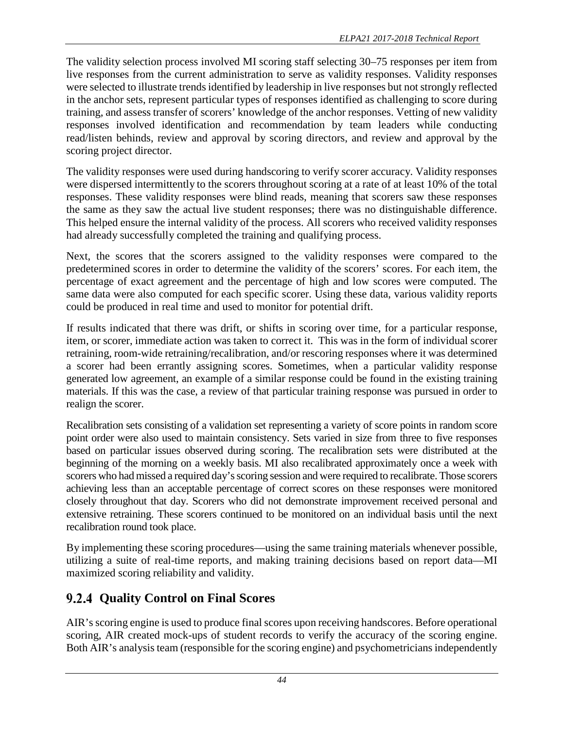The validity selection process involved MI scoring staff selecting 30–75 responses per item from live responses from the current administration to serve as validity responses. Validity responses were selected to illustrate trends identified by leadership in live responses but not strongly reflected in the anchor sets, represent particular types of responses identified as challenging to score during training, and assess transfer of scorers' knowledge of the anchor responses. Vetting of new validity responses involved identification and recommendation by team leaders while conducting read/listen behinds, review and approval by scoring directors, and review and approval by the scoring project director.

The validity responses were used during handscoring to verify scorer accuracy. Validity responses were dispersed intermittently to the scorers throughout scoring at a rate of at least 10% of the total responses. These validity responses were blind reads, meaning that scorers saw these responses the same as they saw the actual live student responses; there was no distinguishable difference. This helped ensure the internal validity of the process. All scorers who received validity responses had already successfully completed the training and qualifying process.

Next, the scores that the scorers assigned to the validity responses were compared to the predetermined scores in order to determine the validity of the scorers' scores. For each item, the percentage of exact agreement and the percentage of high and low scores were computed. The same data were also computed for each specific scorer. Using these data, various validity reports could be produced in real time and used to monitor for potential drift.

If results indicated that there was drift, or shifts in scoring over time, for a particular response, item, or scorer, immediate action was taken to correct it. This was in the form of individual scorer retraining, room-wide retraining/recalibration, and/or rescoring responses where it was determined a scorer had been errantly assigning scores. Sometimes, when a particular validity response generated low agreement, an example of a similar response could be found in the existing training materials. If this was the case, a review of that particular training response was pursued in order to realign the scorer.

Recalibration sets consisting of a validation set representing a variety of score points in random score point order were also used to maintain consistency. Sets varied in size from three to five responses based on particular issues observed during scoring. The recalibration sets were distributed at the beginning of the morning on a weekly basis. MI also recalibrated approximately once a week with scorers who had missed a required day's scoring session and were required to recalibrate. Those scorers achieving less than an acceptable percentage of correct scores on these responses were monitored closely throughout that day. Scorers who did not demonstrate improvement received personal and extensive retraining. These scorers continued to be monitored on an individual basis until the next recalibration round took place.

By implementing these scoring procedures—using the same training materials whenever possible, utilizing a suite of real-time reports, and making training decisions based on report data—MI maximized scoring reliability and validity.

### 9.2.4 Quality Control on Final Scores

AIR's scoring engine is used to produce final scores upon receiving handscores. Before operational scoring, AIR created mock-ups of student records to verify the accuracy of the scoring engine. Both AIR's analysis team (responsible for the scoring engine) and psychometricians independently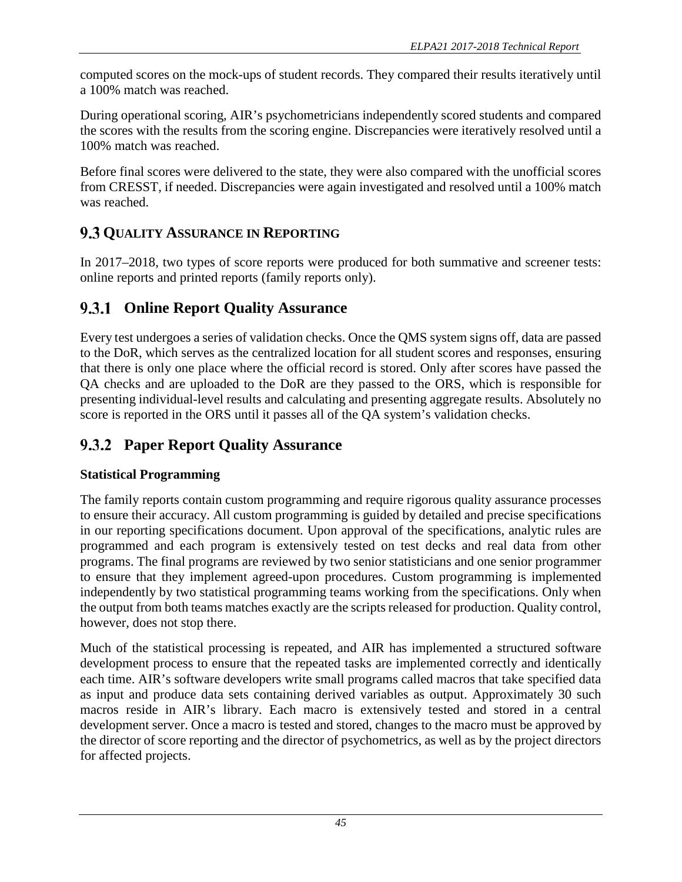computed scores on the mock-ups of student records. They compared their results iteratively until a 100% match was reached.

During operational scoring, AIR's psychometricians independently scored students and compared the scores with the results from the scoring engine. Discrepancies were iteratively resolved until a 100% match was reached.

Before final scores were delivered to the state, they were also compared with the unofficial scores from CRESST, if needed. Discrepancies were again investigated and resolved until a 100% match was reached.

## 9.3 Quality Assurance in Reporting

In 2017–2018, two types of score reports were produced for both summative and screener tests: online reports and printed reports (family reports only).

### 9.3.1 Online Report Quality Assurance

Every test undergoes a series of validation checks. Once the QMS system signs off, data are passed to the DoR, which serves as the centralized location for all student scores and responses, ensuring that there is only one place where the official record is stored. Only after scores have passed the QA checks and are uploaded to the DoR are they passed to the ORS, which is responsible for presenting individual-level results and calculating and presenting aggregate results. Absolutely no score is reported in the ORS until it passes all of the QA system's validation checks.

### 9.3.2 Paper Report Quality Assurance

**Statistical Programming**

The family reports contain custom programming and require rigorous quality assurance processes to ensure their accuracy. All custom programming is guided by detailed and precise specifications in our reporting specifications document. Upon approval of the specifications, analytic rules are programmed and each program is extensively tested on test decks and real data from other programs. The final programs are reviewed by two senior statisticians and one senior programmer to ensure that they implement agreed-upon procedures. Custom programming is implemented independently by two statistical programming teams working from the specifications. Only when the output from both teams matches exactly are the scripts released for production. Quality control, however, does not stop there.

Much of the statistical processing is repeated, and AIR has implemented a structured software development process to ensure that the repeated tasks are implemented correctly and identically each time. AIR's software developers write small programs called macros that take specified data as input and produce data sets containing derived variables as output. Approximately 30 such macros reside in AIR's library. Each macro is extensively tested and stored in a central development server. Once a macro is tested and stored, changes to the macro must be approved by the director of score reporting and the director of psychometrics, as well as by the project directors for affected projects.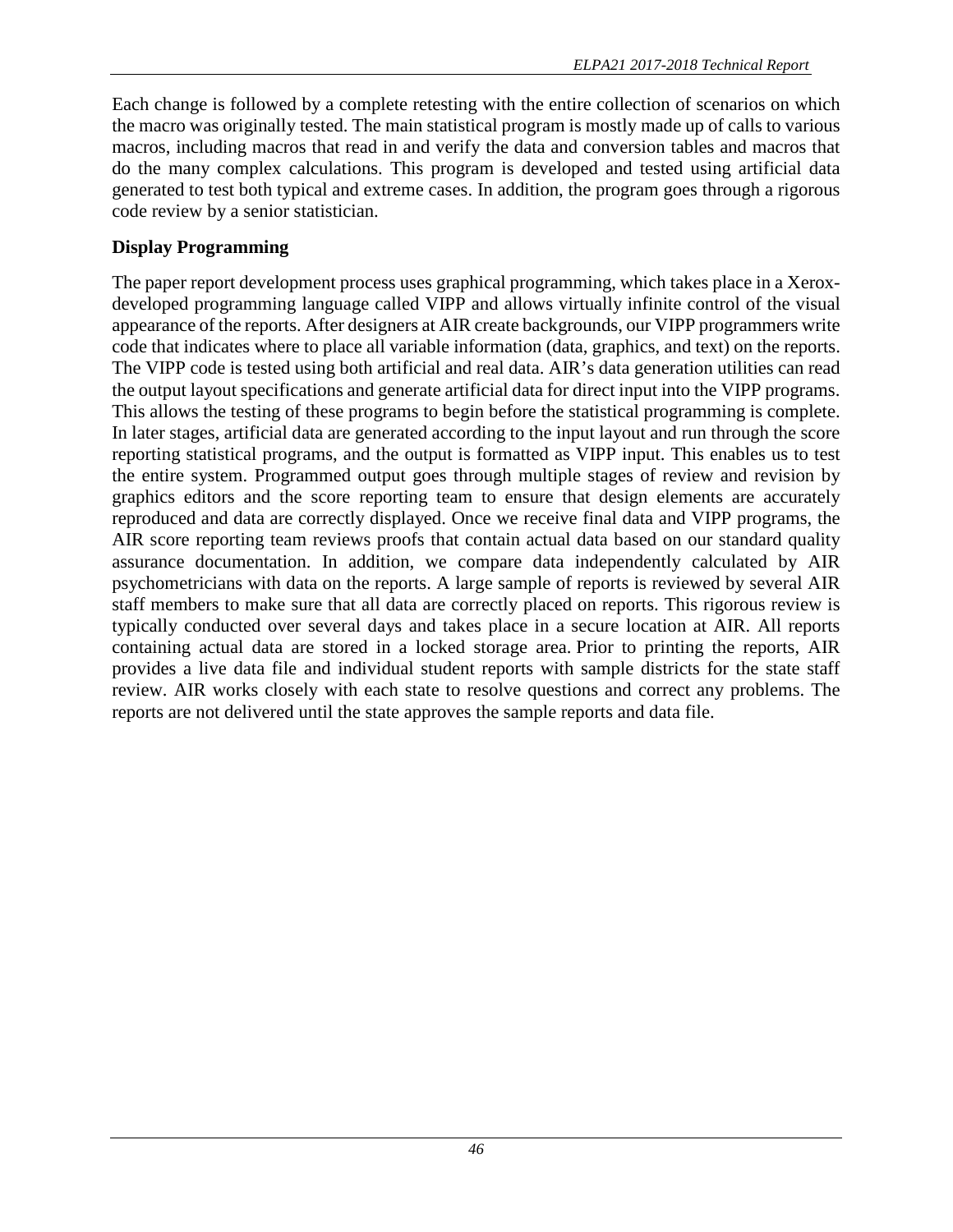Each change is followed by a complete retesting with the entire collection of scenarios on which the macro was originally tested. The main statistical program is mostly made up of calls to various macros, including macros that read in and verify the data and conversion tables and macros that do the many complex calculations. This program is developed and tested using artificial data generated to test both typical and extreme cases. In addition, the program goes through a rigorous code review by a senior statistician.

**Display Programming**

The paper report development process uses graphical programming, which takes place in a Xerox-developed programming language called VIPP and allows virtually infinite control of the visual appearance of the reports. After designers at AIR create backgrounds, our VIPP programmers write code that indicates where to place all variable information (data, graphics, and text) on the reports. The VIPP code is tested using both artificial and real data. AIR's data generation utilities can read the output layout specifications and generate artificial data for direct input into the VIPP programs. This allows the testing of these programs to begin before the statistical programming is complete. In later stages, artificial data are generated according to the input layout and run through the score reporting statistical programs, and the output is formatted as VIPP input. This enables us to test the entire system. Programmed output goes through multiple stages of review and revision by graphics editors and the score reporting team to ensure that design elements are accurately reproduced and data are correctly displayed. Once we receive final data and VIPP programs, the AIR score reporting team reviews proofs that contain actual data based on our standard quality assurance documentation. In addition, we compare data independently calculated by AIR psychometricians with data on the reports. A large sample of reports is reviewed by several AIR staff members to make sure that all data are correctly placed on reports. This rigorous review is typically conducted over several days and takes place in a secure location at AIR. All reports containing actual data are stored in a locked storage area. Prior to printing the reports, AIR provides a live data file and individual student reports with sample districts for the state staff review. AIR works closely with each state to resolve questions and correct any problems. The reports are not delivered until the state approves the sample reports and data file.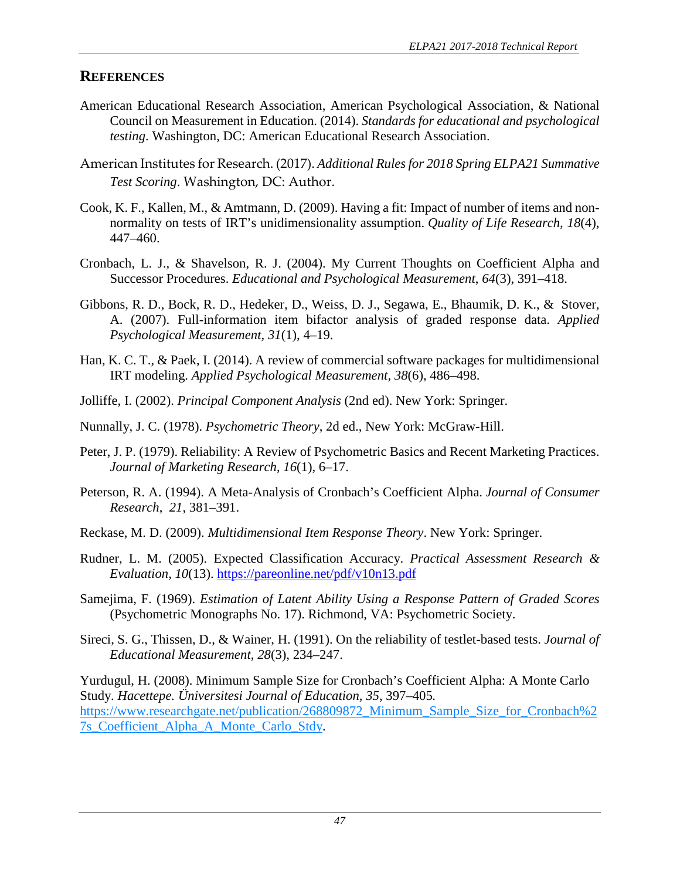## References

American Educational Research Association, American Psychological Association, & National Council on Measurement in Education. (2014). *Standards for educational and psychological testing*. Washington, DC: American Educational Research Association.

American Institutes for Research. (2017). *Additional Rules for 2018 Spring ELPA21 Summative Test Scoring*. Washington, DC: Author.

Cook, K. F., Kallen, M., & Amtmann, D. (2009). Having a fit: Impact of number of items and non-normality on tests of IRT's unidimensionality assumption. *Quality of Life Research*, *18*(4), 447–460.

Cronbach, L. J., & Shavelson, R. J. (2004). My Current Thoughts on Coefficient Alpha and Successor Procedures. *Educational and Psychological Measurement*, *64*(3), 391–418.

Gibbons, R. D., Bock, R. D., Hedeker, D., Weiss, D. J., Segawa, E., Bhaumik, D. K., & Stover, A. (2007). Full-information item bifactor analysis of graded response data. *Applied Psychological Measurement, 31*(1), 4–19.

Han, K. C. T., & Paek, I. (2014). A review of commercial software packages for multidimensional IRT modeling. *Applied Psychological Measurement*, *38*(6), 486–498.

Jolliffe, I. (2002). *Principal Component Analysis* (2nd ed). New York: Springer.

Nunnally, J. C. (1978). *Psychometric Theory*, 2d ed., New York: McGraw-Hill.

Peter, J. P. (1979). Reliability: A Review of Psychometric Basics and Recent Marketing Practices. *Journal of Marketing Research*, *16*(1), 6–17.

Peterson, R. A. (1994). A Meta-Analysis of Cronbach's Coefficient Alpha. *Journal of Consumer Research*, *21*, 381–391.

Reckase, M. D. (2009). *Multidimensional Item Response Theory*. New York: Springer.

Rudner, L. M. (2005). Expected Classification Accuracy. *Practical Assessment Research & Evaluation, 10*(13). https://pareonline.net/pdf/v10n13.pdf

Samejima, F. (1969). *Estimation of Latent Ability Using a Response Pattern of Graded Scores* (Psychometric Monographs No. 17). Richmond, VA: Psychometric Society.

Sireci, S. G., Thissen, D., & Wainer, H. (1991). On the reliability of testlet-based tests. *Journal of Educational Measurement*, *28*(3), 234–247.

Yurdugul, H. (2008). Minimum Sample Size for Cronbach's Coefficient Alpha: A Monte Carlo Study. *Hacettepe. Üniversitesi Journal of Education*, *35*, 397–405. https://www.researchgate.net/publication/268809872_Minimum_Sample_Size_for_Cronbach%27s_Coefficient_Alpha_A_Monte_Carlo_Stdy.